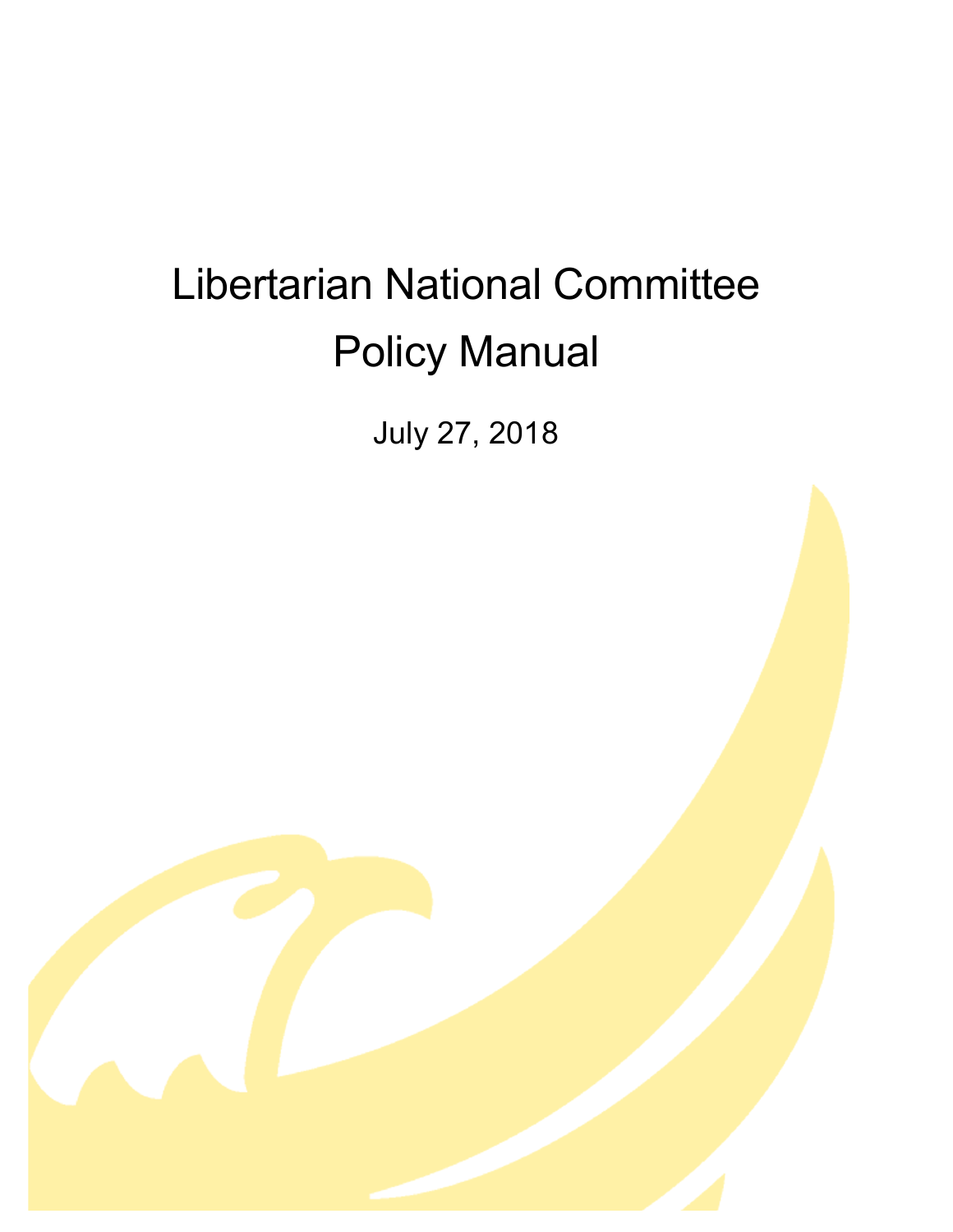# Libertarian National Committee Policy Manual

July 27, 2018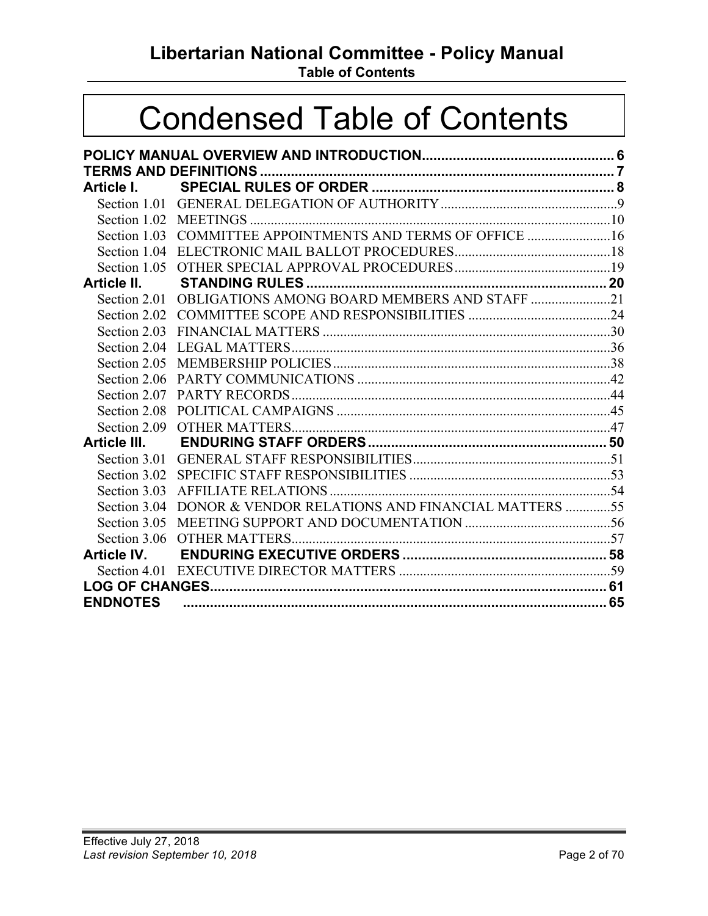# Condensed Table of Contents

**POLICY MANUAL OVERVIEW AND INTRODUCTION** .......... 6
**TERMS AND DEFINITIONS** .......... 7
**Article I. SPECIAL RULES OF ORDER** .......... 8
- Section 1.01 GENERAL DELEGATION OF AUTHORITY .......... 9
- Section 1.02 MEETINGS .......... 10
- Section 1.03 COMMITTEE APPOINTMENTS AND TERMS OF OFFICE .......... 16
- Section 1.04 ELECTRONIC MAIL BALLOT PROCEDURES .......... 18
- Section 1.05 OTHER SPECIAL APPROVAL PROCEDURES .......... 19

**Article II. STANDING RULES** .......... 20
- Section 2.01 OBLIGATIONS AMONG BOARD MEMBERS AND STAFF .......... 21
- Section 2.02 COMMITTEE SCOPE AND RESPONSIBILITIES .......... 24
- Section 2.03 FINANCIAL MATTERS .......... 30
- Section 2.04 LEGAL MATTERS .......... 36
- Section 2.05 MEMBERSHIP POLICIES .......... 38
- Section 2.06 PARTY COMMUNICATIONS .......... 42
- Section 2.07 PARTY RECORDS .......... 44
- Section 2.08 POLITICAL CAMPAIGNS .......... 45
- Section 2.09 OTHER MATTERS .......... 47

**Article III. ENDURING STAFF ORDERS** .......... 50
- Section 3.01 GENERAL STAFF RESPONSIBILITIES .......... 51
- Section 3.02 SPECIFIC STAFF RESPONSIBILITIES .......... 53
- Section 3.03 AFFILIATE RELATIONS .......... 54
- Section 3.04 DONOR & VENDOR RELATIONS AND FINANCIAL MATTERS .......... 55
- Section 3.05 MEETING SUPPORT AND DOCUMENTATION .......... 56
- Section 3.06 OTHER MATTERS .......... 57

**Article IV. ENDURING EXECUTIVE ORDERS** .......... 58
- Section 4.01 EXECUTIVE DIRECTOR MATTERS .......... 59

**LOG OF CHANGES** .......... 61
**ENDNOTES** .......... 65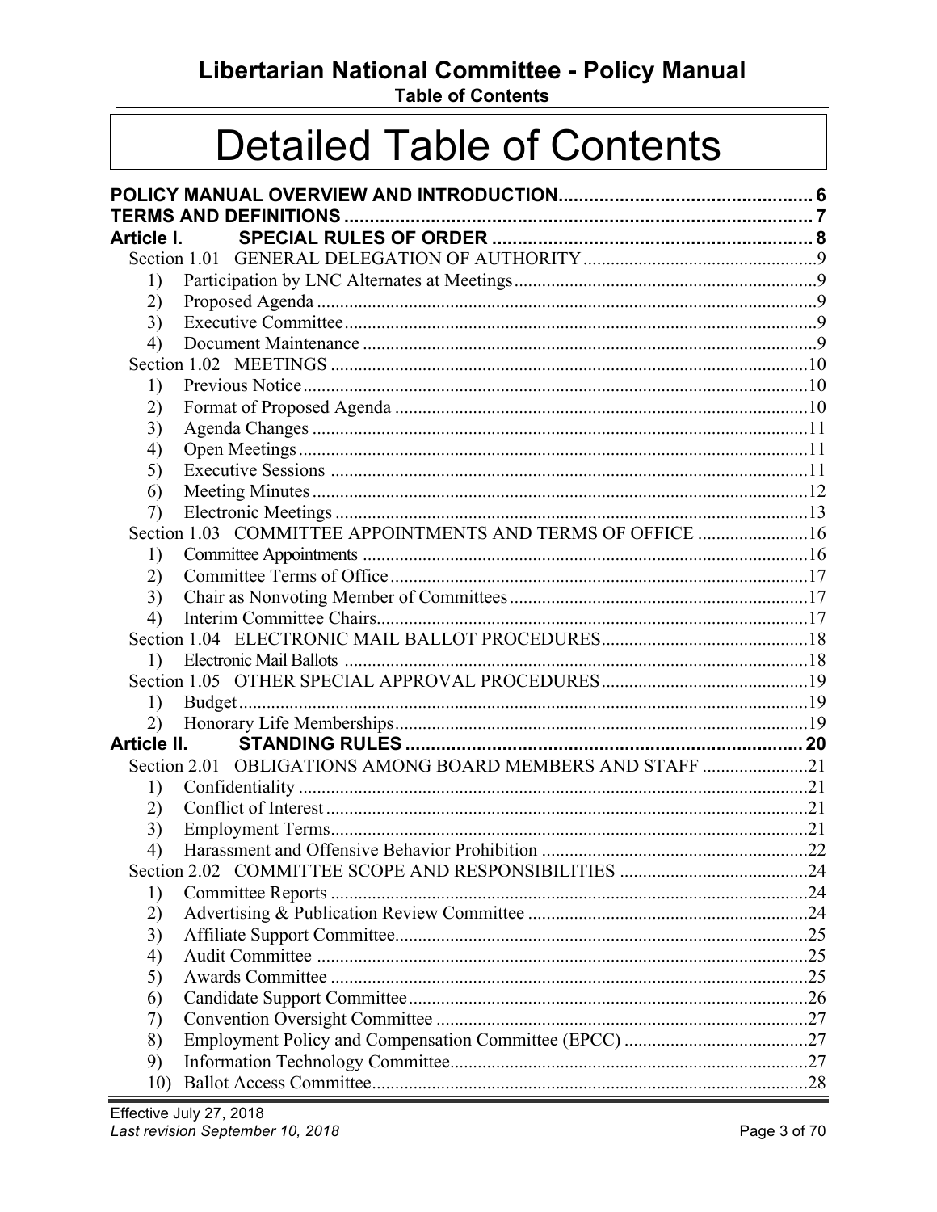# Detailed Table of Contents

**POLICY MANUAL OVERVIEW AND INTRODUCTION** .................................................. 6
**TERMS AND DEFINITIONS** ............................................................................................ 7
**Article I. SPECIAL RULES OF ORDER** ............................................................... 8

- Section 1.01 GENERAL DELEGATION OF AUTHORITY ..................................................9
  - 1) Participation by LNC Alternates at Meetings.................................................................9
  - 2) Proposed Agenda ............................................................................................................9
  - 3) Executive Committee.......................................................................................................9
  - 4) Document Maintenance ...................................................................................................9
- Section 1.02 MEETINGS .......................................................................................................10
  - 1) Previous Notice..............................................................................................................10
  - 2) Format of Proposed Agenda ..........................................................................................10
  - 3) Agenda Changes ............................................................................................................11
  - 4) Open Meetings...............................................................................................................11
  - 5) Executive Sessions ........................................................................................................11
  - 6) Meeting Minutes............................................................................................................12
  - 7) Electronic Meetings .......................................................................................................13
- Section 1.03 COMMITTEE APPOINTMENTS AND TERMS OF OFFICE ........................16
  - 1) Committee Appointments ................................................................................................16
  - 2) Committee Terms of Office...........................................................................................17
  - 3) Chair as Nonvoting Member of Committees.................................................................17
  - 4) Interim Committee Chairs..............................................................................................17
- Section 1.04 ELECTRONIC MAIL BALLOT PROCEDURES.............................................18
  - 1) Electronic Mail Ballots ....................................................................................................18
- Section 1.05 OTHER SPECIAL APPROVAL PROCEDURES.............................................19
  - 1) Budget............................................................................................................................19
  - 2) Honorary Life Memberships..........................................................................................19

**Article II. STANDING RULES** .............................................................................. 20

- Section 2.01 OBLIGATIONS AMONG BOARD MEMBERS AND STAFF .......................21
  - 1) Confidentiality ...............................................................................................................21
  - 2) Conflict of Interest .........................................................................................................21
  - 3) Employment Terms........................................................................................................21
  - 4) Harassment and Offensive Behavior Prohibition ..........................................................22
- Section 2.02 COMMITTEE SCOPE AND RESPONSIBILITIES .........................................24
  - 1) Committee Reports .......................................................................................................24
  - 2) Advertising & Publication Review Committee ............................................................24
  - 3) Affiliate Support Committee..........................................................................................25
  - 4) Audit Committee ...........................................................................................................25
  - 5) Awards Committee ........................................................................................................25
  - 6) Candidate Support Committee.......................................................................................26
  - 7) Convention Oversight Committee .................................................................................27
  - 8) Employment Policy and Compensation Committee (EPCC) ........................................27
  - 9) Information Technology Committee..............................................................................27
  - 10) Ballot Access Committee..............................................................................................28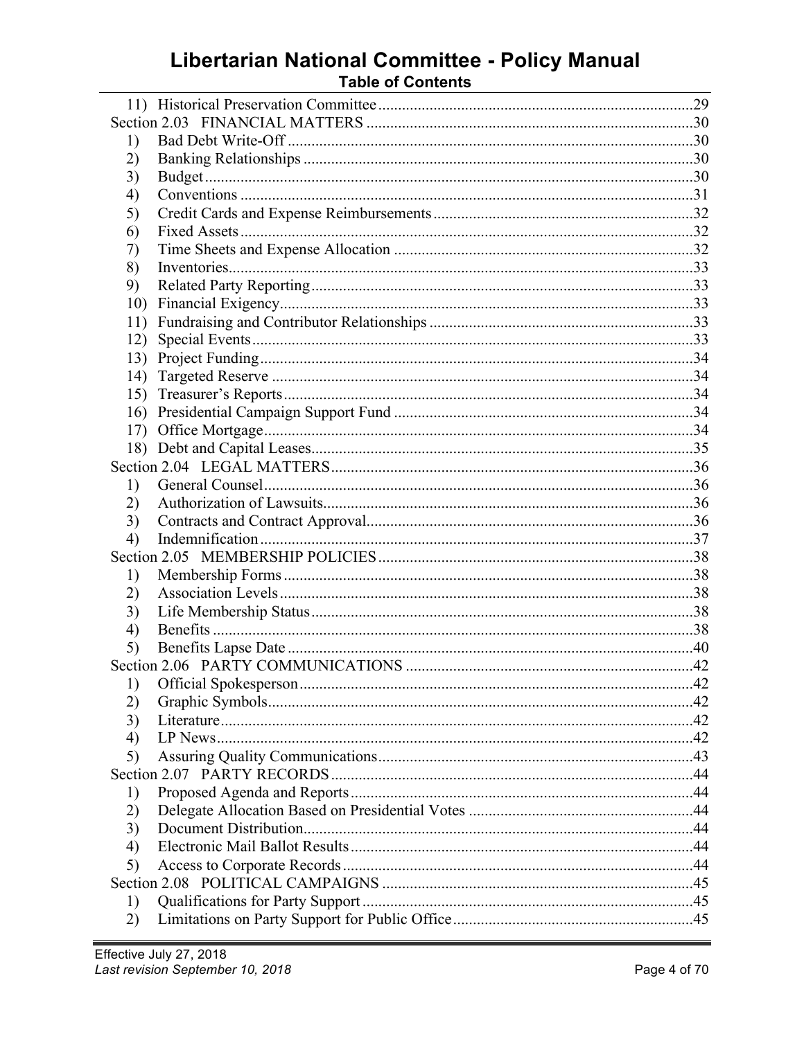# Libertarian National Committee - Policy Manual

## Table of Contents

11) Historical Preservation Committee ............................................................................29

Section 2.03 FINANCIAL MATTERS ...................................................................................30

1) Bad Debt Write-Off ....................................................................................................30
2) Banking Relationships ...............................................................................................30
3) Budget ........................................................................................................................30
4) Conventions ...............................................................................................................31
5) Credit Cards and Expense Reimbursements ...............................................................32
6) Fixed Assets ...............................................................................................................32
7) Time Sheets and Expense Allocation .........................................................................32
8) Inventories..................................................................................................................33
9) Related Party Reporting .............................................................................................33
10) Financial Exigency.....................................................................................................33
11) Fundraising and Contributor Relationships ................................................................33
12) Special Events ............................................................................................................33
13) Project Funding ..........................................................................................................34
14) Targeted Reserve ........................................................................................................34
15) Treasurer's Reports .....................................................................................................34
16) Presidential Campaign Support Fund .........................................................................34
17) Office Mortgage..........................................................................................................34
18) Debt and Capital Leases.............................................................................................35

Section 2.04 LEGAL MATTERS .........................................................................................36

1) General Counsel .........................................................................................................36
2) Authorization of Lawsuits..........................................................................................36
3) Contracts and Contract Approval................................................................................36
4) Indemnification ..........................................................................................................37

Section 2.05 MEMBERSHIP POLICIES ..............................................................................38

1) Membership Forms ....................................................................................................38
2) Association Levels .....................................................................................................38
3) Life Membership Status .............................................................................................38
4) Benefits ......................................................................................................................38
5) Benefits Lapse Date ...................................................................................................40

Section 2.06 PARTY COMMUNICATIONS ........................................................................42

1) Official Spokesperson ................................................................................................42
2) Graphic Symbols.........................................................................................................42
3) Literature....................................................................................................................42
4) LP News.....................................................................................................................42
5) Assuring Quality Communications.............................................................................43

Section 2.07 PARTY RECORDS ..........................................................................................44

1) Proposed Agenda and Reports ....................................................................................44
2) Delegate Allocation Based on Presidential Votes .......................................................44
3) Document Distribution................................................................................................44
4) Electronic Mail Ballot Results ....................................................................................44
5) Access to Corporate Records ......................................................................................44

Section 2.08 POLITICAL CAMPAIGNS ..............................................................................45

1) Qualifications for Party Support .................................................................................45
2) Limitations on Party Support for Public Office ...........................................................45

Effective July 27, 2018
*Last revision September 10, 2018*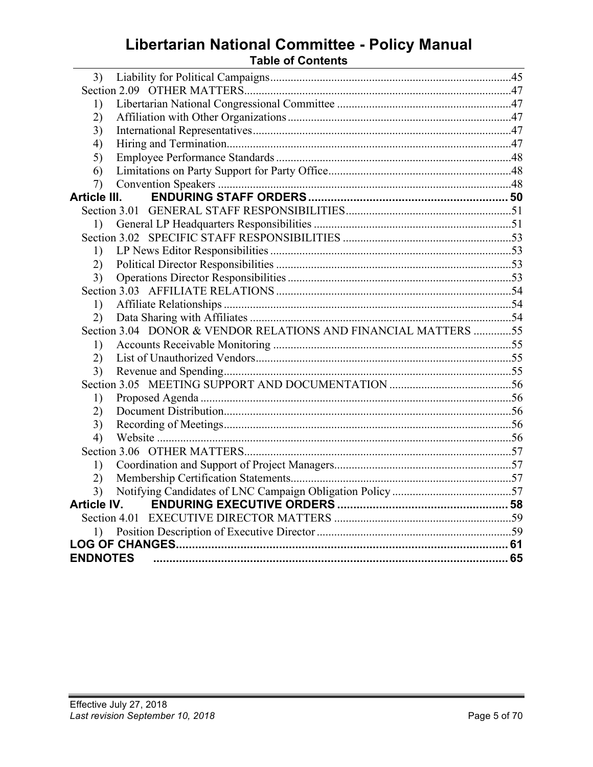- 3) Liability for Political Campaigns .....45
- Section 2.09 OTHER MATTERS .....47
  - 1) Libertarian National Congressional Committee .....47
  - 2) Affiliation with Other Organizations .....47
  - 3) International Representatives .....47
  - 4) Hiring and Termination .....47
  - 5) Employee Performance Standards .....48
  - 6) Limitations on Party Support for Party Office .....48
  - 7) Convention Speakers .....48

**Article III. ENDURING STAFF ORDERS ..... 50**

- Section 3.01 GENERAL STAFF RESPONSIBILITIES .....51
  - 1) General LP Headquarters Responsibilities .....51
- Section 3.02 SPECIFIC STAFF RESPONSIBILITIES .....53
  - 1) LP News Editor Responsibilities .....53
  - 2) Political Director Responsibilities .....53
  - 3) Operations Director Responsibilities .....53
- Section 3.03 AFFILIATE RELATIONS .....54
  - 1) Affiliate Relationships .....54
  - 2) Data Sharing with Affiliates .....54
- Section 3.04 DONOR & VENDOR RELATIONS AND FINANCIAL MATTERS .....55
  - 1) Accounts Receivable Monitoring .....55
  - 2) List of Unauthorized Vendors .....55
  - 3) Revenue and Spending .....55
- Section 3.05 MEETING SUPPORT AND DOCUMENTATION .....56
  - 1) Proposed Agenda .....56
  - 2) Document Distribution .....56
  - 3) Recording of Meetings .....56
  - 4) Website .....56
- Section 3.06 OTHER MATTERS .....57
  - 1) Coordination and Support of Project Managers .....57
  - 2) Membership Certification Statements .....57
  - 3) Notifying Candidates of LNC Campaign Obligation Policy .....57

**Article IV. ENDURING EXECUTIVE ORDERS ..... 58**

- Section 4.01 EXECUTIVE DIRECTOR MATTERS .....59
  - 1) Position Description of Executive Director .....59

**LOG OF CHANGES ..... 61**

**ENDNOTES ..... 65**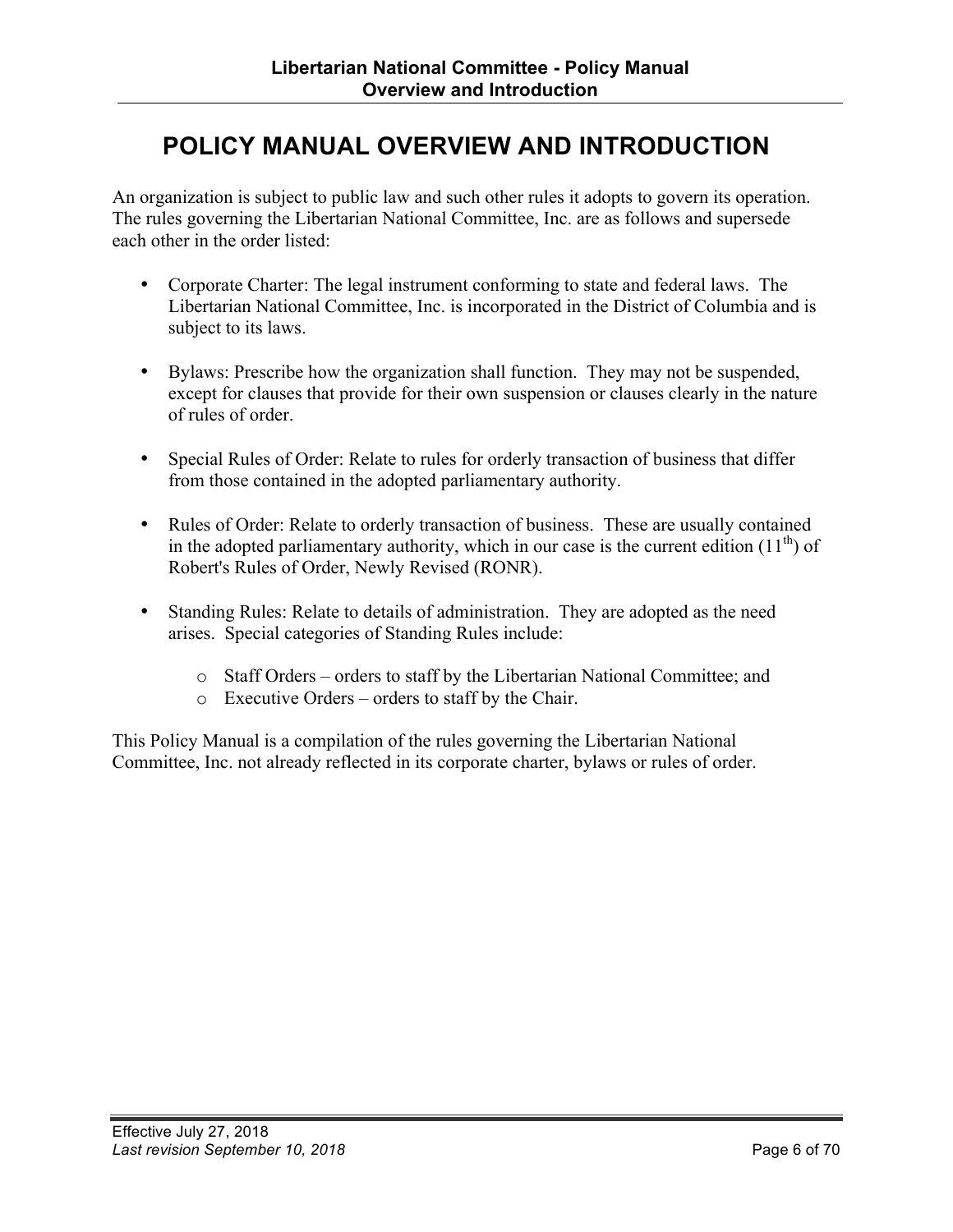# POLICY MANUAL OVERVIEW AND INTRODUCTION

An organization is subject to public law and such other rules it adopts to govern its operation. The rules governing the Libertarian National Committee, Inc. are as follows and supersede each other in the order listed:

- Corporate Charter: The legal instrument conforming to state and federal laws. The Libertarian National Committee, Inc. is incorporated in the District of Columbia and is subject to its laws.

- Bylaws: Prescribe how the organization shall function. They may not be suspended, except for clauses that provide for their own suspension or clauses clearly in the nature of rules of order.

- Special Rules of Order: Relate to rules for orderly transaction of business that differ from those contained in the adopted parliamentary authority.

- Rules of Order: Relate to orderly transaction of business. These are usually contained in the adopted parliamentary authority, which in our case is the current edition (11th) of Robert's Rules of Order, Newly Revised (RONR).

- Standing Rules: Relate to details of administration. They are adopted as the need arises. Special categories of Standing Rules include:
  - Staff Orders – orders to staff by the Libertarian National Committee; and
  - Executive Orders – orders to staff by the Chair.

This Policy Manual is a compilation of the rules governing the Libertarian National Committee, Inc. not already reflected in its corporate charter, bylaws or rules of order.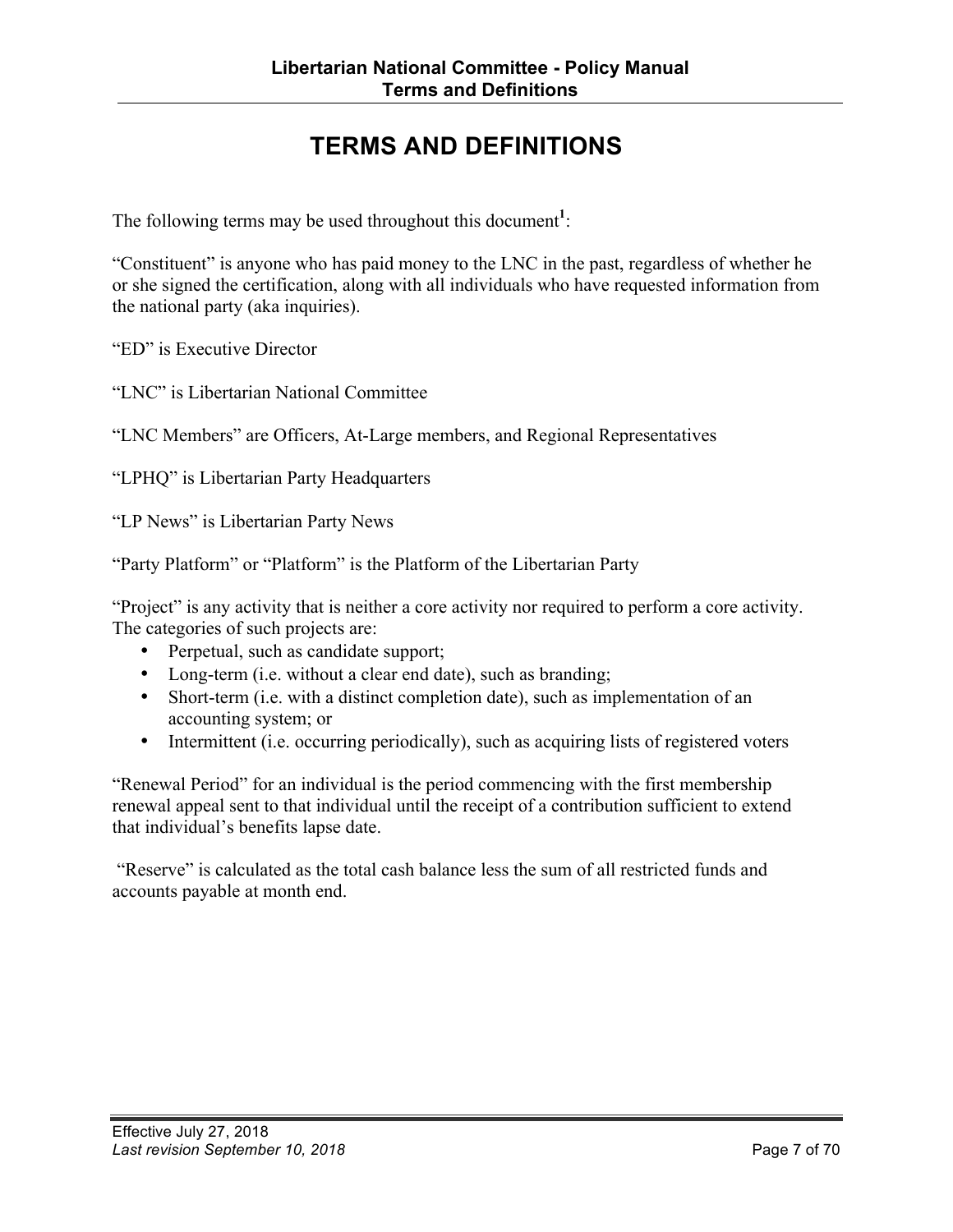# TERMS AND DEFINITIONS

The following terms may be used throughout this document[1]:

"Constituent" is anyone who has paid money to the LNC in the past, regardless of whether he or she signed the certification, along with all individuals who have requested information from the national party (aka inquiries).

"ED" is Executive Director

"LNC" is Libertarian National Committee

"LNC Members" are Officers, At-Large members, and Regional Representatives

"LPHQ" is Libertarian Party Headquarters

"LP News" is Libertarian Party News

"Party Platform" or "Platform" is the Platform of the Libertarian Party

"Project" is any activity that is neither a core activity nor required to perform a core activity. The categories of such projects are:

- Perpetual, such as candidate support;
- Long-term (i.e. without a clear end date), such as branding;
- Short-term (i.e. with a distinct completion date), such as implementation of an accounting system; or
- Intermittent (i.e. occurring periodically), such as acquiring lists of registered voters

"Renewal Period" for an individual is the period commencing with the first membership renewal appeal sent to that individual until the receipt of a contribution sufficient to extend that individual's benefits lapse date.

"Reserve" is calculated as the total cash balance less the sum of all restricted funds and accounts payable at month end.

Effective July 27, 2018
*Last revision September 10, 2018*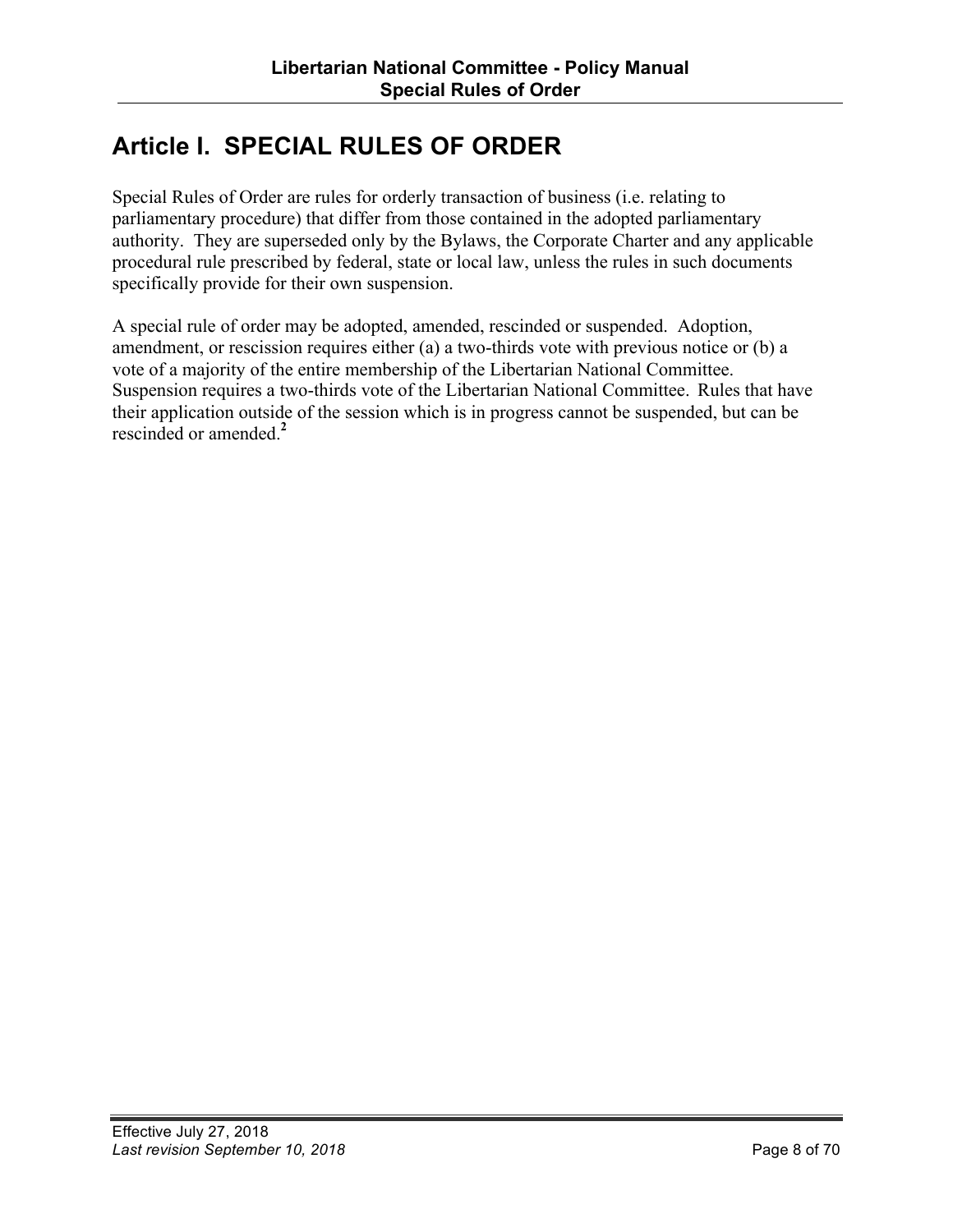# Article I. SPECIAL RULES OF ORDER

Special Rules of Order are rules for orderly transaction of business (i.e. relating to parliamentary procedure) that differ from those contained in the adopted parliamentary authority. They are superseded only by the Bylaws, the Corporate Charter and any applicable procedural rule prescribed by federal, state or local law, unless the rules in such documents specifically provide for their own suspension.

A special rule of order may be adopted, amended, rescinded or suspended. Adoption, amendment, or rescission requires either (a) a two-thirds vote with previous notice or (b) a vote of a majority of the entire membership of the Libertarian National Committee. Suspension requires a two-thirds vote of the Libertarian National Committee. Rules that have their application outside of the session which is in progress cannot be suspended, but can be rescinded or amended.[2]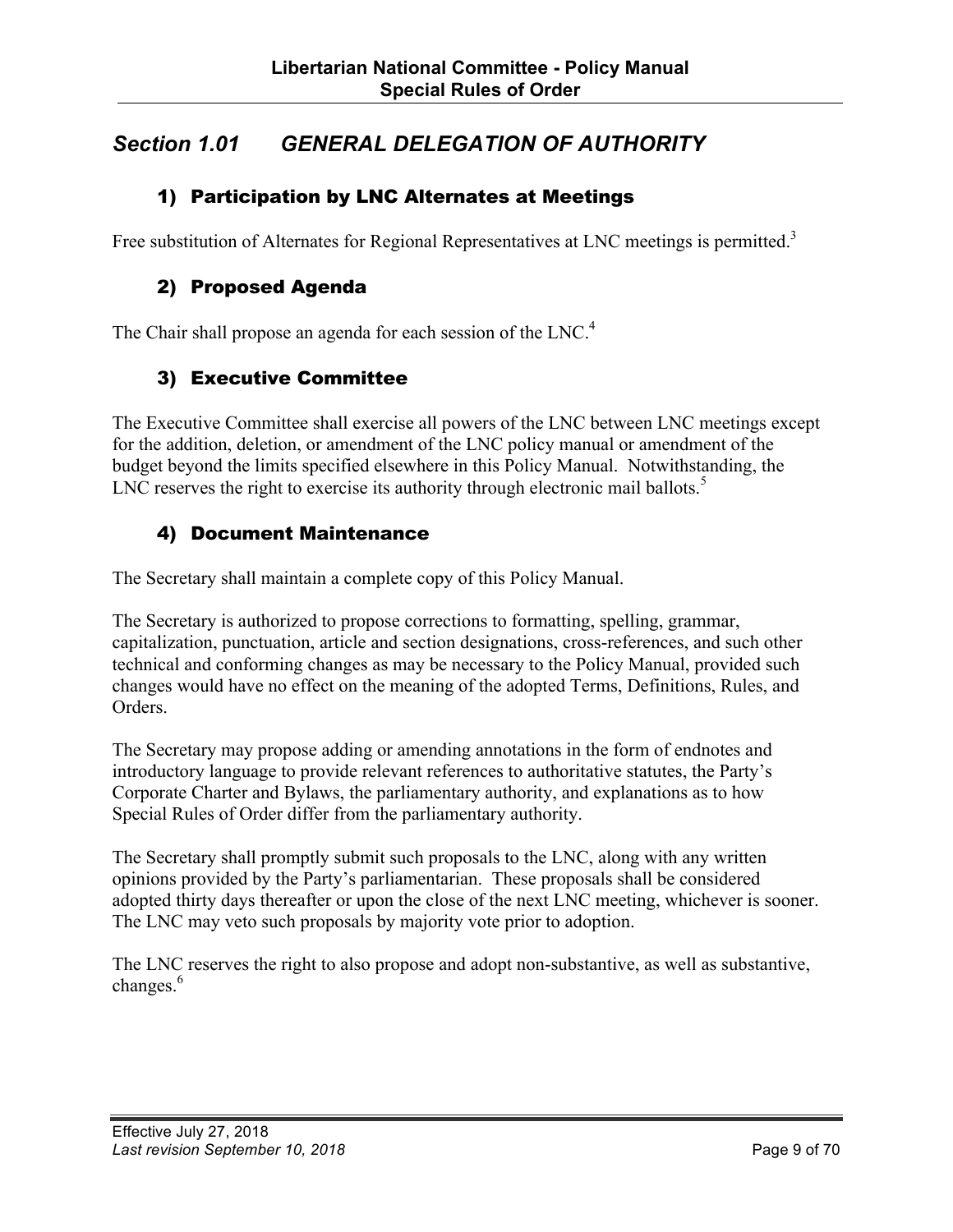## *Section 1.01 GENERAL DELEGATION OF AUTHORITY*

### 1) Participation by LNC Alternates at Meetings

Free substitution of Alternates for Regional Representatives at LNC meetings is permitted.[3]

### 2) Proposed Agenda

The Chair shall propose an agenda for each session of the LNC.[4]

### 3) Executive Committee

The Executive Committee shall exercise all powers of the LNC between LNC meetings except for the addition, deletion, or amendment of the LNC policy manual or amendment of the budget beyond the limits specified elsewhere in this Policy Manual. Notwithstanding, the LNC reserves the right to exercise its authority through electronic mail ballots.[5]

### 4) Document Maintenance

The Secretary shall maintain a complete copy of this Policy Manual.

The Secretary is authorized to propose corrections to formatting, spelling, grammar, capitalization, punctuation, article and section designations, cross-references, and such other technical and conforming changes as may be necessary to the Policy Manual, provided such changes would have no effect on the meaning of the adopted Terms, Definitions, Rules, and Orders.

The Secretary may propose adding or amending annotations in the form of endnotes and introductory language to provide relevant references to authoritative statutes, the Party's Corporate Charter and Bylaws, the parliamentary authority, and explanations as to how Special Rules of Order differ from the parliamentary authority.

The Secretary shall promptly submit such proposals to the LNC, along with any written opinions provided by the Party's parliamentarian. These proposals shall be considered adopted thirty days thereafter or upon the close of the next LNC meeting, whichever is sooner. The LNC may veto such proposals by majority vote prior to adoption.

The LNC reserves the right to also propose and adopt non-substantive, as well as substantive, changes.[6]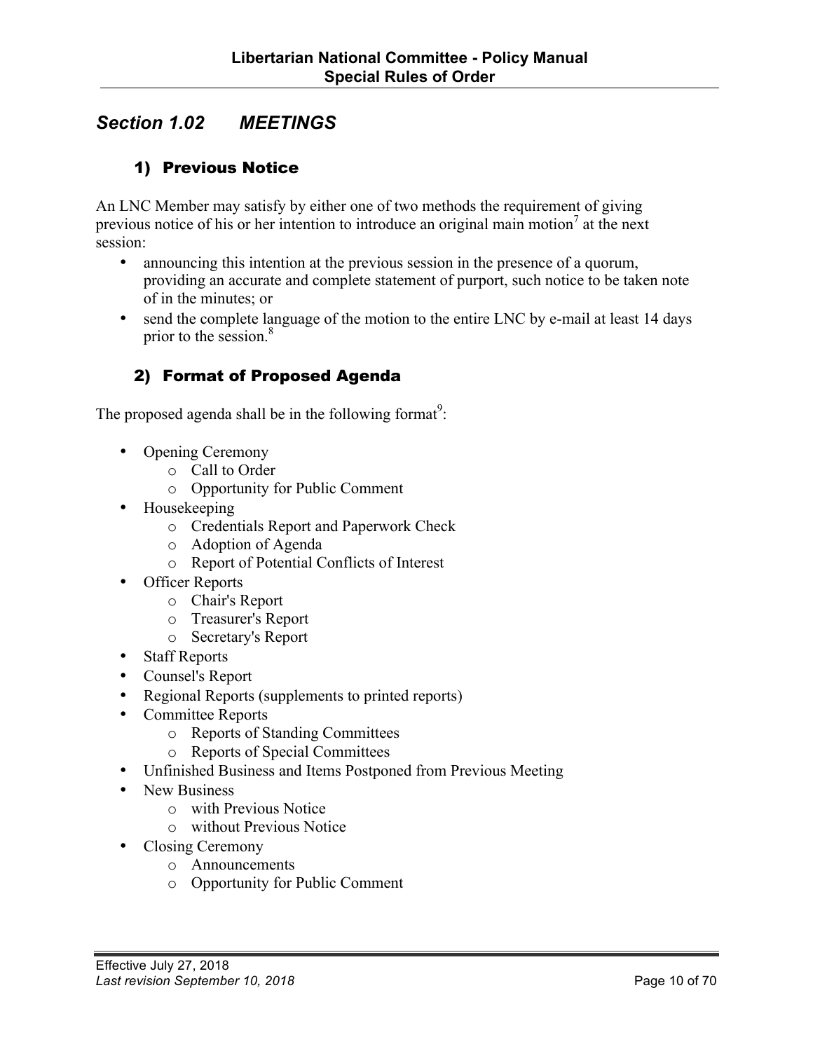## *Section 1.02 MEETINGS*

### 1) Previous Notice

An LNC Member may satisfy by either one of two methods the requirement of giving previous notice of his or her intention to introduce an original main motion[7] at the next session:

- announcing this intention at the previous session in the presence of a quorum, providing an accurate and complete statement of purport, such notice to be taken note of in the minutes; or
- send the complete language of the motion to the entire LNC by e-mail at least 14 days prior to the session.[8]

### 2) Format of Proposed Agenda

The proposed agenda shall be in the following format[9]:

- Opening Ceremony
    - Call to Order
    - Opportunity for Public Comment
- Housekeeping
    - Credentials Report and Paperwork Check
    - Adoption of Agenda
    - Report of Potential Conflicts of Interest
- Officer Reports
    - Chair's Report
    - Treasurer's Report
    - Secretary's Report
- Staff Reports
- Counsel's Report
- Regional Reports (supplements to printed reports)
- Committee Reports
    - Reports of Standing Committees
    - Reports of Special Committees
- Unfinished Business and Items Postponed from Previous Meeting
- New Business
    - with Previous Notice
    - without Previous Notice
- Closing Ceremony
    - Announcements
    - Opportunity for Public Comment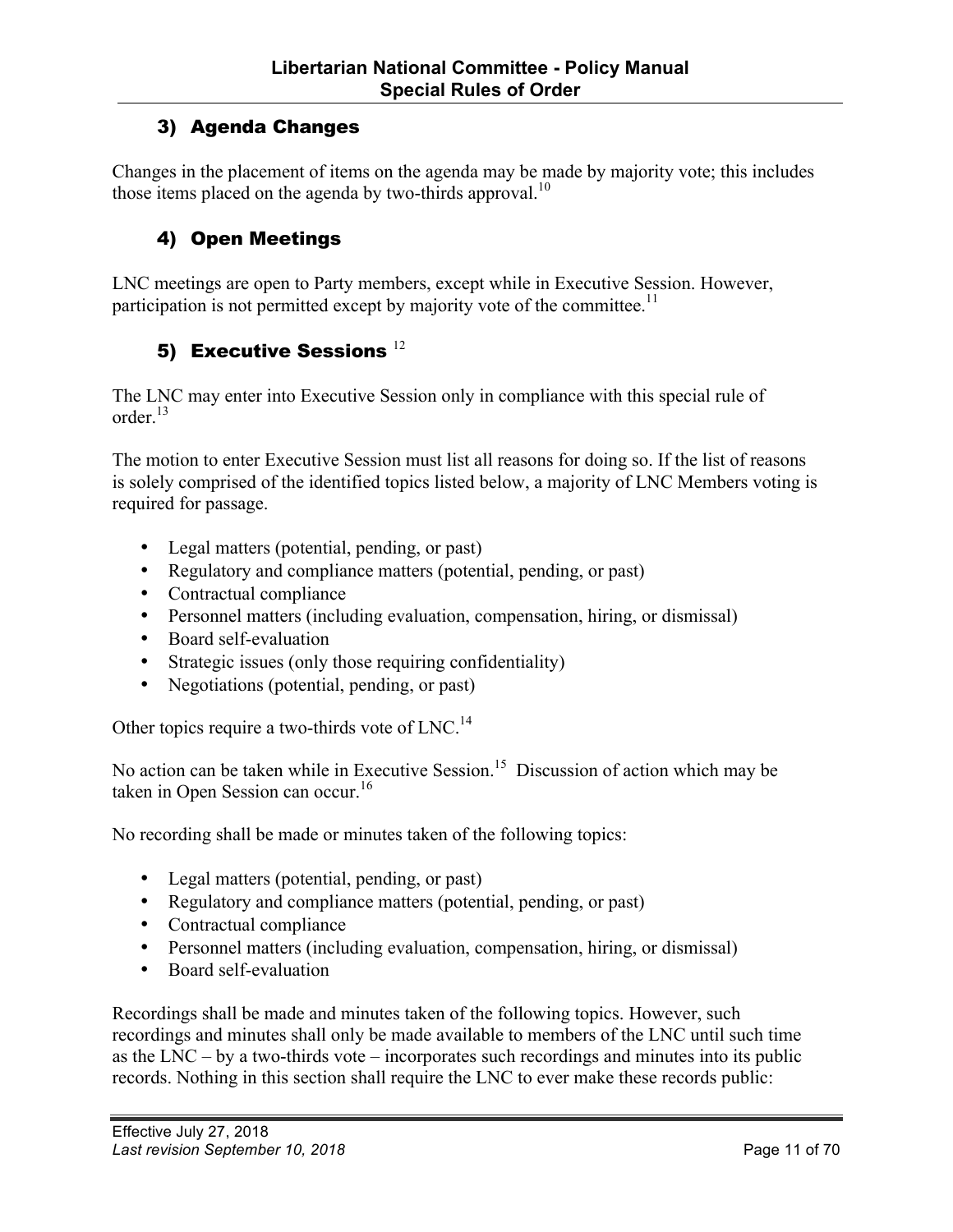## 3) Agenda Changes

Changes in the placement of items on the agenda may be made by majority vote; this includes those items placed on the agenda by two-thirds approval.[10]

## 4) Open Meetings

LNC meetings are open to Party members, except while in Executive Session. However, participation is not permitted except by majority vote of the committee.[11]

## 5) Executive Sessions [12]

The LNC may enter into Executive Session only in compliance with this special rule of order.[13]

The motion to enter Executive Session must list all reasons for doing so. If the list of reasons is solely comprised of the identified topics listed below, a majority of LNC Members voting is required for passage.

- Legal matters (potential, pending, or past)
- Regulatory and compliance matters (potential, pending, or past)
- Contractual compliance
- Personnel matters (including evaluation, compensation, hiring, or dismissal)
- Board self-evaluation
- Strategic issues (only those requiring confidentiality)
- Negotiations (potential, pending, or past)

Other topics require a two-thirds vote of LNC.[14]

No action can be taken while in Executive Session.[15] Discussion of action which may be taken in Open Session can occur.[16]

No recording shall be made or minutes taken of the following topics:

- Legal matters (potential, pending, or past)
- Regulatory and compliance matters (potential, pending, or past)
- Contractual compliance
- Personnel matters (including evaluation, compensation, hiring, or dismissal)
- Board self-evaluation

Recordings shall be made and minutes taken of the following topics. However, such recordings and minutes shall only be made available to members of the LNC until such time as the LNC – by a two-thirds vote – incorporates such recordings and minutes into its public records. Nothing in this section shall require the LNC to ever make these records public: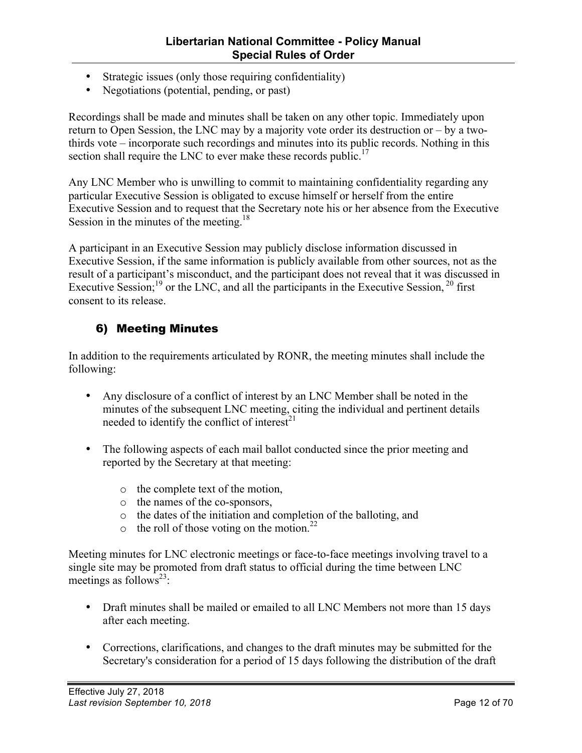- Strategic issues (only those requiring confidentiality)
- Negotiations (potential, pending, or past)

Recordings shall be made and minutes shall be taken on any other topic. Immediately upon return to Open Session, the LNC may by a majority vote order its destruction or – by a two-thirds vote – incorporate such recordings and minutes into its public records. Nothing in this section shall require the LNC to ever make these records public.[17]

Any LNC Member who is unwilling to commit to maintaining confidentiality regarding any particular Executive Session is obligated to excuse himself or herself from the entire Executive Session and to request that the Secretary note his or her absence from the Executive Session in the minutes of the meeting.[18]

A participant in an Executive Session may publicly disclose information discussed in Executive Session, if the same information is publicly available from other sources, not as the result of a participant's misconduct, and the participant does not reveal that it was discussed in Executive Session;[19] or the LNC, and all the participants in the Executive Session, [20] first consent to its release.

## 6) Meeting Minutes

In addition to the requirements articulated by RONR, the meeting minutes shall include the following:

- Any disclosure of a conflict of interest by an LNC Member shall be noted in the minutes of the subsequent LNC meeting, citing the individual and pertinent details needed to identify the conflict of interest[21]

- The following aspects of each mail ballot conducted since the prior meeting and reported by the Secretary at that meeting:
  - the complete text of the motion,
  - the names of the co-sponsors,
  - the dates of the initiation and completion of the balloting, and
  - the roll of those voting on the motion.[22]

Meeting minutes for LNC electronic meetings or face-to-face meetings involving travel to a single site may be promoted from draft status to official during the time between LNC meetings as follows[23]:

- Draft minutes shall be mailed or emailed to all LNC Members not more than 15 days after each meeting.

- Corrections, clarifications, and changes to the draft minutes may be submitted for the Secretary's consideration for a period of 15 days following the distribution of the draft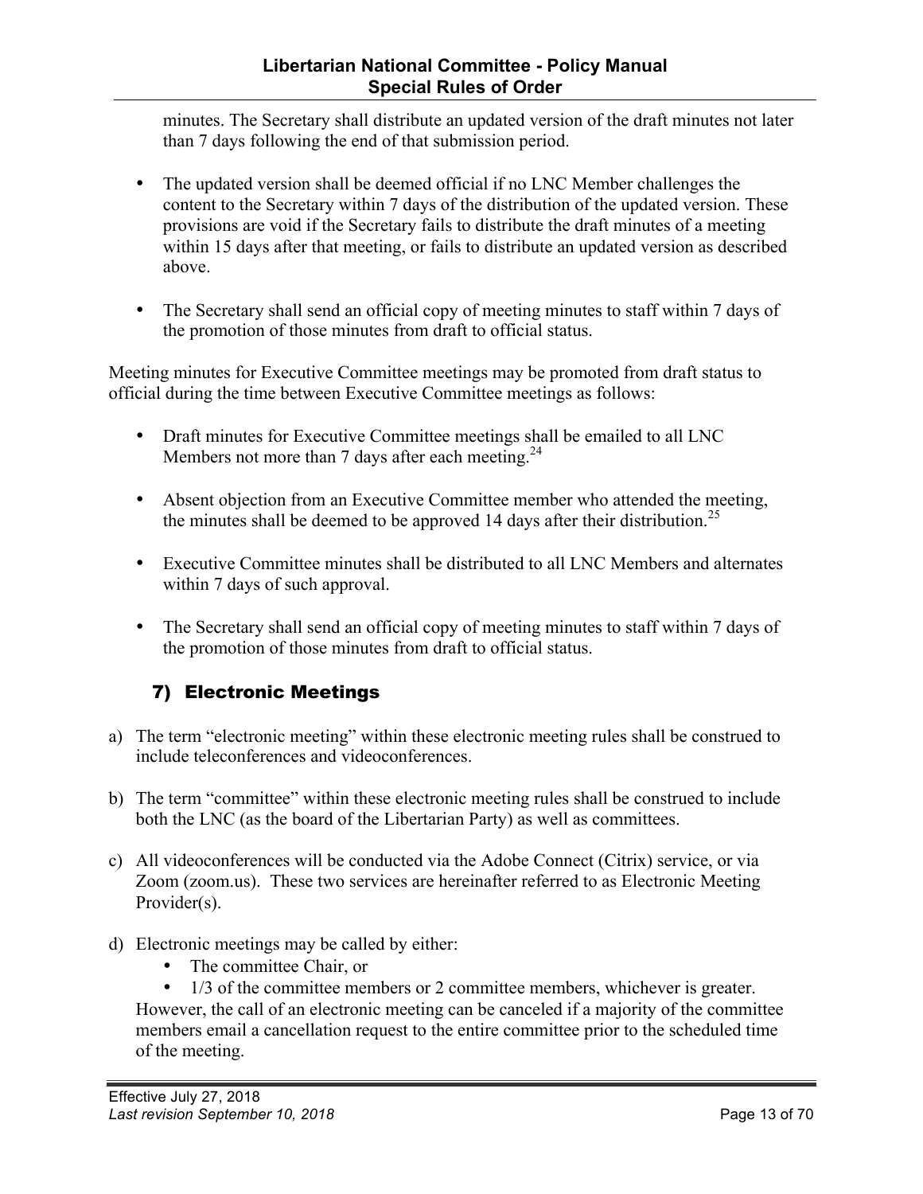minutes. The Secretary shall distribute an updated version of the draft minutes not later than 7 days following the end of that submission period.

- The updated version shall be deemed official if no LNC Member challenges the content to the Secretary within 7 days of the distribution of the updated version. These provisions are void if the Secretary fails to distribute the draft minutes of a meeting within 15 days after that meeting, or fails to distribute an updated version as described above.
- The Secretary shall send an official copy of meeting minutes to staff within 7 days of the promotion of those minutes from draft to official status.

Meeting minutes for Executive Committee meetings may be promoted from draft status to official during the time between Executive Committee meetings as follows:

- Draft minutes for Executive Committee meetings shall be emailed to all LNC Members not more than 7 days after each meeting.[24]
- Absent objection from an Executive Committee member who attended the meeting, the minutes shall be deemed to be approved 14 days after their distribution.[25]
- Executive Committee minutes shall be distributed to all LNC Members and alternates within 7 days of such approval.
- The Secretary shall send an official copy of meeting minutes to staff within 7 days of the promotion of those minutes from draft to official status.

## 7) Electronic Meetings

a) The term "electronic meeting" within these electronic meeting rules shall be construed to include teleconferences and videoconferences.

b) The term "committee" within these electronic meeting rules shall be construed to include both the LNC (as the board of the Libertarian Party) as well as committees.

c) All videoconferences will be conducted via the Adobe Connect (Citrix) service, or via Zoom (zoom.us). These two services are hereinafter referred to as Electronic Meeting Provider(s).

d) Electronic meetings may be called by either:
   - The committee Chair, or
   - 1/3 of the committee members or 2 committee members, whichever is greater.

   However, the call of an electronic meeting can be canceled if a majority of the committee members email a cancellation request to the entire committee prior to the scheduled time of the meeting.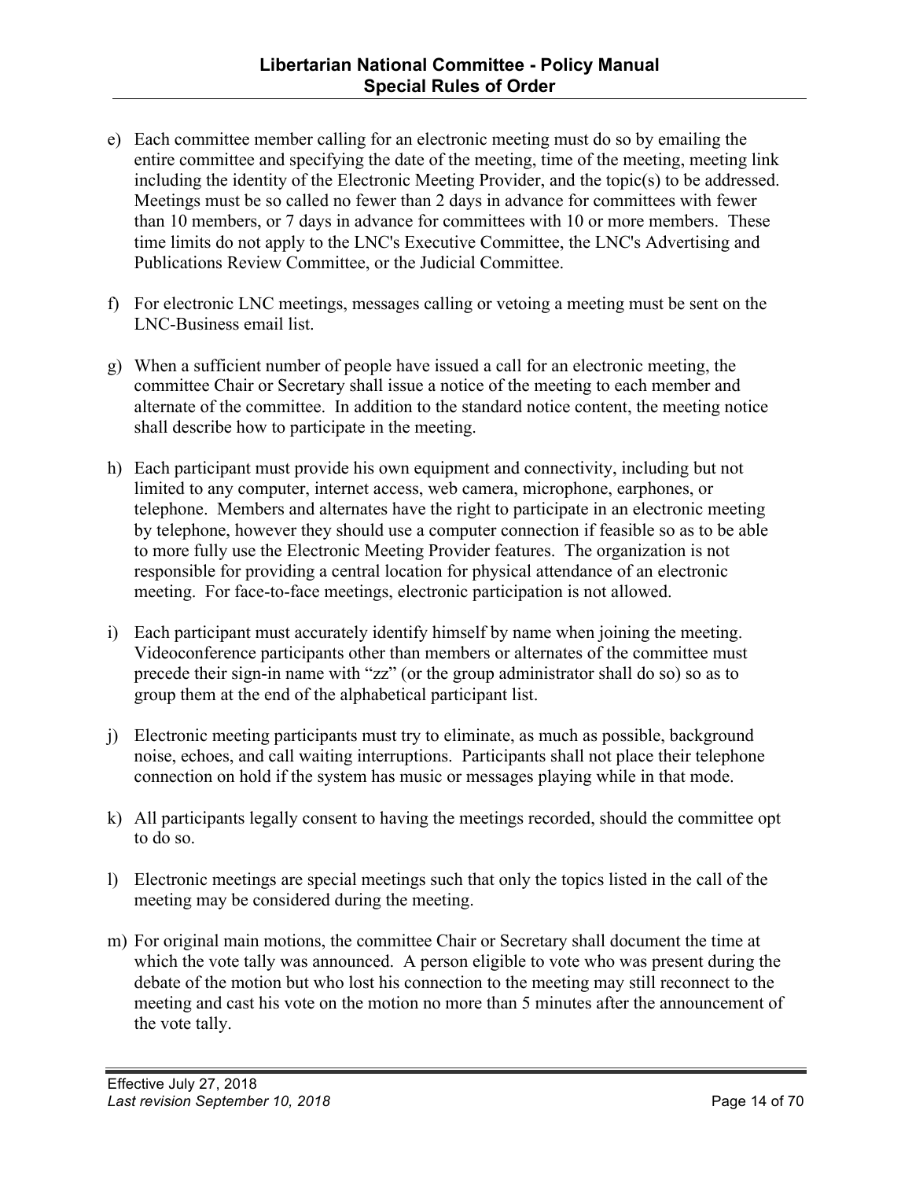e) Each committee member calling for an electronic meeting must do so by emailing the entire committee and specifying the date of the meeting, time of the meeting, meeting link including the identity of the Electronic Meeting Provider, and the topic(s) to be addressed. Meetings must be so called no fewer than 2 days in advance for committees with fewer than 10 members, or 7 days in advance for committees with 10 or more members. These time limits do not apply to the LNC's Executive Committee, the LNC's Advertising and Publications Review Committee, or the Judicial Committee.

f) For electronic LNC meetings, messages calling or vetoing a meeting must be sent on the LNC-Business email list.

g) When a sufficient number of people have issued a call for an electronic meeting, the committee Chair or Secretary shall issue a notice of the meeting to each member and alternate of the committee. In addition to the standard notice content, the meeting notice shall describe how to participate in the meeting.

h) Each participant must provide his own equipment and connectivity, including but not limited to any computer, internet access, web camera, microphone, earphones, or telephone. Members and alternates have the right to participate in an electronic meeting by telephone, however they should use a computer connection if feasible so as to be able to more fully use the Electronic Meeting Provider features. The organization is not responsible for providing a central location for physical attendance of an electronic meeting. For face-to-face meetings, electronic participation is not allowed.

i) Each participant must accurately identify himself by name when joining the meeting. Videoconference participants other than members or alternates of the committee must precede their sign-in name with “zz” (or the group administrator shall do so) so as to group them at the end of the alphabetical participant list.

j) Electronic meeting participants must try to eliminate, as much as possible, background noise, echoes, and call waiting interruptions. Participants shall not place their telephone connection on hold if the system has music or messages playing while in that mode.

k) All participants legally consent to having the meetings recorded, should the committee opt to do so.

l) Electronic meetings are special meetings such that only the topics listed in the call of the meeting may be considered during the meeting.

m) For original main motions, the committee Chair or Secretary shall document the time at which the vote tally was announced. A person eligible to vote who was present during the debate of the motion but who lost his connection to the meeting may still reconnect to the meeting and cast his vote on the motion no more than 5 minutes after the announcement of the vote tally.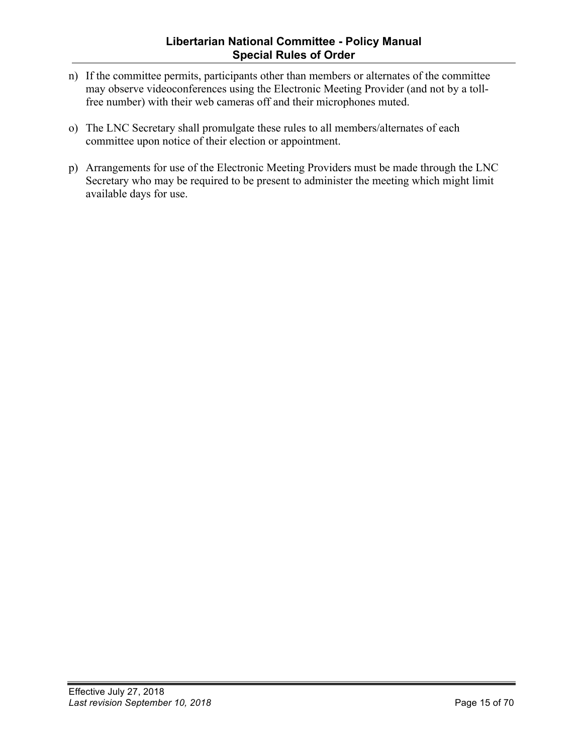n) If the committee permits, participants other than members or alternates of the committee may observe videoconferences using the Electronic Meeting Provider (and not by a toll-free number) with their web cameras off and their microphones muted.

o) The LNC Secretary shall promulgate these rules to all members/alternates of each committee upon notice of their election or appointment.

p) Arrangements for use of the Electronic Meeting Providers must be made through the LNC Secretary who may be required to be present to administer the meeting which might limit available days for use.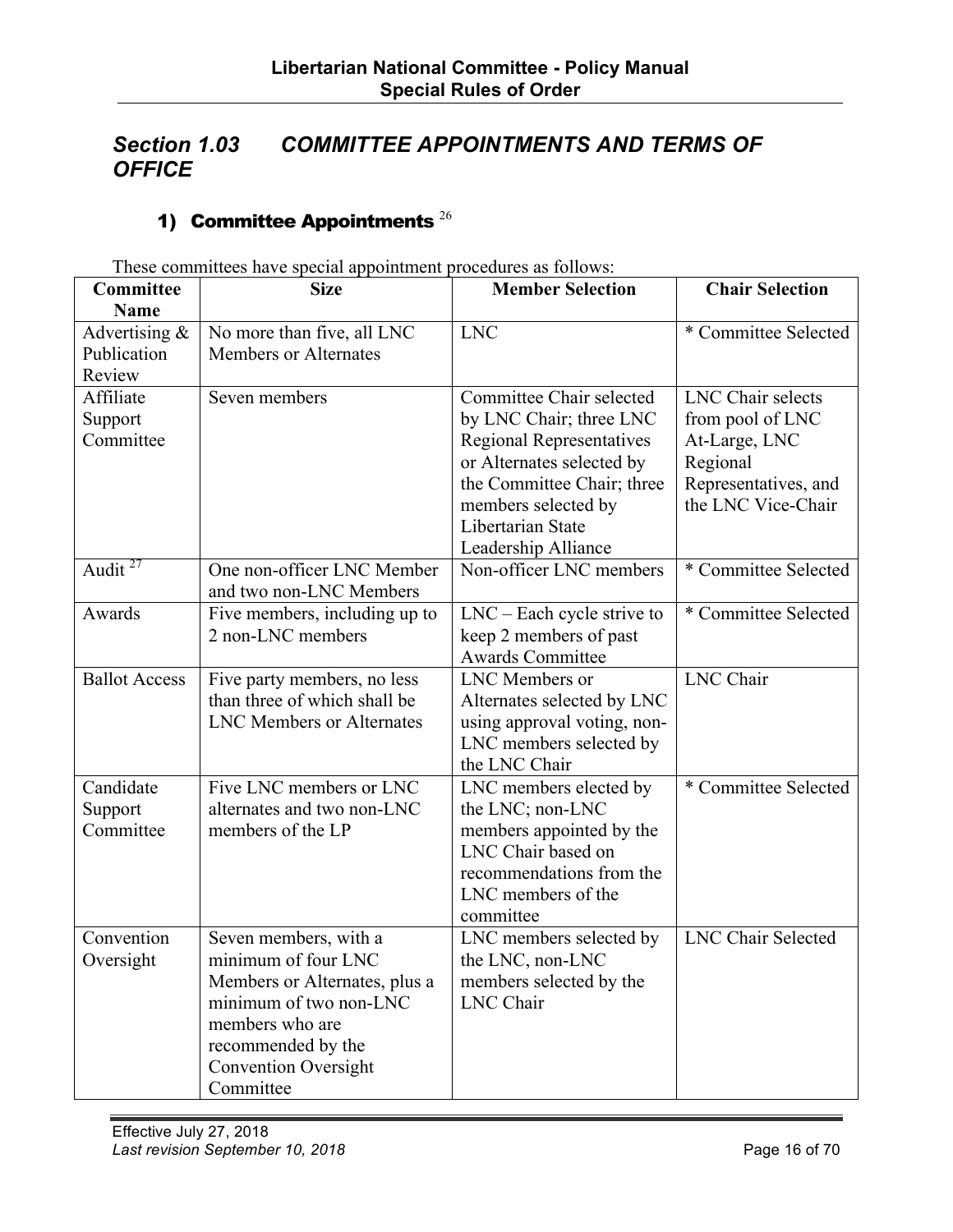## Section 1.03 COMMITTEE APPOINTMENTS AND TERMS OF OFFICE

### 1) Committee Appointments [26]

These committees have special appointment procedures as follows:

| Committee Name | Size | Member Selection | Chair Selection |
|---|---|---|---|
| Advertising & Publication Review | No more than five, all LNC Members or Alternates | LNC | * Committee Selected |
| Affiliate Support Committee | Seven members | Committee Chair selected by LNC Chair; three LNC Regional Representatives or Alternates selected by the Committee Chair; three members selected by Libertarian State Leadership Alliance | LNC Chair selects from pool of LNC At-Large, LNC Regional Representatives, and the LNC Vice-Chair |
| Audit [27] | One non-officer LNC Member and two non-LNC Members | Non-officer LNC members | * Committee Selected |
| Awards | Five members, including up to 2 non-LNC members | LNC – Each cycle strive to keep 2 members of past Awards Committee | * Committee Selected |
| Ballot Access | Five party members, no less than three of which shall be LNC Members or Alternates | LNC Members or Alternates selected by LNC using approval voting, non-LNC members selected by the LNC Chair | LNC Chair |
| Candidate Support Committee | Five LNC members or LNC alternates and two non-LNC members of the LP | LNC members elected by the LNC; non-LNC members appointed by the LNC Chair based on recommendations from the LNC members of the committee | * Committee Selected |
| Convention Oversight | Seven members, with a minimum of four LNC Members or Alternates, plus a minimum of two non-LNC members who are recommended by the Convention Oversight Committee | LNC members selected by the LNC, non-LNC members selected by the LNC Chair | LNC Chair Selected |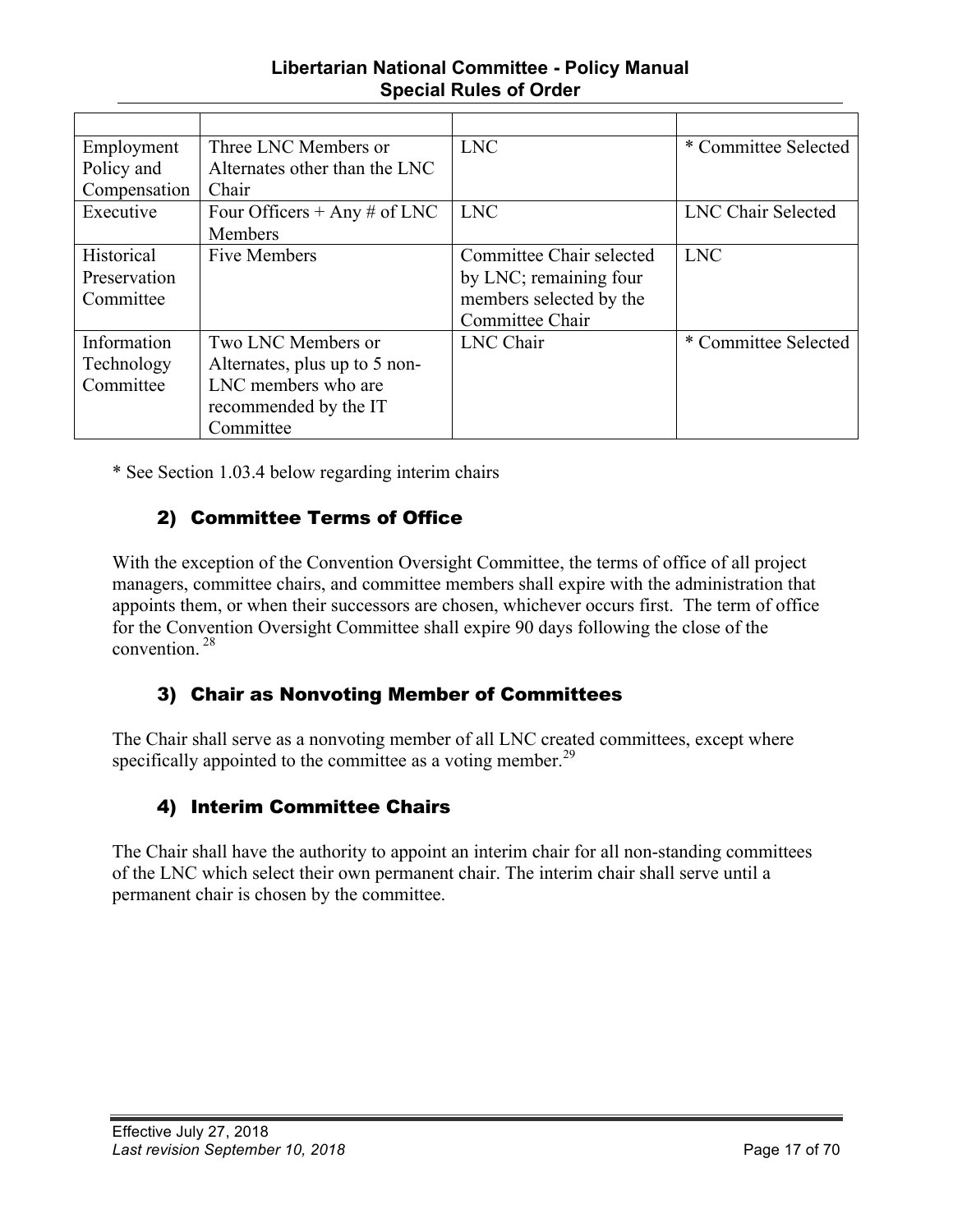| | | | |
|---|---|---|---|
| Employment Policy and Compensation | Three LNC Members or Alternates other than the LNC Chair | LNC | * Committee Selected |
| Executive | Four Officers + Any # of LNC Members | LNC | LNC Chair Selected |
| Historical Preservation Committee | Five Members | Committee Chair selected by LNC; remaining four members selected by the Committee Chair | LNC |
| Information Technology Committee | Two LNC Members or Alternates, plus up to 5 non-LNC members who are recommended by the IT Committee | LNC Chair | * Committee Selected |

* See Section 1.03.4 below regarding interim chairs

### 2) Committee Terms of Office

With the exception of the Convention Oversight Committee, the terms of office of all project managers, committee chairs, and committee members shall expire with the administration that appoints them, or when their successors are chosen, whichever occurs first. The term of office for the Convention Oversight Committee shall expire 90 days following the close of the convention. [28]

### 3) Chair as Nonvoting Member of Committees

The Chair shall serve as a nonvoting member of all LNC created committees, except where specifically appointed to the committee as a voting member.[29]

### 4) Interim Committee Chairs

The Chair shall have the authority to appoint an interim chair for all non-standing committees of the LNC which select their own permanent chair. The interim chair shall serve until a permanent chair is chosen by the committee.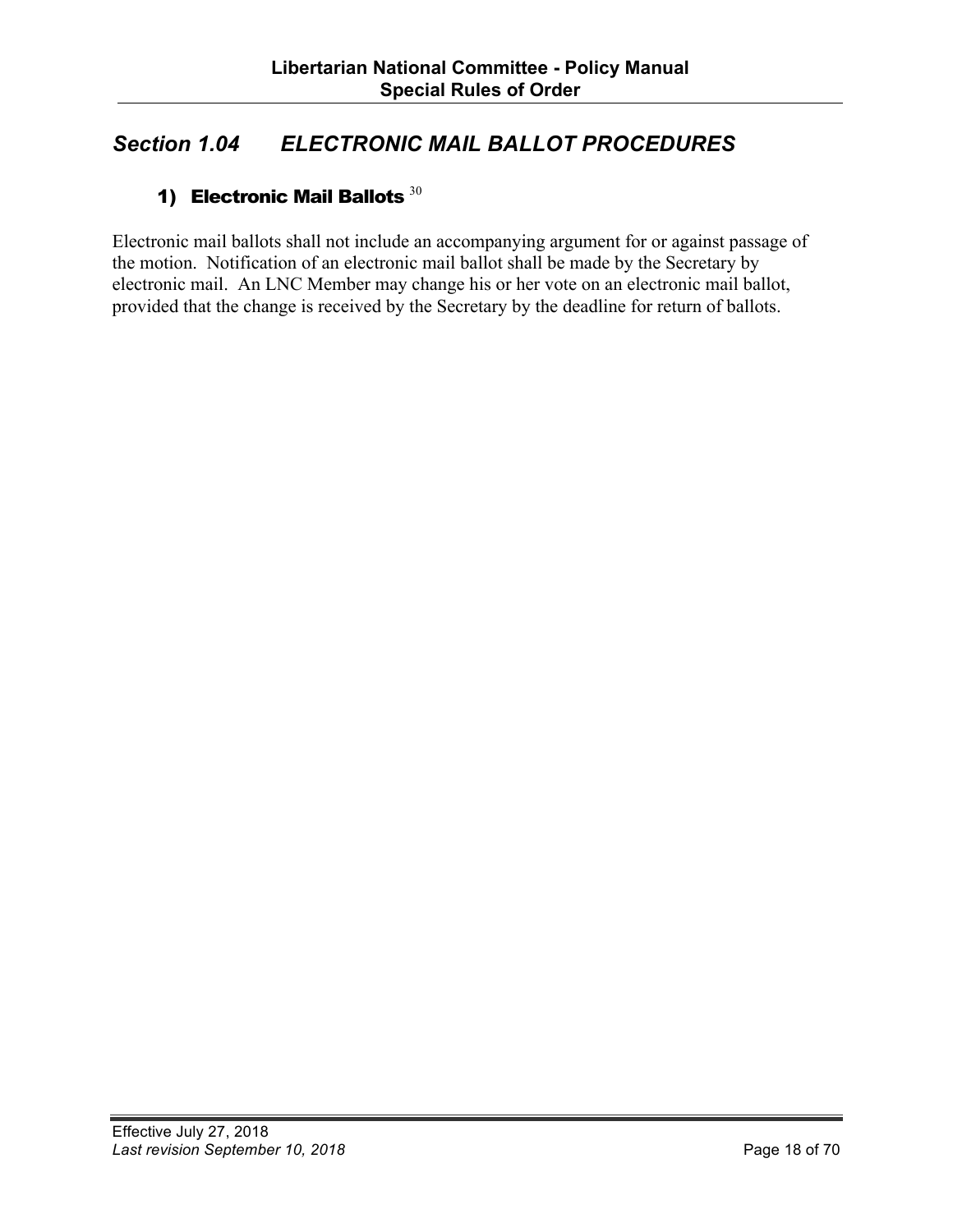## *Section 1.04 ELECTRONIC MAIL BALLOT PROCEDURES*

### 1) Electronic Mail Ballots [30]

Electronic mail ballots shall not include an accompanying argument for or against passage of the motion. Notification of an electronic mail ballot shall be made by the Secretary by electronic mail. An LNC Member may change his or her vote on an electronic mail ballot, provided that the change is received by the Secretary by the deadline for return of ballots.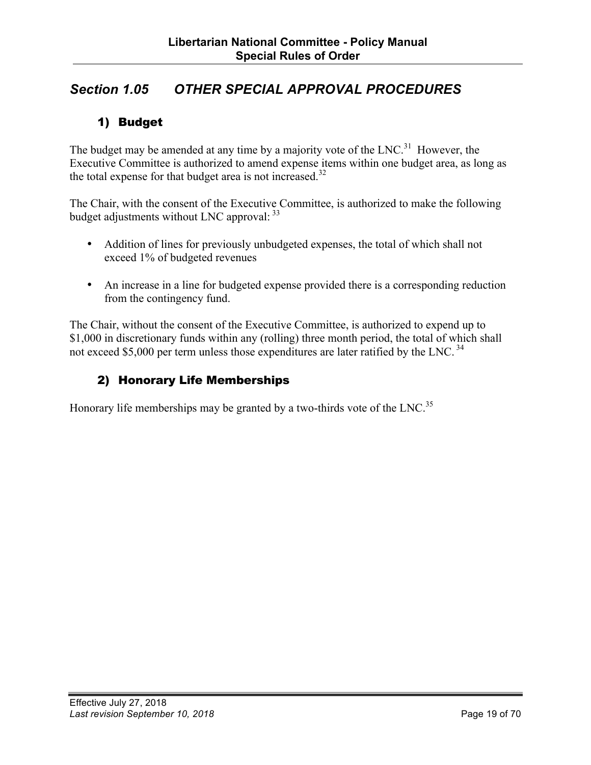## Section 1.05 OTHER SPECIAL APPROVAL PROCEDURES

### 1) Budget

The budget may be amended at any time by a majority vote of the LNC.[31] However, the Executive Committee is authorized to amend expense items within one budget area, as long as the total expense for that budget area is not increased.[32]

The Chair, with the consent of the Executive Committee, is authorized to make the following budget adjustments without LNC approval: [33]

- Addition of lines for previously unbudgeted expenses, the total of which shall not exceed 1% of budgeted revenues
- An increase in a line for budgeted expense provided there is a corresponding reduction from the contingency fund.

The Chair, without the consent of the Executive Committee, is authorized to expend up to $1,000 in discretionary funds within any (rolling) three month period, the total of which shall not exceed $5,000 per term unless those expenditures are later ratified by the LNC. [34]

### 2) Honorary Life Memberships

Honorary life memberships may be granted by a two-thirds vote of the LNC.[35]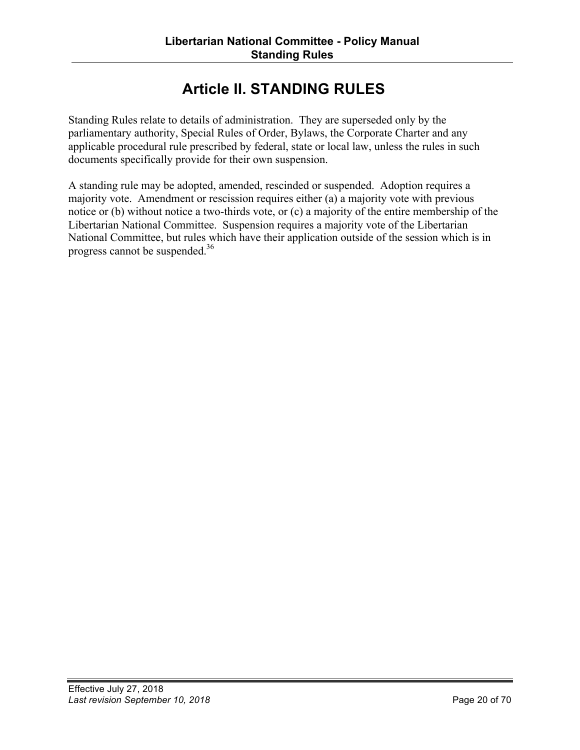# Article II. STANDING RULES

Standing Rules relate to details of administration. They are superseded only by the parliamentary authority, Special Rules of Order, Bylaws, the Corporate Charter and any applicable procedural rule prescribed by federal, state or local law, unless the rules in such documents specifically provide for their own suspension.

A standing rule may be adopted, amended, rescinded or suspended. Adoption requires a majority vote. Amendment or rescission requires either (a) a majority vote with previous notice or (b) without notice a two-thirds vote, or (c) a majority of the entire membership of the Libertarian National Committee. Suspension requires a majority vote of the Libertarian National Committee, but rules which have their application outside of the session which is in progress cannot be suspended.[36]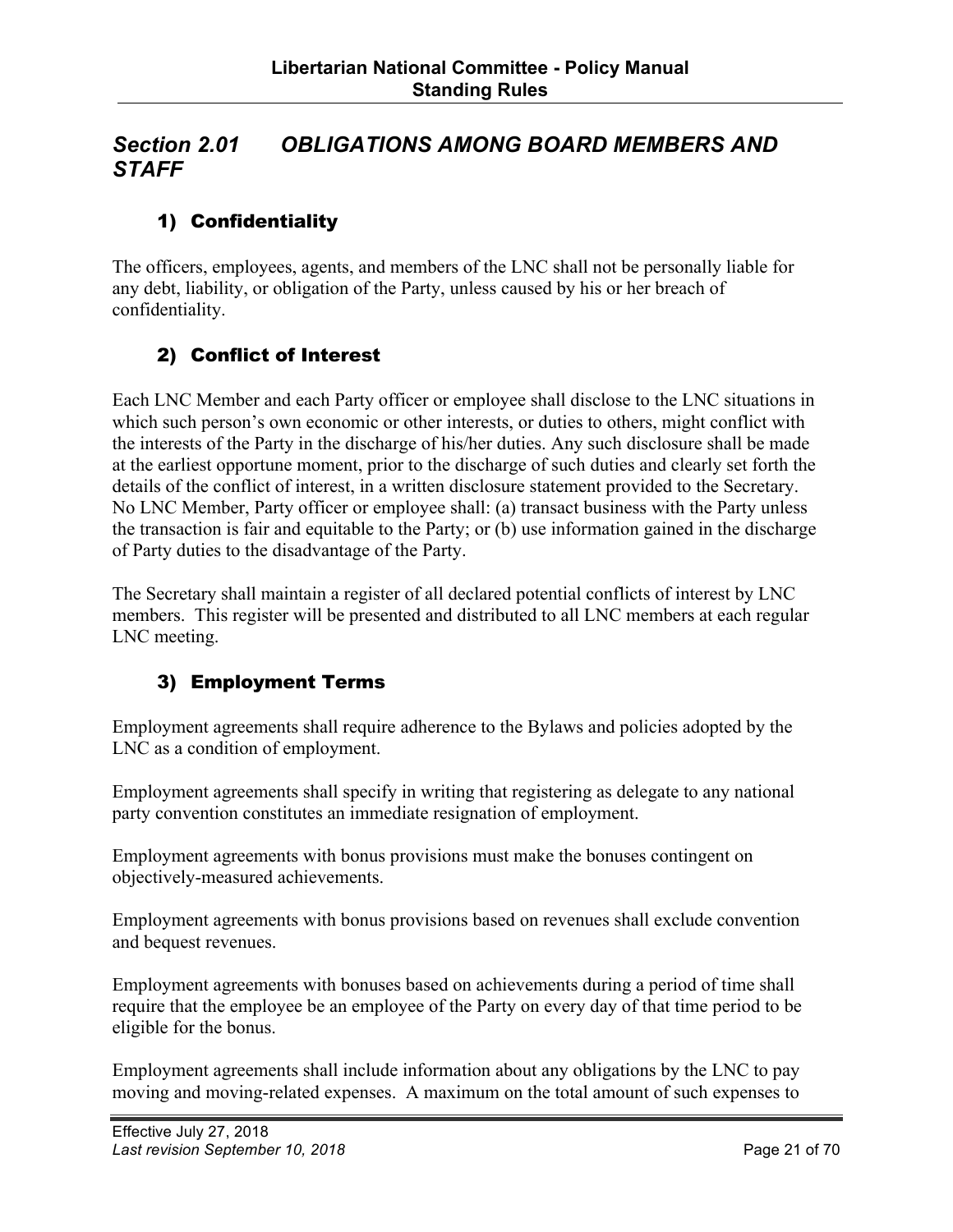## *Section 2.01 OBLIGATIONS AMONG BOARD MEMBERS AND STAFF*

### 1) Confidentiality

The officers, employees, agents, and members of the LNC shall not be personally liable for any debt, liability, or obligation of the Party, unless caused by his or her breach of confidentiality.

### 2) Conflict of Interest

Each LNC Member and each Party officer or employee shall disclose to the LNC situations in which such person's own economic or other interests, or duties to others, might conflict with the interests of the Party in the discharge of his/her duties. Any such disclosure shall be made at the earliest opportune moment, prior to the discharge of such duties and clearly set forth the details of the conflict of interest, in a written disclosure statement provided to the Secretary. No LNC Member, Party officer or employee shall: (a) transact business with the Party unless the transaction is fair and equitable to the Party; or (b) use information gained in the discharge of Party duties to the disadvantage of the Party.

The Secretary shall maintain a register of all declared potential conflicts of interest by LNC members. This register will be presented and distributed to all LNC members at each regular LNC meeting.

### 3) Employment Terms

Employment agreements shall require adherence to the Bylaws and policies adopted by the LNC as a condition of employment.

Employment agreements shall specify in writing that registering as delegate to any national party convention constitutes an immediate resignation of employment.

Employment agreements with bonus provisions must make the bonuses contingent on objectively-measured achievements.

Employment agreements with bonus provisions based on revenues shall exclude convention and bequest revenues.

Employment agreements with bonuses based on achievements during a period of time shall require that the employee be an employee of the Party on every day of that time period to be eligible for the bonus.

Employment agreements shall include information about any obligations by the LNC to pay moving and moving-related expenses. A maximum on the total amount of such expenses to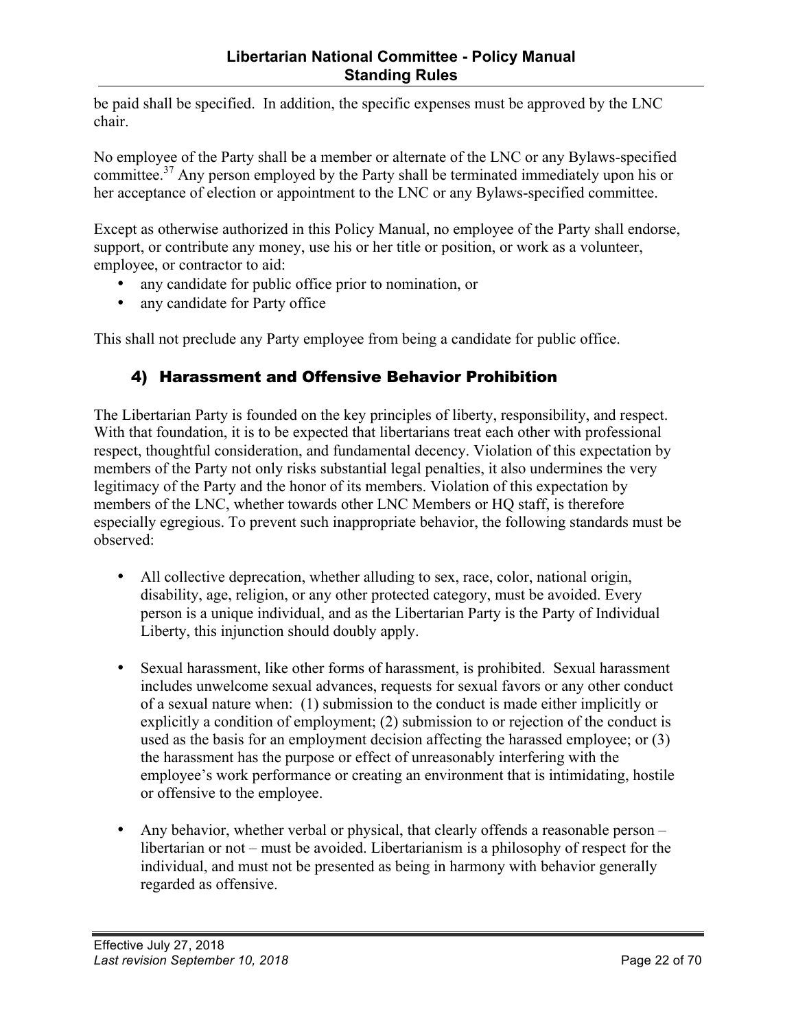be paid shall be specified. In addition, the specific expenses must be approved by the LNC chair.

No employee of the Party shall be a member or alternate of the LNC or any Bylaws-specified committee.[37] Any person employed by the Party shall be terminated immediately upon his or her acceptance of election or appointment to the LNC or any Bylaws-specified committee.

Except as otherwise authorized in this Policy Manual, no employee of the Party shall endorse, support, or contribute any money, use his or her title or position, or work as a volunteer, employee, or contractor to aid:

- any candidate for public office prior to nomination, or
- any candidate for Party office

This shall not preclude any Party employee from being a candidate for public office.

### 4) Harassment and Offensive Behavior Prohibition

The Libertarian Party is founded on the key principles of liberty, responsibility, and respect. With that foundation, it is to be expected that libertarians treat each other with professional respect, thoughtful consideration, and fundamental decency. Violation of this expectation by members of the Party not only risks substantial legal penalties, it also undermines the very legitimacy of the Party and the honor of its members. Violation of this expectation by members of the LNC, whether towards other LNC Members or HQ staff, is therefore especially egregious. To prevent such inappropriate behavior, the following standards must be observed:

- All collective deprecation, whether alluding to sex, race, color, national origin, disability, age, religion, or any other protected category, must be avoided. Every person is a unique individual, and as the Libertarian Party is the Party of Individual Liberty, this injunction should doubly apply.

- Sexual harassment, like other forms of harassment, is prohibited. Sexual harassment includes unwelcome sexual advances, requests for sexual favors or any other conduct of a sexual nature when: (1) submission to the conduct is made either implicitly or explicitly a condition of employment; (2) submission to or rejection of the conduct is used as the basis for an employment decision affecting the harassed employee; or (3) the harassment has the purpose or effect of unreasonably interfering with the employee's work performance or creating an environment that is intimidating, hostile or offensive to the employee.

- Any behavior, whether verbal or physical, that clearly offends a reasonable person – libertarian or not – must be avoided. Libertarianism is a philosophy of respect for the individual, and must not be presented as being in harmony with behavior generally regarded as offensive.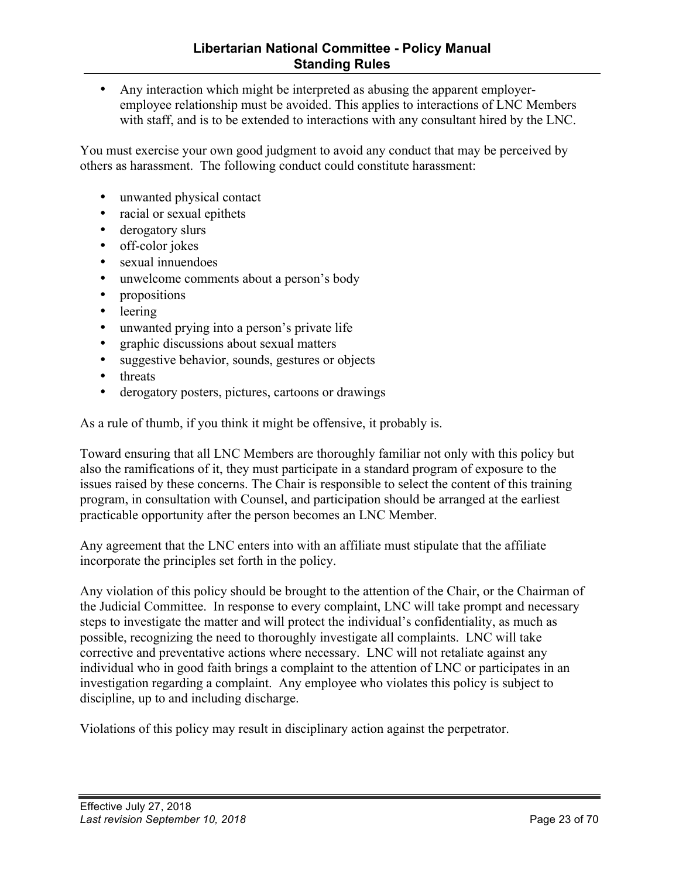- Any interaction which might be interpreted as abusing the apparent employer-employee relationship must be avoided. This applies to interactions of LNC Members with staff, and is to be extended to interactions with any consultant hired by the LNC.

You must exercise your own good judgment to avoid any conduct that may be perceived by others as harassment. The following conduct could constitute harassment:

- unwanted physical contact
- racial or sexual epithets
- derogatory slurs
- off-color jokes
- sexual innuendoes
- unwelcome comments about a person's body
- propositions
- leering
- unwanted prying into a person's private life
- graphic discussions about sexual matters
- suggestive behavior, sounds, gestures or objects
- threats
- derogatory posters, pictures, cartoons or drawings

As a rule of thumb, if you think it might be offensive, it probably is.

Toward ensuring that all LNC Members are thoroughly familiar not only with this policy but also the ramifications of it, they must participate in a standard program of exposure to the issues raised by these concerns. The Chair is responsible to select the content of this training program, in consultation with Counsel, and participation should be arranged at the earliest practicable opportunity after the person becomes an LNC Member.

Any agreement that the LNC enters into with an affiliate must stipulate that the affiliate incorporate the principles set forth in the policy.

Any violation of this policy should be brought to the attention of the Chair, or the Chairman of the Judicial Committee. In response to every complaint, LNC will take prompt and necessary steps to investigate the matter and will protect the individual's confidentiality, as much as possible, recognizing the need to thoroughly investigate all complaints. LNC will take corrective and preventative actions where necessary. LNC will not retaliate against any individual who in good faith brings a complaint to the attention of LNC or participates in an investigation regarding a complaint. Any employee who violates this policy is subject to discipline, up to and including discharge.

Violations of this policy may result in disciplinary action against the perpetrator.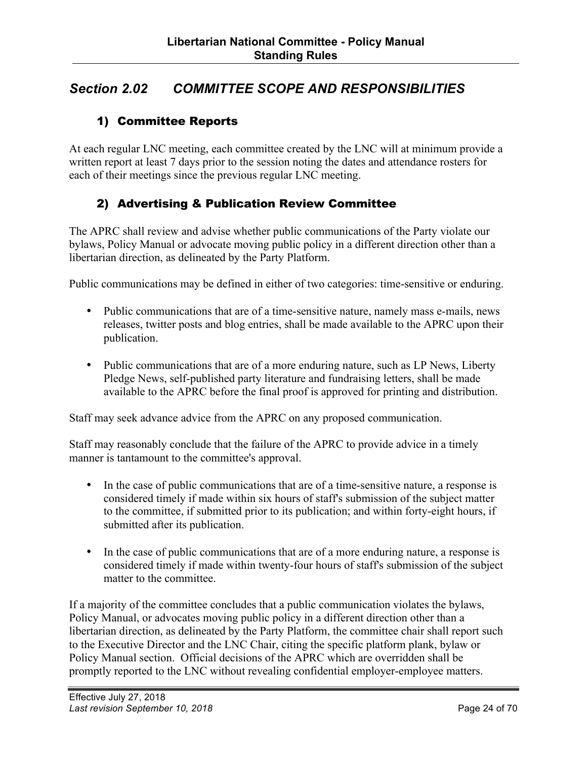## *Section 2.02 COMMITTEE SCOPE AND RESPONSIBILITIES*

### 1) Committee Reports

At each regular LNC meeting, each committee created by the LNC will at minimum provide a written report at least 7 days prior to the session noting the dates and attendance rosters for each of their meetings since the previous regular LNC meeting.

### 2) Advertising & Publication Review Committee

The APRC shall review and advise whether public communications of the Party violate our bylaws, Policy Manual or advocate moving public policy in a different direction other than a libertarian direction, as delineated by the Party Platform.

Public communications may be defined in either of two categories: time-sensitive or enduring.

- Public communications that are of a time-sensitive nature, namely mass e-mails, news releases, twitter posts and blog entries, shall be made available to the APRC upon their publication.
- Public communications that are of a more enduring nature, such as LP News, Liberty Pledge News, self-published party literature and fundraising letters, shall be made available to the APRC before the final proof is approved for printing and distribution.

Staff may seek advance advice from the APRC on any proposed communication.

Staff may reasonably conclude that the failure of the APRC to provide advice in a timely manner is tantamount to the committee's approval.

- In the case of public communications that are of a time-sensitive nature, a response is considered timely if made within six hours of staff's submission of the subject matter to the committee, if submitted prior to its publication; and within forty-eight hours, if submitted after its publication.
- In the case of public communications that are of a more enduring nature, a response is considered timely if made within twenty-four hours of staff's submission of the subject matter to the committee.

If a majority of the committee concludes that a public communication violates the bylaws, Policy Manual, or advocates moving public policy in a different direction other than a libertarian direction, as delineated by the Party Platform, the committee chair shall report such to the Executive Director and the LNC Chair, citing the specific platform plank, bylaw or Policy Manual section. Official decisions of the APRC which are overridden shall be promptly reported to the LNC without revealing confidential employer-employee matters.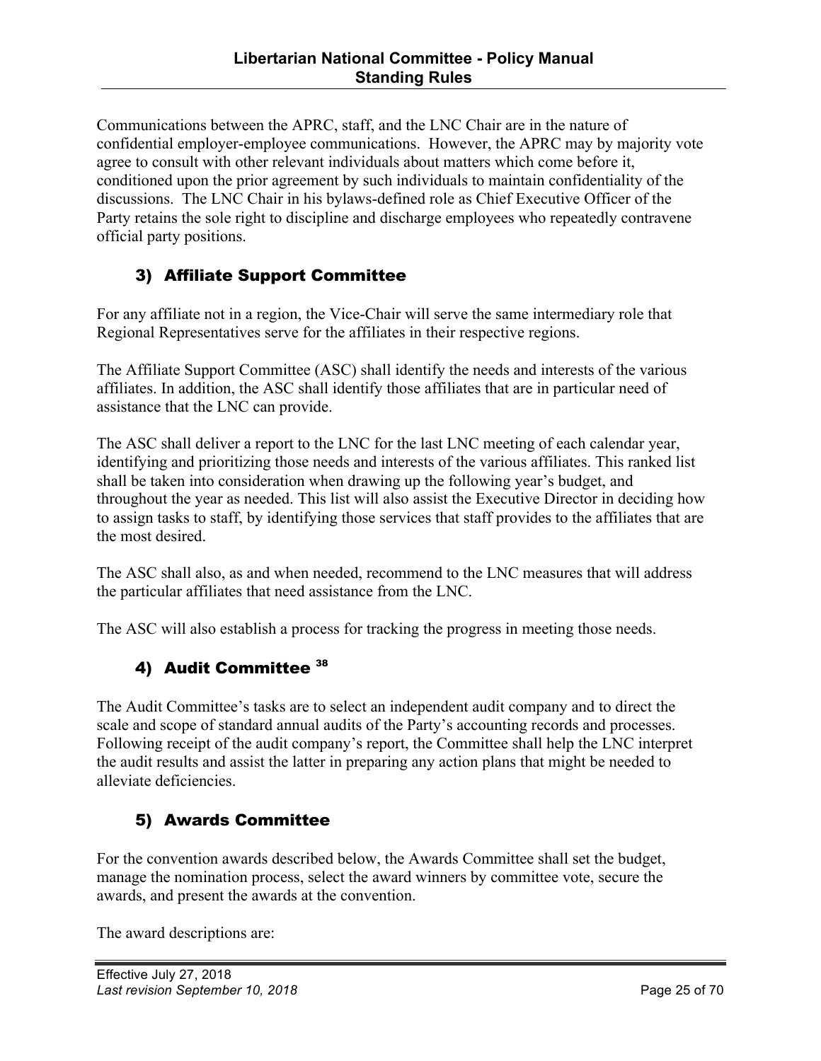Communications between the APRC, staff, and the LNC Chair are in the nature of confidential employer-employee communications. However, the APRC may by majority vote agree to consult with other relevant individuals about matters which come before it, conditioned upon the prior agreement by such individuals to maintain confidentiality of the discussions. The LNC Chair in his bylaws-defined role as Chief Executive Officer of the Party retains the sole right to discipline and discharge employees who repeatedly contravene official party positions.

### 3) Affiliate Support Committee

For any affiliate not in a region, the Vice-Chair will serve the same intermediary role that Regional Representatives serve for the affiliates in their respective regions.

The Affiliate Support Committee (ASC) shall identify the needs and interests of the various affiliates. In addition, the ASC shall identify those affiliates that are in particular need of assistance that the LNC can provide.

The ASC shall deliver a report to the LNC for the last LNC meeting of each calendar year, identifying and prioritizing those needs and interests of the various affiliates. This ranked list shall be taken into consideration when drawing up the following year's budget, and throughout the year as needed. This list will also assist the Executive Director in deciding how to assign tasks to staff, by identifying those services that staff provides to the affiliates that are the most desired.

The ASC shall also, as and when needed, recommend to the LNC measures that will address the particular affiliates that need assistance from the LNC.

The ASC will also establish a process for tracking the progress in meeting those needs.

### 4) Audit Committee [38]

The Audit Committee's tasks are to select an independent audit company and to direct the scale and scope of standard annual audits of the Party's accounting records and processes. Following receipt of the audit company's report, the Committee shall help the LNC interpret the audit results and assist the latter in preparing any action plans that might be needed to alleviate deficiencies.

### 5) Awards Committee

For the convention awards described below, the Awards Committee shall set the budget, manage the nomination process, select the award winners by committee vote, secure the awards, and present the awards at the convention.

The award descriptions are: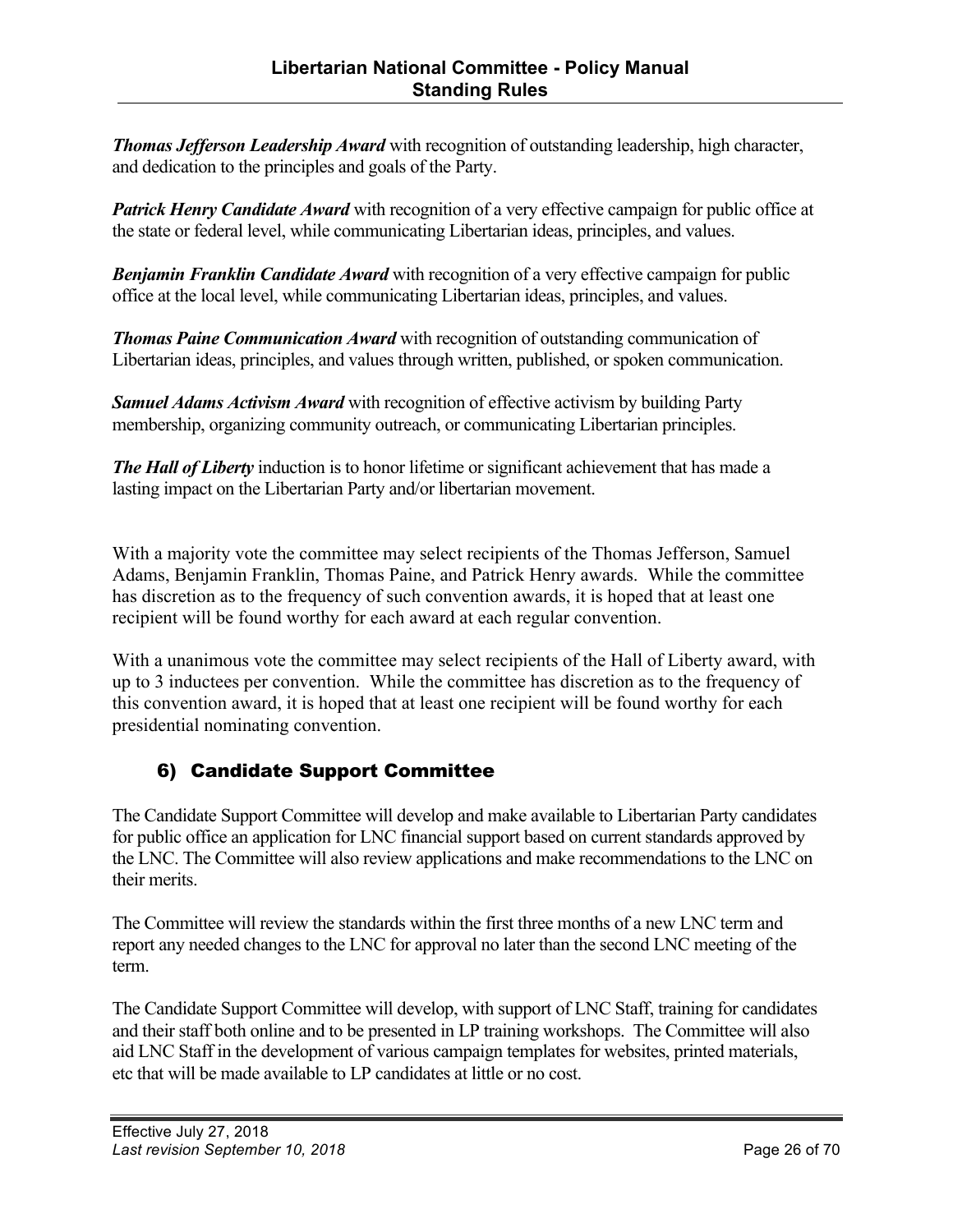***Thomas Jefferson Leadership Award*** with recognition of outstanding leadership, high character, and dedication to the principles and goals of the Party.

***Patrick Henry Candidate Award*** with recognition of a very effective campaign for public office at the state or federal level, while communicating Libertarian ideas, principles, and values.

***Benjamin Franklin Candidate Award*** with recognition of a very effective campaign for public office at the local level, while communicating Libertarian ideas, principles, and values.

***Thomas Paine Communication Award*** with recognition of outstanding communication of Libertarian ideas, principles, and values through written, published, or spoken communication.

***Samuel Adams Activism Award*** with recognition of effective activism by building Party membership, organizing community outreach, or communicating Libertarian principles.

***The Hall of Liberty*** induction is to honor lifetime or significant achievement that has made a lasting impact on the Libertarian Party and/or libertarian movement.

With a majority vote the committee may select recipients of the Thomas Jefferson, Samuel Adams, Benjamin Franklin, Thomas Paine, and Patrick Henry awards. While the committee has discretion as to the frequency of such convention awards, it is hoped that at least one recipient will be found worthy for each award at each regular convention.

With a unanimous vote the committee may select recipients of the Hall of Liberty award, with up to 3 inductees per convention. While the committee has discretion as to the frequency of this convention award, it is hoped that at least one recipient will be found worthy for each presidential nominating convention.

## 6) Candidate Support Committee

The Candidate Support Committee will develop and make available to Libertarian Party candidates for public office an application for LNC financial support based on current standards approved by the LNC. The Committee will also review applications and make recommendations to the LNC on their merits.

The Committee will review the standards within the first three months of a new LNC term and report any needed changes to the LNC for approval no later than the second LNC meeting of the term.

The Candidate Support Committee will develop, with support of LNC Staff, training for candidates and their staff both online and to be presented in LP training workshops. The Committee will also aid LNC Staff in the development of various campaign templates for websites, printed materials, etc that will be made available to LP candidates at little or no cost.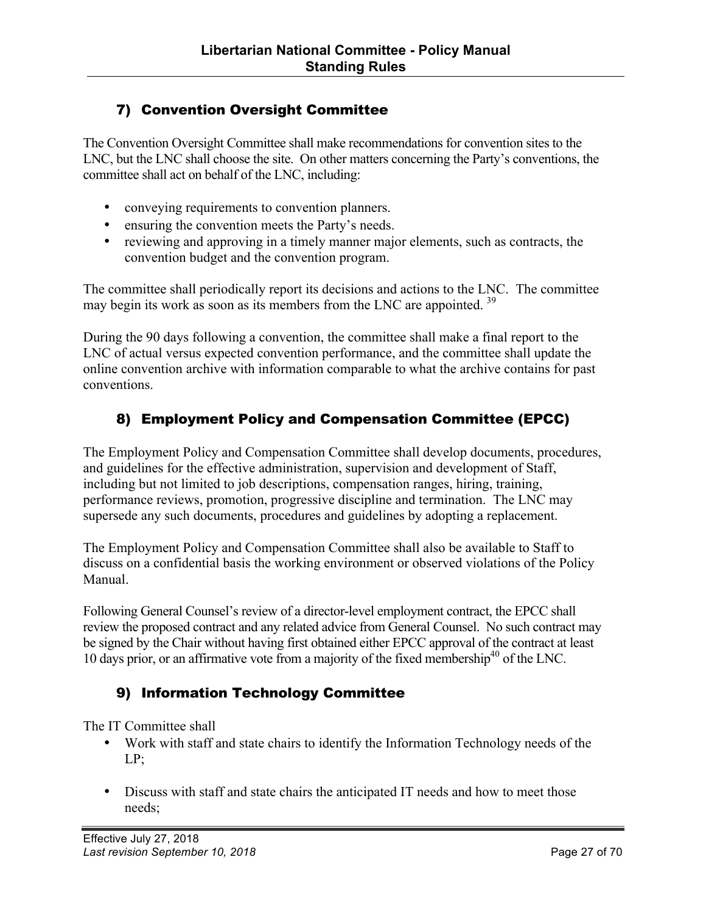## 7) Convention Oversight Committee

The Convention Oversight Committee shall make recommendations for convention sites to the LNC, but the LNC shall choose the site. On other matters concerning the Party's conventions, the committee shall act on behalf of the LNC, including:

- conveying requirements to convention planners.
- ensuring the convention meets the Party's needs.
- reviewing and approving in a timely manner major elements, such as contracts, the convention budget and the convention program.

The committee shall periodically report its decisions and actions to the LNC. The committee may begin its work as soon as its members from the LNC are appointed. [39]

During the 90 days following a convention, the committee shall make a final report to the LNC of actual versus expected convention performance, and the committee shall update the online convention archive with information comparable to what the archive contains for past conventions.

## 8) Employment Policy and Compensation Committee (EPCC)

The Employment Policy and Compensation Committee shall develop documents, procedures, and guidelines for the effective administration, supervision and development of Staff, including but not limited to job descriptions, compensation ranges, hiring, training, performance reviews, promotion, progressive discipline and termination. The LNC may supersede any such documents, procedures and guidelines by adopting a replacement.

The Employment Policy and Compensation Committee shall also be available to Staff to discuss on a confidential basis the working environment or observed violations of the Policy Manual.

Following General Counsel's review of a director-level employment contract, the EPCC shall review the proposed contract and any related advice from General Counsel. No such contract may be signed by the Chair without having first obtained either EPCC approval of the contract at least 10 days prior, or an affirmative vote from a majority of the fixed membership[40] of the LNC.

## 9) Information Technology Committee

The IT Committee shall

- Work with staff and state chairs to identify the Information Technology needs of the LP;
- Discuss with staff and state chairs the anticipated IT needs and how to meet those needs;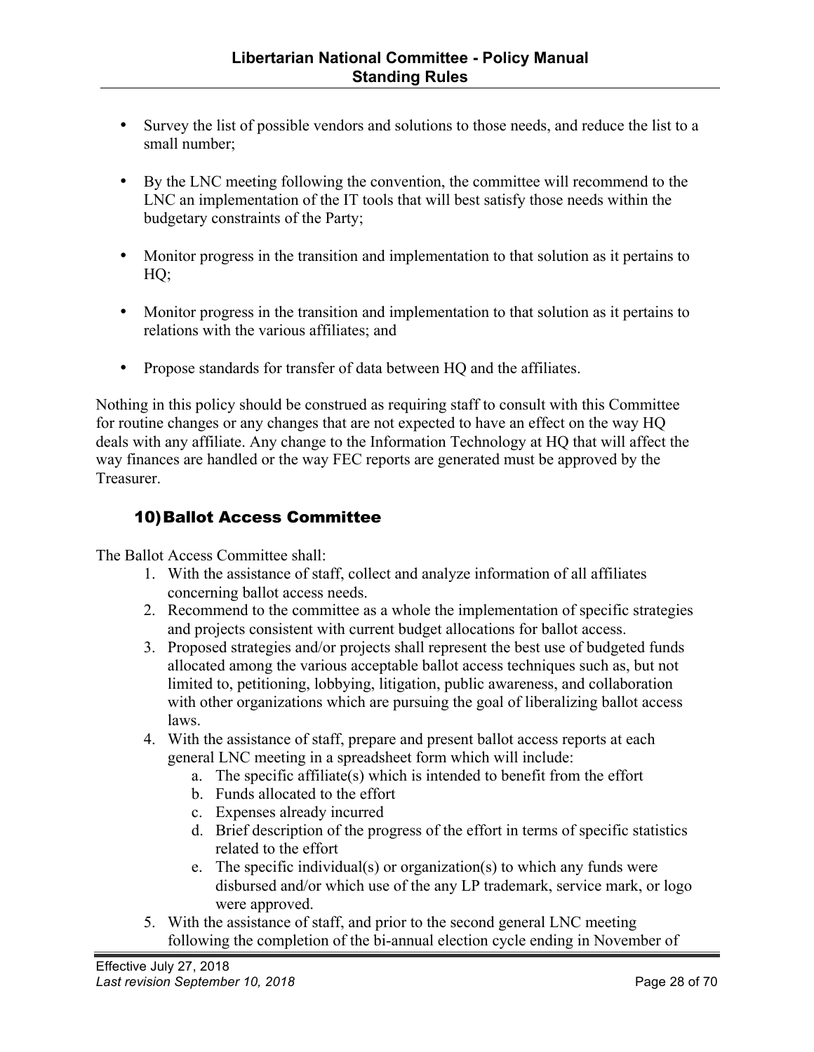- Survey the list of possible vendors and solutions to those needs, and reduce the list to a small number;
- By the LNC meeting following the convention, the committee will recommend to the LNC an implementation of the IT tools that will best satisfy those needs within the budgetary constraints of the Party;
- Monitor progress in the transition and implementation to that solution as it pertains to HQ;
- Monitor progress in the transition and implementation to that solution as it pertains to relations with the various affiliates; and
- Propose standards for transfer of data between HQ and the affiliates.

Nothing in this policy should be construed as requiring staff to consult with this Committee for routine changes or any changes that are not expected to have an effect on the way HQ deals with any affiliate. Any change to the Information Technology at HQ that will affect the way finances are handled or the way FEC reports are generated must be approved by the Treasurer.

### 10) Ballot Access Committee

The Ballot Access Committee shall:

1. With the assistance of staff, collect and analyze information of all affiliates concerning ballot access needs.
2. Recommend to the committee as a whole the implementation of specific strategies and projects consistent with current budget allocations for ballot access.
3. Proposed strategies and/or projects shall represent the best use of budgeted funds allocated among the various acceptable ballot access techniques such as, but not limited to, petitioning, lobbying, litigation, public awareness, and collaboration with other organizations which are pursuing the goal of liberalizing ballot access laws.
4. With the assistance of staff, prepare and present ballot access reports at each general LNC meeting in a spreadsheet form which will include:
    a. The specific affiliate(s) which is intended to benefit from the effort
    b. Funds allocated to the effort
    c. Expenses already incurred
    d. Brief description of the progress of the effort in terms of specific statistics related to the effort
    e. The specific individual(s) or organization(s) to which any funds were disbursed and/or which use of the any LP trademark, service mark, or logo were approved.
5. With the assistance of staff, and prior to the second general LNC meeting following the completion of the bi-annual election cycle ending in November of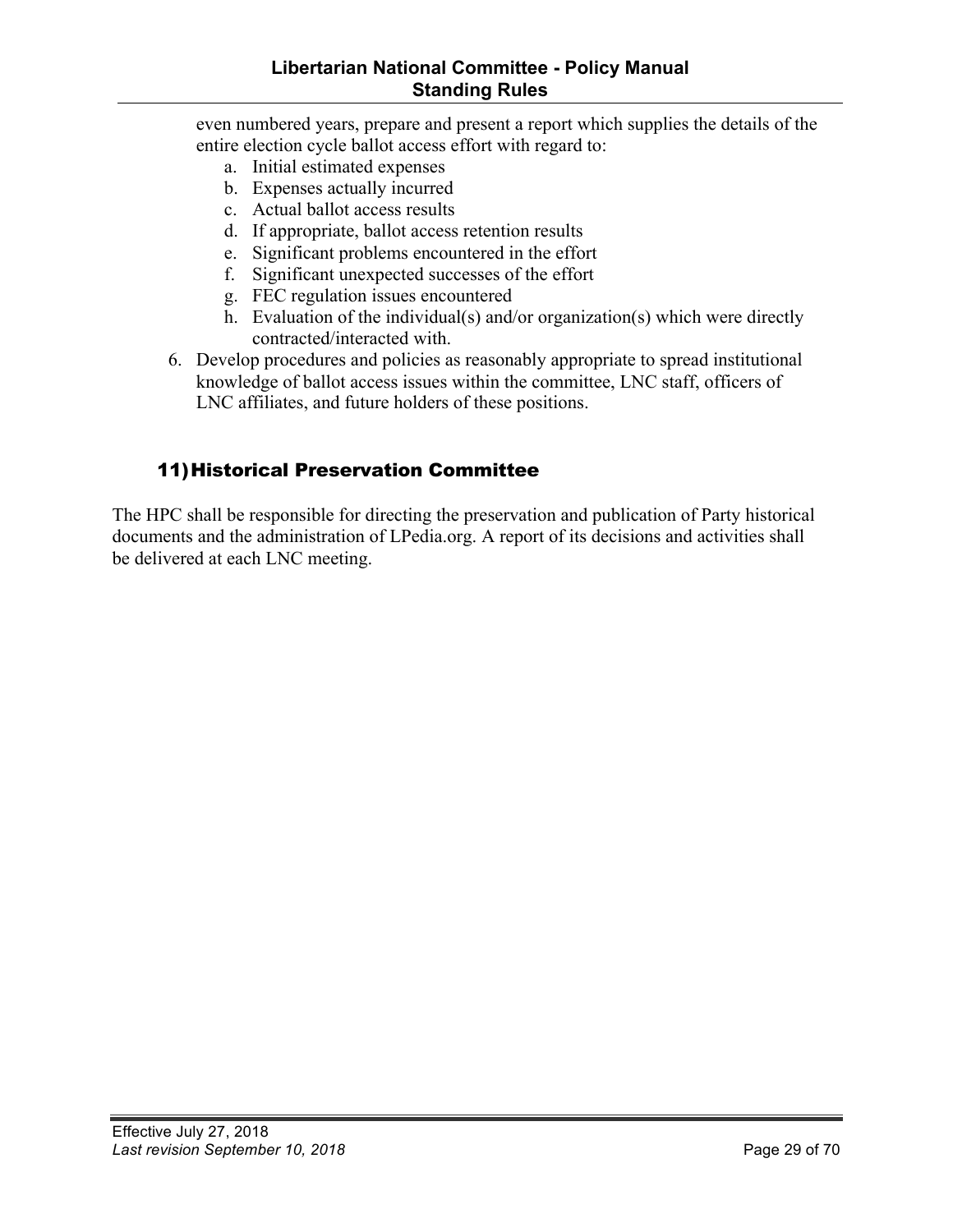even numbered years, prepare and present a report which supplies the details of the entire election cycle ballot access effort with regard to:

   a. Initial estimated expenses
   b. Expenses actually incurred
   c. Actual ballot access results
   d. If appropriate, ballot access retention results
   e. Significant problems encountered in the effort
   f. Significant unexpected successes of the effort
   g. FEC regulation issues encountered
   h. Evaluation of the individual(s) and/or organization(s) which were directly contracted/interacted with.

6. Develop procedures and policies as reasonably appropriate to spread institutional knowledge of ballot access issues within the committee, LNC staff, officers of LNC affiliates, and future holders of these positions.

### 11) Historical Preservation Committee

The HPC shall be responsible for directing the preservation and publication of Party historical documents and the administration of LPedia.org. A report of its decisions and activities shall be delivered at each LNC meeting.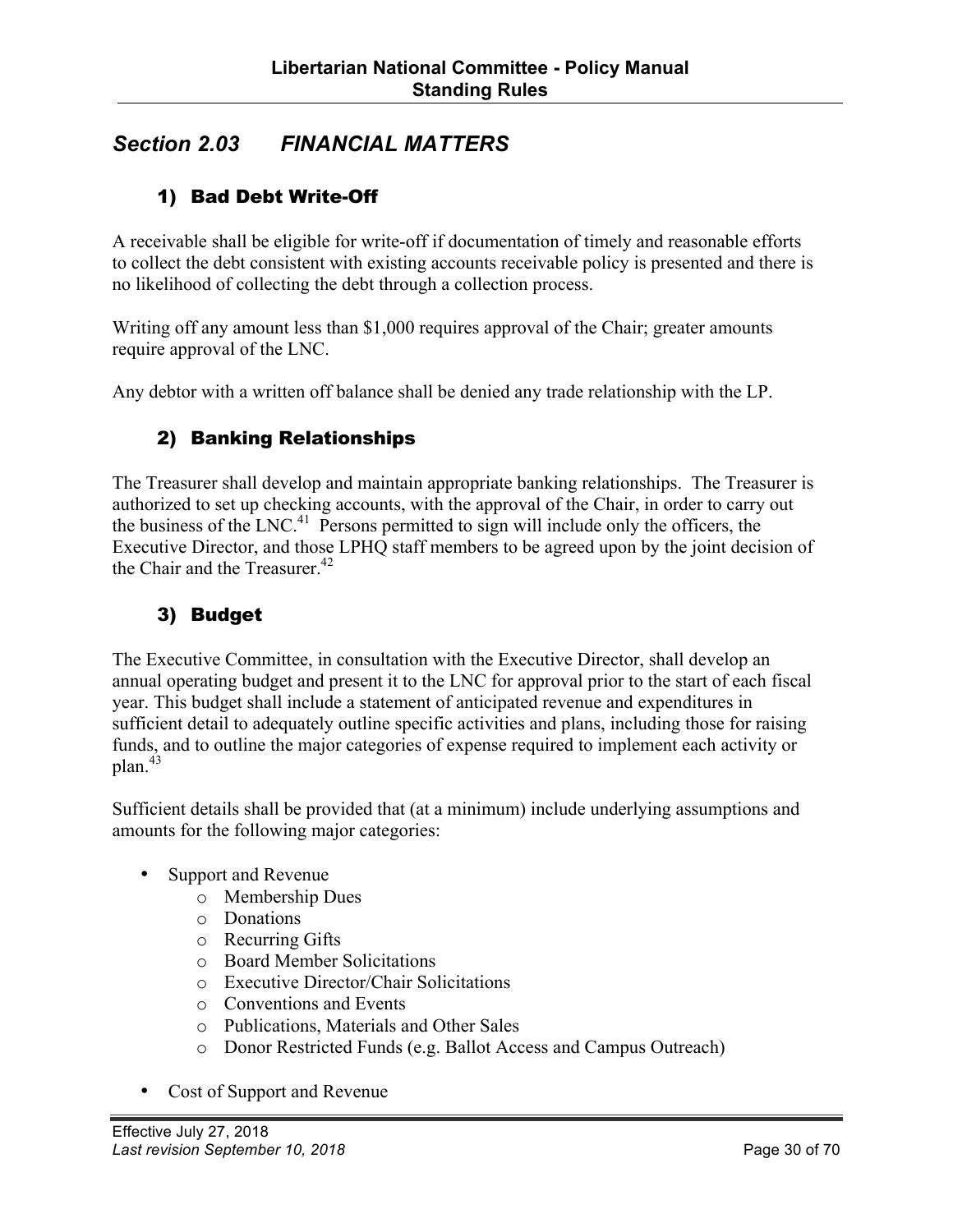## Section 2.03 FINANCIAL MATTERS

### 1) Bad Debt Write-Off

A receivable shall be eligible for write-off if documentation of timely and reasonable efforts to collect the debt consistent with existing accounts receivable policy is presented and there is no likelihood of collecting the debt through a collection process.

Writing off any amount less than $1,000 requires approval of the Chair; greater amounts require approval of the LNC.

Any debtor with a written off balance shall be denied any trade relationship with the LP.

### 2) Banking Relationships

The Treasurer shall develop and maintain appropriate banking relationships. The Treasurer is authorized to set up checking accounts, with the approval of the Chair, in order to carry out the business of the LNC.[41] Persons permitted to sign will include only the officers, the Executive Director, and those LPHQ staff members to be agreed upon by the joint decision of the Chair and the Treasurer.[42]

### 3) Budget

The Executive Committee, in consultation with the Executive Director, shall develop an annual operating budget and present it to the LNC for approval prior to the start of each fiscal year. This budget shall include a statement of anticipated revenue and expenditures in sufficient detail to adequately outline specific activities and plans, including those for raising funds, and to outline the major categories of expense required to implement each activity or plan.[43]

Sufficient details shall be provided that (at a minimum) include underlying assumptions and amounts for the following major categories:

- Support and Revenue
  - Membership Dues
  - Donations
  - Recurring Gifts
  - Board Member Solicitations
  - Executive Director/Chair Solicitations
  - Conventions and Events
  - Publications, Materials and Other Sales
  - Donor Restricted Funds (e.g. Ballot Access and Campus Outreach)
- Cost of Support and Revenue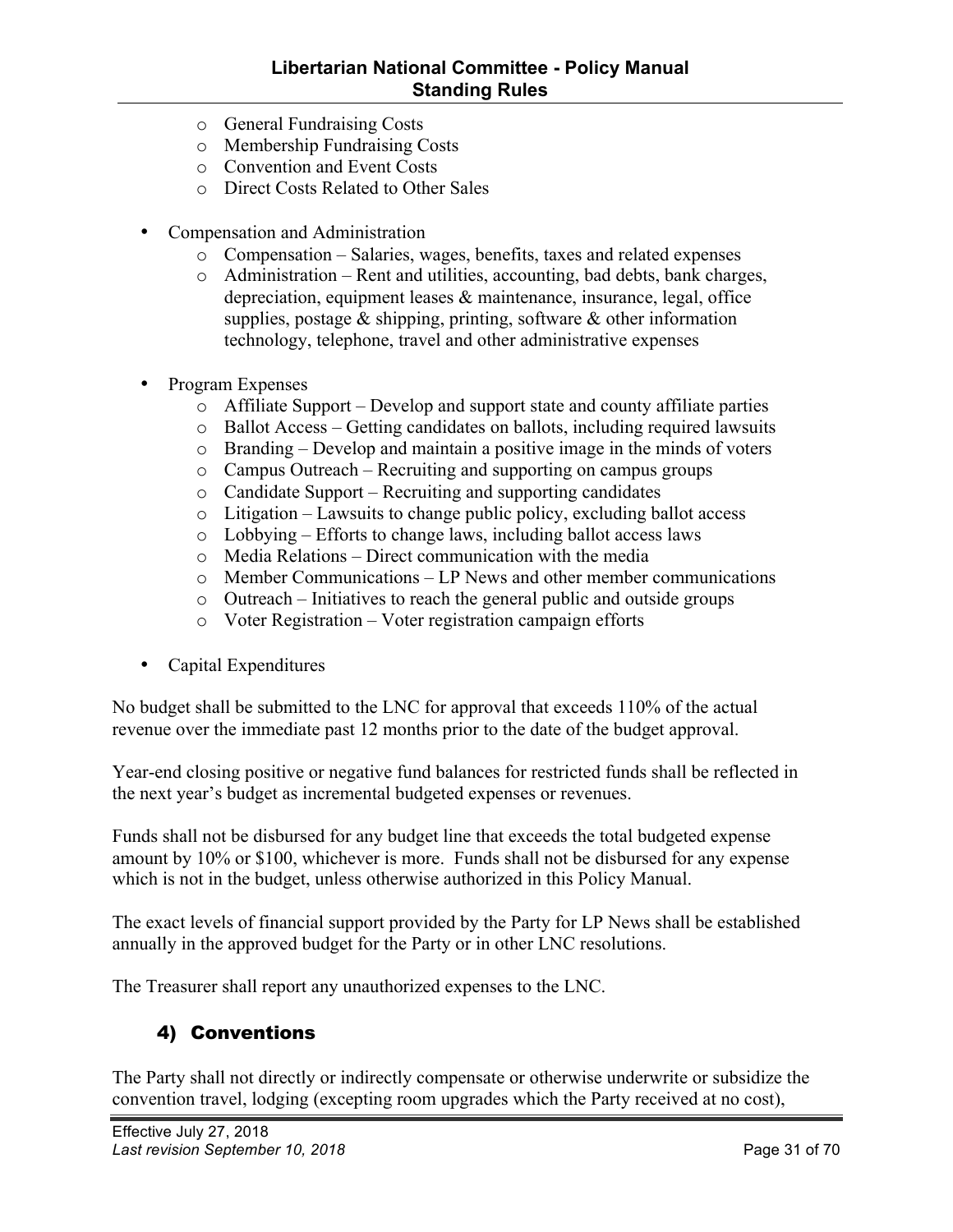- General Fundraising Costs
  - Membership Fundraising Costs
  - Convention and Event Costs
  - Direct Costs Related to Other Sales

- Compensation and Administration
  - Compensation – Salaries, wages, benefits, taxes and related expenses
  - Administration – Rent and utilities, accounting, bad debts, bank charges, depreciation, equipment leases & maintenance, insurance, legal, office supplies, postage & shipping, printing, software & other information technology, telephone, travel and other administrative expenses

- Program Expenses
  - Affiliate Support – Develop and support state and county affiliate parties
  - Ballot Access – Getting candidates on ballots, including required lawsuits
  - Branding – Develop and maintain a positive image in the minds of voters
  - Campus Outreach – Recruiting and supporting on campus groups
  - Candidate Support – Recruiting and supporting candidates
  - Litigation – Lawsuits to change public policy, excluding ballot access
  - Lobbying – Efforts to change laws, including ballot access laws
  - Media Relations – Direct communication with the media
  - Member Communications – LP News and other member communications
  - Outreach – Initiatives to reach the general public and outside groups
  - Voter Registration – Voter registration campaign efforts

- Capital Expenditures

No budget shall be submitted to the LNC for approval that exceeds 110% of the actual revenue over the immediate past 12 months prior to the date of the budget approval.

Year-end closing positive or negative fund balances for restricted funds shall be reflected in the next year's budget as incremental budgeted expenses or revenues.

Funds shall not be disbursed for any budget line that exceeds the total budgeted expense amount by 10% or $100, whichever is more. Funds shall not be disbursed for any expense which is not in the budget, unless otherwise authorized in this Policy Manual.

The exact levels of financial support provided by the Party for LP News shall be established annually in the approved budget for the Party or in other LNC resolutions.

The Treasurer shall report any unauthorized expenses to the LNC.

## 4) Conventions

The Party shall not directly or indirectly compensate or otherwise underwrite or subsidize the convention travel, lodging (excepting room upgrades which the Party received at no cost),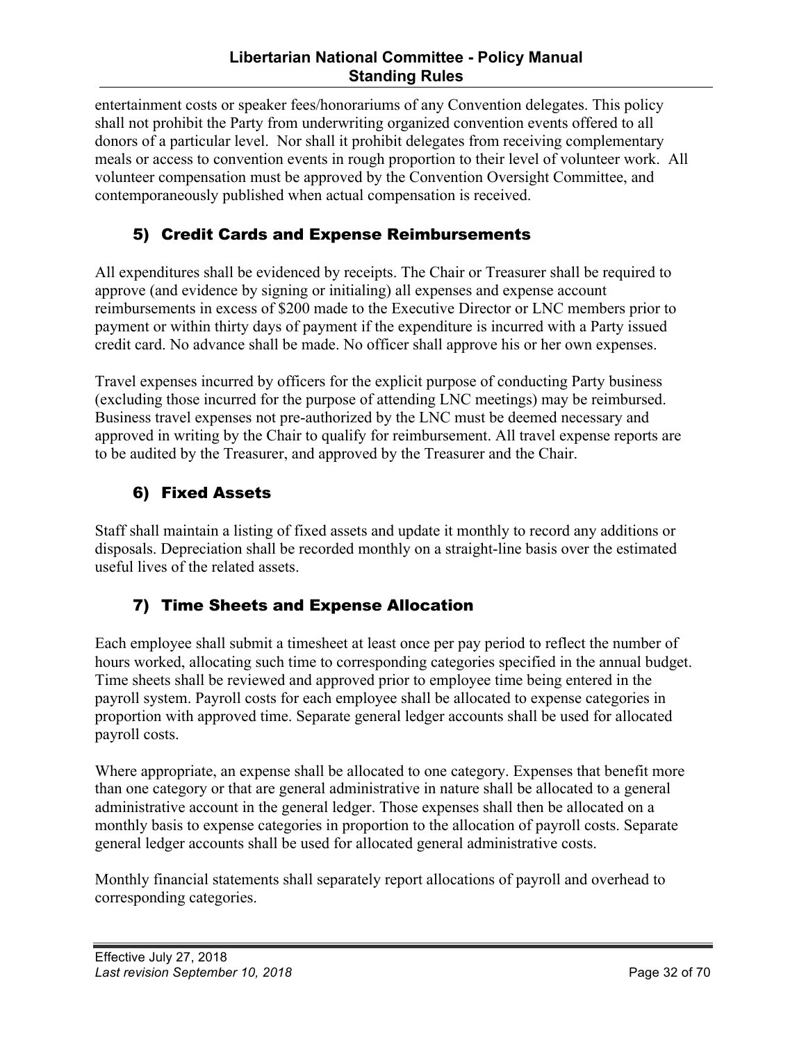entertainment costs or speaker fees/honorariums of any Convention delegates. This policy shall not prohibit the Party from underwriting organized convention events offered to all donors of a particular level. Nor shall it prohibit delegates from receiving complementary meals or access to convention events in rough proportion to their level of volunteer work. All volunteer compensation must be approved by the Convention Oversight Committee, and contemporaneously published when actual compensation is received.

### 5) Credit Cards and Expense Reimbursements

All expenditures shall be evidenced by receipts. The Chair or Treasurer shall be required to approve (and evidence by signing or initialing) all expenses and expense account reimbursements in excess of $200 made to the Executive Director or LNC members prior to payment or within thirty days of payment if the expenditure is incurred with a Party issued credit card. No advance shall be made. No officer shall approve his or her own expenses.

Travel expenses incurred by officers for the explicit purpose of conducting Party business (excluding those incurred for the purpose of attending LNC meetings) may be reimbursed. Business travel expenses not pre-authorized by the LNC must be deemed necessary and approved in writing by the Chair to qualify for reimbursement. All travel expense reports are to be audited by the Treasurer, and approved by the Treasurer and the Chair.

### 6) Fixed Assets

Staff shall maintain a listing of fixed assets and update it monthly to record any additions or disposals. Depreciation shall be recorded monthly on a straight-line basis over the estimated useful lives of the related assets.

### 7) Time Sheets and Expense Allocation

Each employee shall submit a timesheet at least once per pay period to reflect the number of hours worked, allocating such time to corresponding categories specified in the annual budget. Time sheets shall be reviewed and approved prior to employee time being entered in the payroll system. Payroll costs for each employee shall be allocated to expense categories in proportion with approved time. Separate general ledger accounts shall be used for allocated payroll costs.

Where appropriate, an expense shall be allocated to one category. Expenses that benefit more than one category or that are general administrative in nature shall be allocated to a general administrative account in the general ledger. Those expenses shall then be allocated on a monthly basis to expense categories in proportion to the allocation of payroll costs. Separate general ledger accounts shall be used for allocated general administrative costs.

Monthly financial statements shall separately report allocations of payroll and overhead to corresponding categories.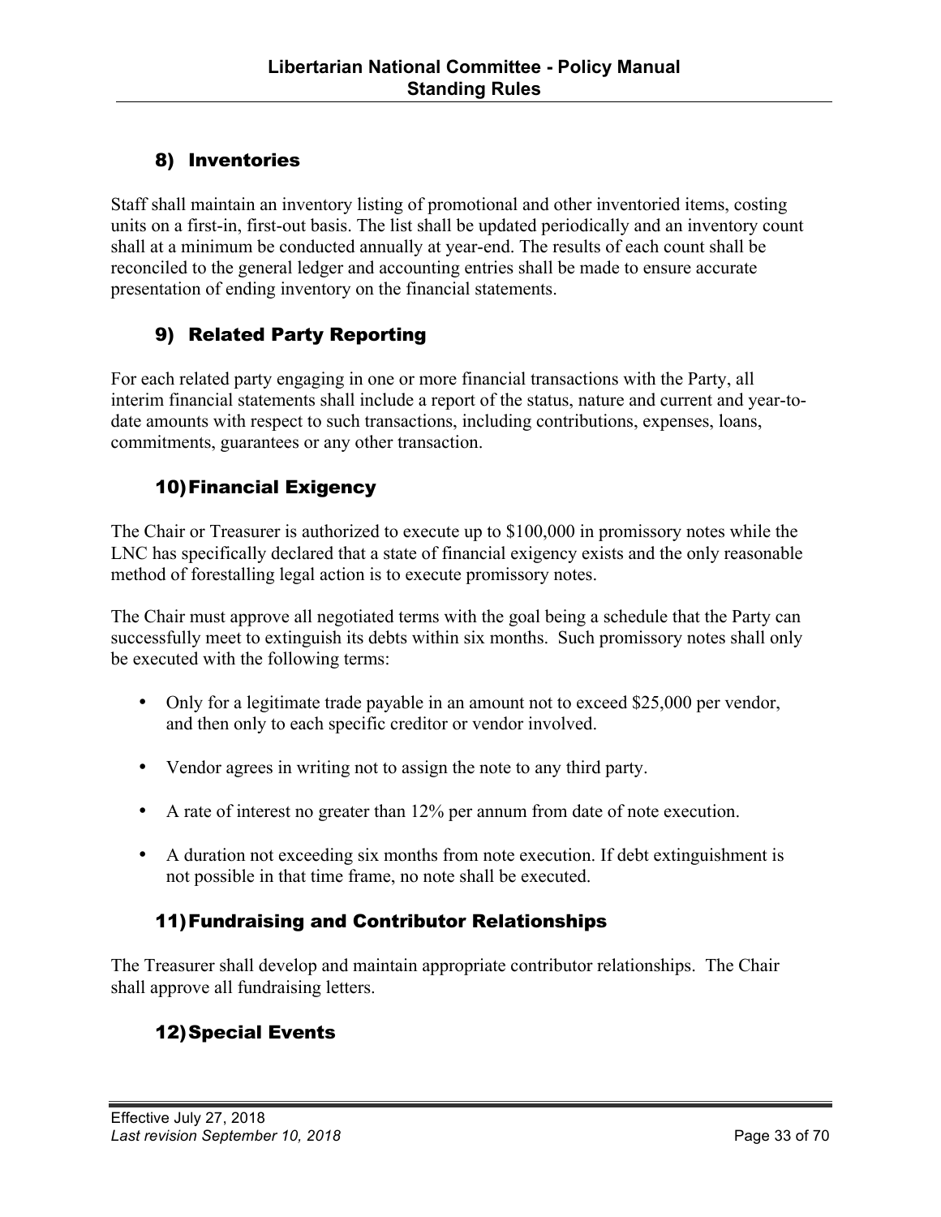## 8) Inventories

Staff shall maintain an inventory listing of promotional and other inventoried items, costing units on a first-in, first-out basis. The list shall be updated periodically and an inventory count shall at a minimum be conducted annually at year-end. The results of each count shall be reconciled to the general ledger and accounting entries shall be made to ensure accurate presentation of ending inventory on the financial statements.

## 9) Related Party Reporting

For each related party engaging in one or more financial transactions with the Party, all interim financial statements shall include a report of the status, nature and current and year-to-date amounts with respect to such transactions, including contributions, expenses, loans, commitments, guarantees or any other transaction.

## 10) Financial Exigency

The Chair or Treasurer is authorized to execute up to $100,000 in promissory notes while the LNC has specifically declared that a state of financial exigency exists and the only reasonable method of forestalling legal action is to execute promissory notes.

The Chair must approve all negotiated terms with the goal being a schedule that the Party can successfully meet to extinguish its debts within six months. Such promissory notes shall only be executed with the following terms:

- Only for a legitimate trade payable in an amount not to exceed $25,000 per vendor, and then only to each specific creditor or vendor involved.
- Vendor agrees in writing not to assign the note to any third party.
- A rate of interest no greater than 12% per annum from date of note execution.
- A duration not exceeding six months from note execution. If debt extinguishment is not possible in that time frame, no note shall be executed.

## 11) Fundraising and Contributor Relationships

The Treasurer shall develop and maintain appropriate contributor relationships. The Chair shall approve all fundraising letters.

## 12) Special Events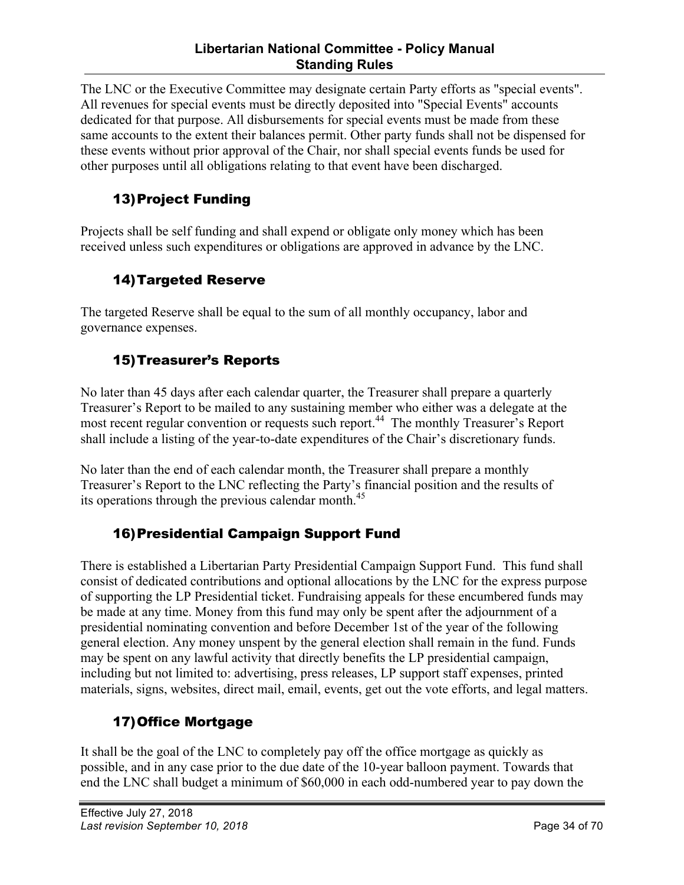The LNC or the Executive Committee may designate certain Party efforts as "special events". All revenues for special events must be directly deposited into "Special Events" accounts dedicated for that purpose. All disbursements for special events must be made from these same accounts to the extent their balances permit. Other party funds shall not be dispensed for these events without prior approval of the Chair, nor shall special events funds be used for other purposes until all obligations relating to that event have been discharged.

### 13) Project Funding

Projects shall be self funding and shall expend or obligate only money which has been received unless such expenditures or obligations are approved in advance by the LNC.

### 14) Targeted Reserve

The targeted Reserve shall be equal to the sum of all monthly occupancy, labor and governance expenses.

### 15) Treasurer's Reports

No later than 45 days after each calendar quarter, the Treasurer shall prepare a quarterly Treasurer's Report to be mailed to any sustaining member who either was a delegate at the most recent regular convention or requests such report.[44] The monthly Treasurer's Report shall include a listing of the year-to-date expenditures of the Chair's discretionary funds.

No later than the end of each calendar month, the Treasurer shall prepare a monthly Treasurer's Report to the LNC reflecting the Party's financial position and the results of its operations through the previous calendar month.[45]

### 16) Presidential Campaign Support Fund

There is established a Libertarian Party Presidential Campaign Support Fund. This fund shall consist of dedicated contributions and optional allocations by the LNC for the express purpose of supporting the LP Presidential ticket. Fundraising appeals for these encumbered funds may be made at any time. Money from this fund may only be spent after the adjournment of a presidential nominating convention and before December 1st of the year of the following general election. Any money unspent by the general election shall remain in the fund. Funds may be spent on any lawful activity that directly benefits the LP presidential campaign, including but not limited to: advertising, press releases, LP support staff expenses, printed materials, signs, websites, direct mail, email, events, get out the vote efforts, and legal matters.

### 17) Office Mortgage

It shall be the goal of the LNC to completely pay off the office mortgage as quickly as possible, and in any case prior to the due date of the 10-year balloon payment. Towards that end the LNC shall budget a minimum of $60,000 in each odd-numbered year to pay down the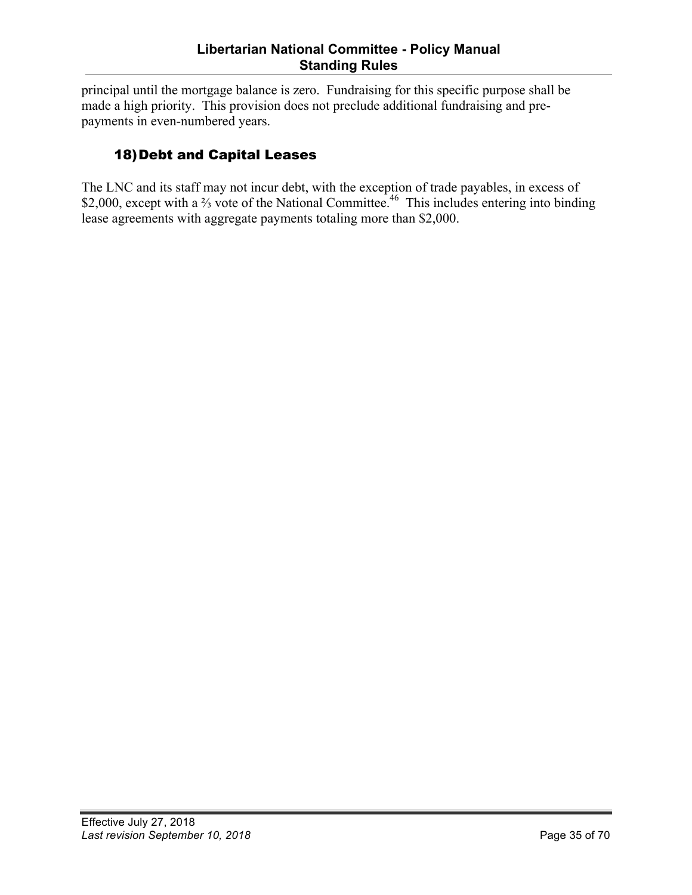principal until the mortgage balance is zero. Fundraising for this specific purpose shall be made a high priority. This provision does not preclude additional fundraising and pre-payments in even-numbered years.

### 18) Debt and Capital Leases

The LNC and its staff may not incur debt, with the exception of trade payables, in excess of $2,000, except with a ⅔ vote of the National Committee.[46] This includes entering into binding lease agreements with aggregate payments totaling more than $2,000.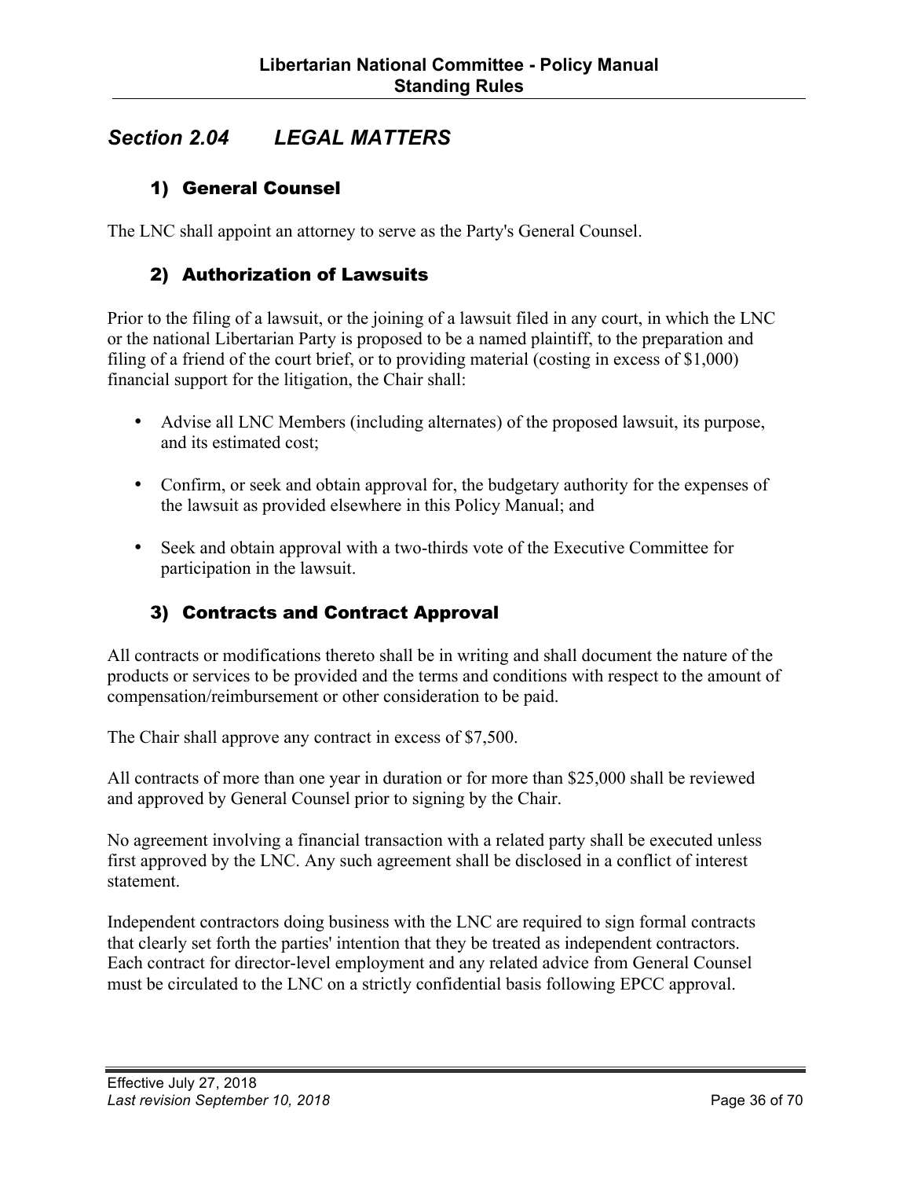## *Section 2.04 LEGAL MATTERS*

### 1) General Counsel

The LNC shall appoint an attorney to serve as the Party's General Counsel.

### 2) Authorization of Lawsuits

Prior to the filing of a lawsuit, or the joining of a lawsuit filed in any court, in which the LNC or the national Libertarian Party is proposed to be a named plaintiff, to the preparation and filing of a friend of the court brief, or to providing material (costing in excess of $1,000) financial support for the litigation, the Chair shall:

- Advise all LNC Members (including alternates) of the proposed lawsuit, its purpose, and its estimated cost;
- Confirm, or seek and obtain approval for, the budgetary authority for the expenses of the lawsuit as provided elsewhere in this Policy Manual; and
- Seek and obtain approval with a two-thirds vote of the Executive Committee for participation in the lawsuit.

### 3) Contracts and Contract Approval

All contracts or modifications thereto shall be in writing and shall document the nature of the products or services to be provided and the terms and conditions with respect to the amount of compensation/reimbursement or other consideration to be paid.

The Chair shall approve any contract in excess of $7,500.

All contracts of more than one year in duration or for more than $25,000 shall be reviewed and approved by General Counsel prior to signing by the Chair.

No agreement involving a financial transaction with a related party shall be executed unless first approved by the LNC. Any such agreement shall be disclosed in a conflict of interest statement.

Independent contractors doing business with the LNC are required to sign formal contracts that clearly set forth the parties' intention that they be treated as independent contractors. Each contract for director-level employment and any related advice from General Counsel must be circulated to the LNC on a strictly confidential basis following EPCC approval.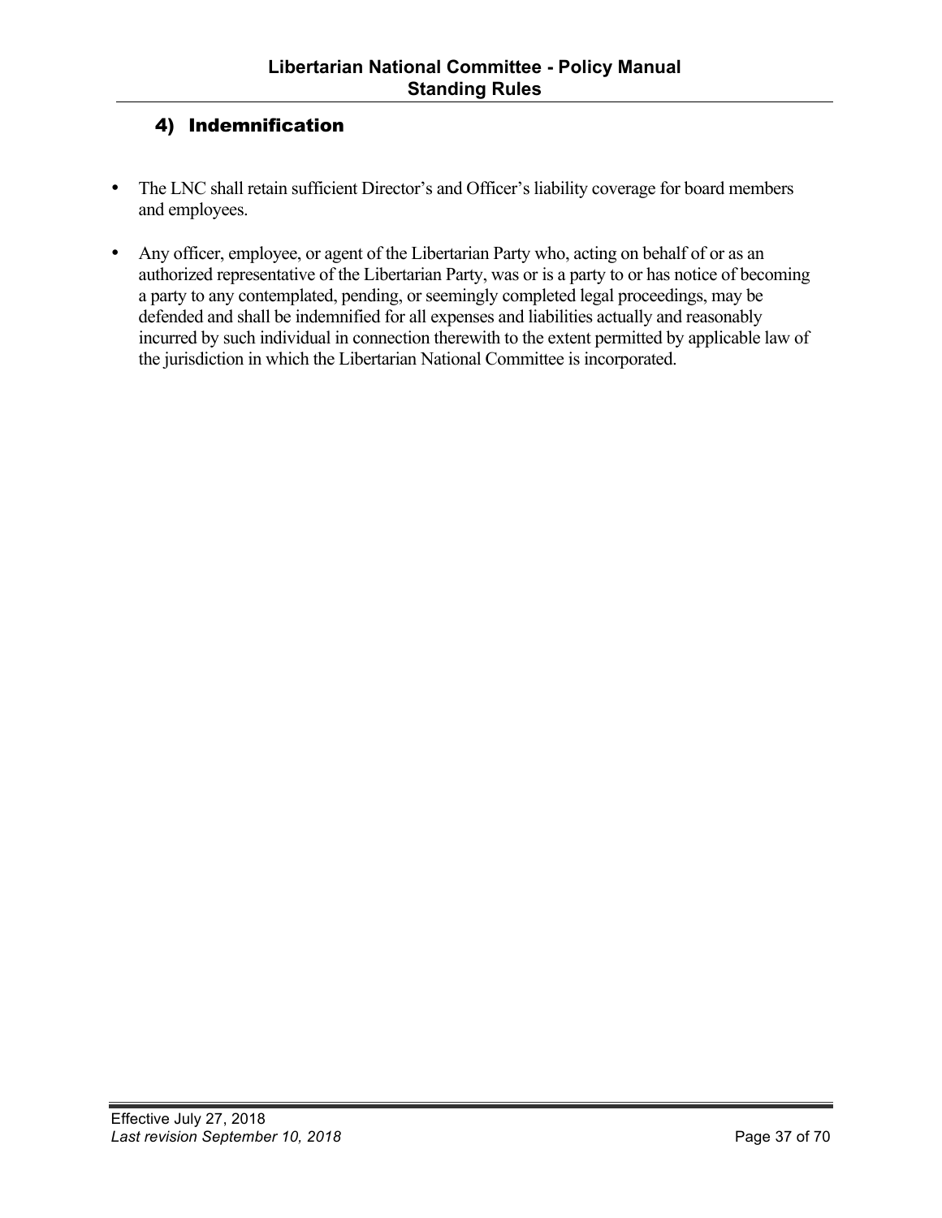## 4) Indemnification

- The LNC shall retain sufficient Director's and Officer's liability coverage for board members and employees.
- Any officer, employee, or agent of the Libertarian Party who, acting on behalf of or as an authorized representative of the Libertarian Party, was or is a party to or has notice of becoming a party to any contemplated, pending, or seemingly completed legal proceedings, may be defended and shall be indemnified for all expenses and liabilities actually and reasonably incurred by such individual in connection therewith to the extent permitted by applicable law of the jurisdiction in which the Libertarian National Committee is incorporated.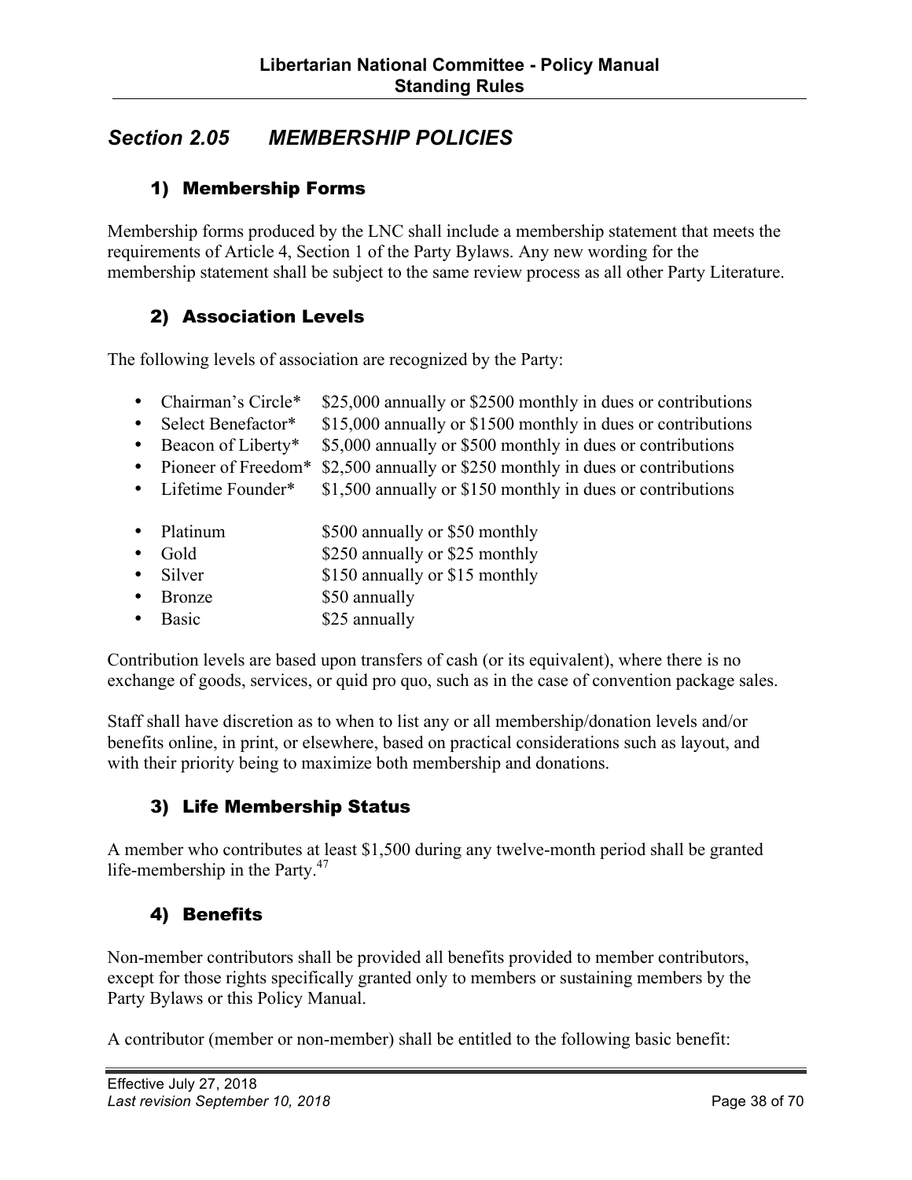## Section 2.05 MEMBERSHIP POLICIES

### 1) Membership Forms

Membership forms produced by the LNC shall include a membership statement that meets the requirements of Article 4, Section 1 of the Party Bylaws. Any new wording for the membership statement shall be subject to the same review process as all other Party Literature.

### 2) Association Levels

The following levels of association are recognized by the Party:

- Chairman's Circle* $25,000 annually or $2500 monthly in dues or contributions
- Select Benefactor* $15,000 annually or $1500 monthly in dues or contributions
- Beacon of Liberty* $5,000 annually or $500 monthly in dues or contributions
- Pioneer of Freedom* $2,500 annually or $250 monthly in dues or contributions
- Lifetime Founder* $1,500 annually or $150 monthly in dues or contributions

- Platinum $500 annually or $50 monthly
- Gold $250 annually or $25 monthly
- Silver $150 annually or $15 monthly
- Bronze $50 annually
- Basic $25 annually

Contribution levels are based upon transfers of cash (or its equivalent), where there is no exchange of goods, services, or quid pro quo, such as in the case of convention package sales.

Staff shall have discretion as to when to list any or all membership/donation levels and/or benefits online, in print, or elsewhere, based on practical considerations such as layout, and with their priority being to maximize both membership and donations.

### 3) Life Membership Status

A member who contributes at least $1,500 during any twelve-month period shall be granted life-membership in the Party.[47]

### 4) Benefits

Non-member contributors shall be provided all benefits provided to member contributors, except for those rights specifically granted only to members or sustaining members by the Party Bylaws or this Policy Manual.

A contributor (member or non-member) shall be entitled to the following basic benefit: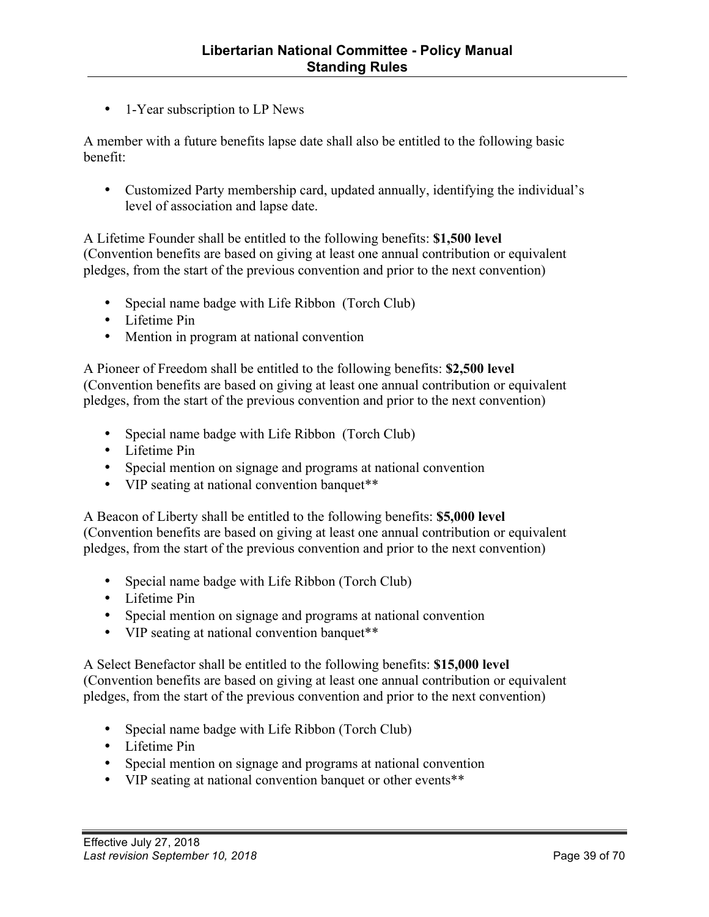- 1-Year subscription to LP News

A member with a future benefits lapse date shall also be entitled to the following basic benefit:

- Customized Party membership card, updated annually, identifying the individual's level of association and lapse date.

A Lifetime Founder shall be entitled to the following benefits: **$1,500 level** (Convention benefits are based on giving at least one annual contribution or equivalent pledges, from the start of the previous convention and prior to the next convention)

- Special name badge with Life Ribbon (Torch Club)
- Lifetime Pin
- Mention in program at national convention

A Pioneer of Freedom shall be entitled to the following benefits: **$2,500 level** (Convention benefits are based on giving at least one annual contribution or equivalent pledges, from the start of the previous convention and prior to the next convention)

- Special name badge with Life Ribbon (Torch Club)
- Lifetime Pin
- Special mention on signage and programs at national convention
- VIP seating at national convention banquet**

A Beacon of Liberty shall be entitled to the following benefits: **$5,000 level** (Convention benefits are based on giving at least one annual contribution or equivalent pledges, from the start of the previous convention and prior to the next convention)

- Special name badge with Life Ribbon (Torch Club)
- Lifetime Pin
- Special mention on signage and programs at national convention
- VIP seating at national convention banquet**

A Select Benefactor shall be entitled to the following benefits: **$15,000 level** (Convention benefits are based on giving at least one annual contribution or equivalent pledges, from the start of the previous convention and prior to the next convention)

- Special name badge with Life Ribbon (Torch Club)
- Lifetime Pin
- Special mention on signage and programs at national convention
- VIP seating at national convention banquet or other events**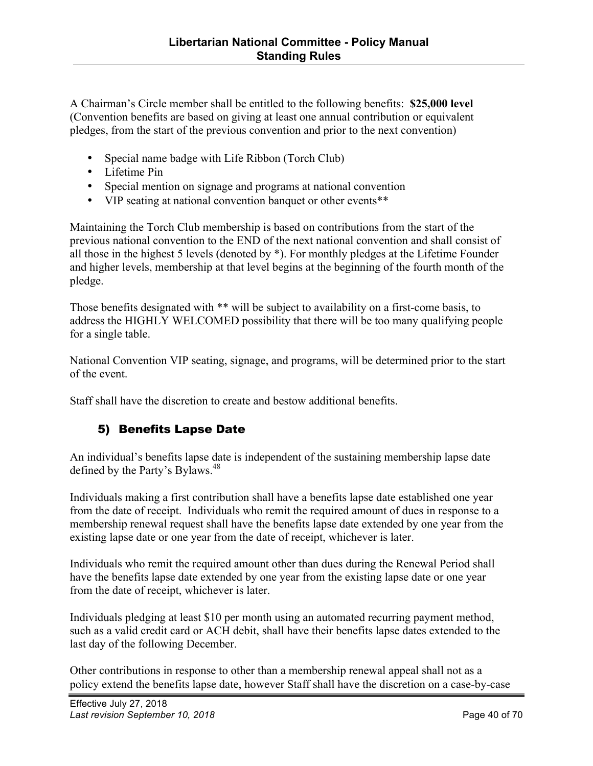A Chairman's Circle member shall be entitled to the following benefits: **$25,000 level** (Convention benefits are based on giving at least one annual contribution or equivalent pledges, from the start of the previous convention and prior to the next convention)

- Special name badge with Life Ribbon (Torch Club)
- Lifetime Pin
- Special mention on signage and programs at national convention
- VIP seating at national convention banquet or other events**

Maintaining the Torch Club membership is based on contributions from the start of the previous national convention to the END of the next national convention and shall consist of all those in the highest 5 levels (denoted by *). For monthly pledges at the Lifetime Founder and higher levels, membership at that level begins at the beginning of the fourth month of the pledge.

Those benefits designated with ** will be subject to availability on a first-come basis, to address the HIGHLY WELCOMED possibility that there will be too many qualifying people for a single table.

National Convention VIP seating, signage, and programs, will be determined prior to the start of the event.

Staff shall have the discretion to create and bestow additional benefits.

### 5) Benefits Lapse Date

An individual's benefits lapse date is independent of the sustaining membership lapse date defined by the Party's Bylaws.[48]

Individuals making a first contribution shall have a benefits lapse date established one year from the date of receipt. Individuals who remit the required amount of dues in response to a membership renewal request shall have the benefits lapse date extended by one year from the existing lapse date or one year from the date of receipt, whichever is later.

Individuals who remit the required amount other than dues during the Renewal Period shall have the benefits lapse date extended by one year from the existing lapse date or one year from the date of receipt, whichever is later.

Individuals pledging at least $10 per month using an automated recurring payment method, such as a valid credit card or ACH debit, shall have their benefits lapse dates extended to the last day of the following December.

Other contributions in response to other than a membership renewal appeal shall not as a policy extend the benefits lapse date, however Staff shall have the discretion on a case-by-case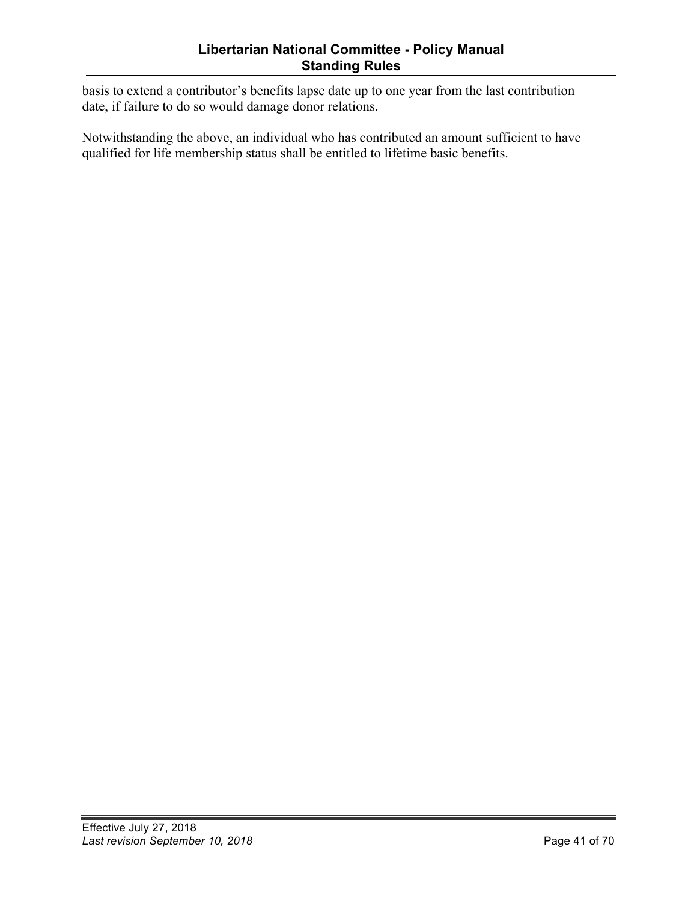basis to extend a contributor's benefits lapse date up to one year from the last contribution date, if failure to do so would damage donor relations.

Notwithstanding the above, an individual who has contributed an amount sufficient to have qualified for life membership status shall be entitled to lifetime basic benefits.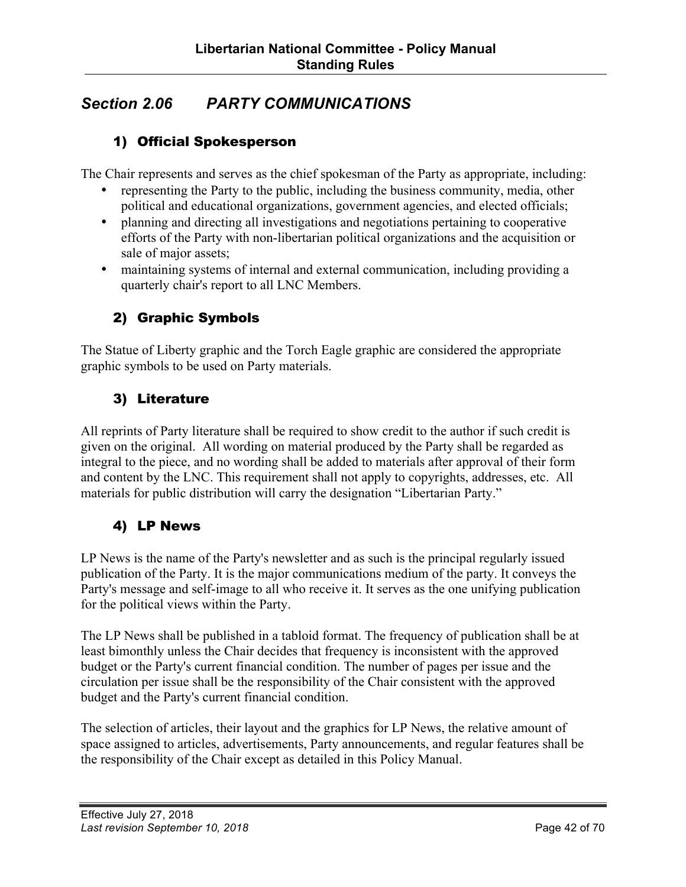## *Section 2.06 PARTY COMMUNICATIONS*

### 1) Official Spokesperson

The Chair represents and serves as the chief spokesman of the Party as appropriate, including:

- representing the Party to the public, including the business community, media, other political and educational organizations, government agencies, and elected officials;
- planning and directing all investigations and negotiations pertaining to cooperative efforts of the Party with non-libertarian political organizations and the acquisition or sale of major assets;
- maintaining systems of internal and external communication, including providing a quarterly chair's report to all LNC Members.

### 2) Graphic Symbols

The Statue of Liberty graphic and the Torch Eagle graphic are considered the appropriate graphic symbols to be used on Party materials.

### 3) Literature

All reprints of Party literature shall be required to show credit to the author if such credit is given on the original. All wording on material produced by the Party shall be regarded as integral to the piece, and no wording shall be added to materials after approval of their form and content by the LNC. This requirement shall not apply to copyrights, addresses, etc. All materials for public distribution will carry the designation "Libertarian Party."

### 4) LP News

LP News is the name of the Party's newsletter and as such is the principal regularly issued publication of the Party. It is the major communications medium of the party. It conveys the Party's message and self-image to all who receive it. It serves as the one unifying publication for the political views within the Party.

The LP News shall be published in a tabloid format. The frequency of publication shall be at least bimonthly unless the Chair decides that frequency is inconsistent with the approved budget or the Party's current financial condition. The number of pages per issue and the circulation per issue shall be the responsibility of the Chair consistent with the approved budget and the Party's current financial condition.

The selection of articles, their layout and the graphics for LP News, the relative amount of space assigned to articles, advertisements, Party announcements, and regular features shall be the responsibility of the Chair except as detailed in this Policy Manual.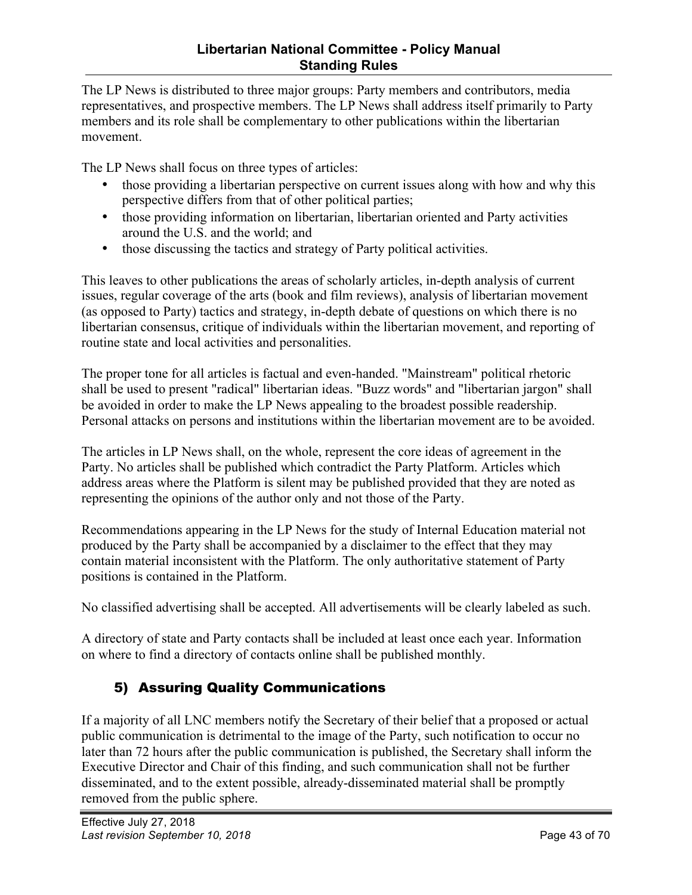The LP News is distributed to three major groups: Party members and contributors, media representatives, and prospective members. The LP News shall address itself primarily to Party members and its role shall be complementary to other publications within the libertarian movement.

The LP News shall focus on three types of articles:

- those providing a libertarian perspective on current issues along with how and why this perspective differs from that of other political parties;
- those providing information on libertarian, libertarian oriented and Party activities around the U.S. and the world; and
- those discussing the tactics and strategy of Party political activities.

This leaves to other publications the areas of scholarly articles, in-depth analysis of current issues, regular coverage of the arts (book and film reviews), analysis of libertarian movement (as opposed to Party) tactics and strategy, in-depth debate of questions on which there is no libertarian consensus, critique of individuals within the libertarian movement, and reporting of routine state and local activities and personalities.

The proper tone for all articles is factual and even-handed. "Mainstream" political rhetoric shall be used to present "radical" libertarian ideas. "Buzz words" and "libertarian jargon" shall be avoided in order to make the LP News appealing to the broadest possible readership. Personal attacks on persons and institutions within the libertarian movement are to be avoided.

The articles in LP News shall, on the whole, represent the core ideas of agreement in the Party. No articles shall be published which contradict the Party Platform. Articles which address areas where the Platform is silent may be published provided that they are noted as representing the opinions of the author only and not those of the Party.

Recommendations appearing in the LP News for the study of Internal Education material not produced by the Party shall be accompanied by a disclaimer to the effect that they may contain material inconsistent with the Platform. The only authoritative statement of Party positions is contained in the Platform.

No classified advertising shall be accepted. All advertisements will be clearly labeled as such.

A directory of state and Party contacts shall be included at least once each year. Information on where to find a directory of contacts online shall be published monthly.

### 5) Assuring Quality Communications

If a majority of all LNC members notify the Secretary of their belief that a proposed or actual public communication is detrimental to the image of the Party, such notification to occur no later than 72 hours after the public communication is published, the Secretary shall inform the Executive Director and Chair of this finding, and such communication shall not be further disseminated, and to the extent possible, already-disseminated material shall be promptly removed from the public sphere.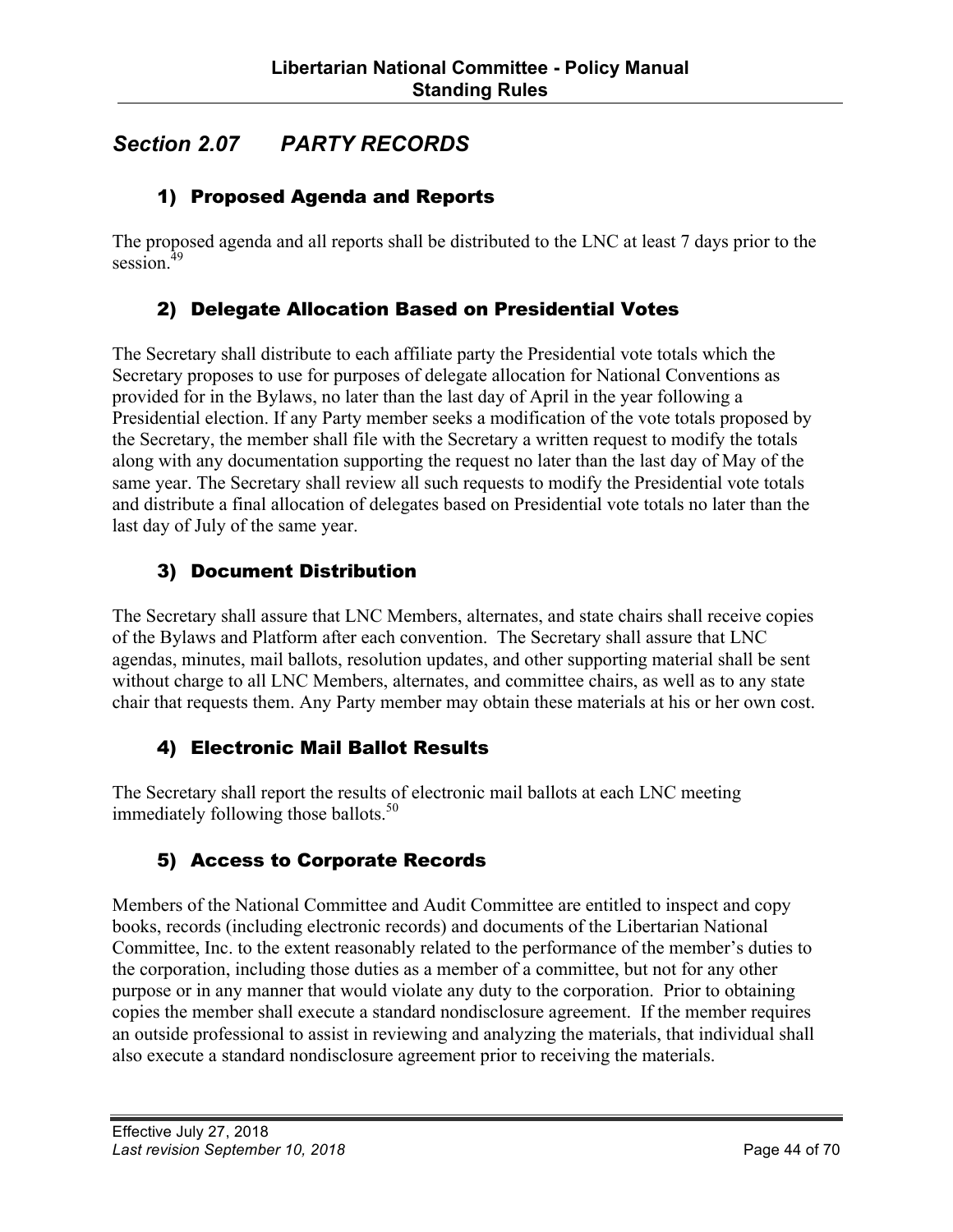## *Section 2.07 PARTY RECORDS*

### 1) Proposed Agenda and Reports

The proposed agenda and all reports shall be distributed to the LNC at least 7 days prior to the session.[49]

### 2) Delegate Allocation Based on Presidential Votes

The Secretary shall distribute to each affiliate party the Presidential vote totals which the Secretary proposes to use for purposes of delegate allocation for National Conventions as provided for in the Bylaws, no later than the last day of April in the year following a Presidential election. If any Party member seeks a modification of the vote totals proposed by the Secretary, the member shall file with the Secretary a written request to modify the totals along with any documentation supporting the request no later than the last day of May of the same year. The Secretary shall review all such requests to modify the Presidential vote totals and distribute a final allocation of delegates based on Presidential vote totals no later than the last day of July of the same year.

### 3) Document Distribution

The Secretary shall assure that LNC Members, alternates, and state chairs shall receive copies of the Bylaws and Platform after each convention. The Secretary shall assure that LNC agendas, minutes, mail ballots, resolution updates, and other supporting material shall be sent without charge to all LNC Members, alternates, and committee chairs, as well as to any state chair that requests them. Any Party member may obtain these materials at his or her own cost.

### 4) Electronic Mail Ballot Results

The Secretary shall report the results of electronic mail ballots at each LNC meeting immediately following those ballots.[50]

### 5) Access to Corporate Records

Members of the National Committee and Audit Committee are entitled to inspect and copy books, records (including electronic records) and documents of the Libertarian National Committee, Inc. to the extent reasonably related to the performance of the member's duties to the corporation, including those duties as a member of a committee, but not for any other purpose or in any manner that would violate any duty to the corporation. Prior to obtaining copies the member shall execute a standard nondisclosure agreement. If the member requires an outside professional to assist in reviewing and analyzing the materials, that individual shall also execute a standard nondisclosure agreement prior to receiving the materials.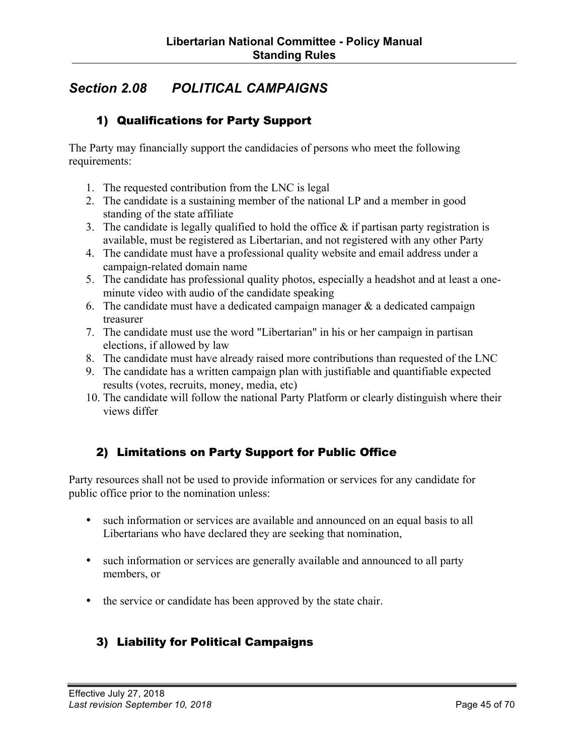## *Section 2.08 POLITICAL CAMPAIGNS*

### 1) Qualifications for Party Support

The Party may financially support the candidacies of persons who meet the following requirements:

1. The requested contribution from the LNC is legal
2. The candidate is a sustaining member of the national LP and a member in good standing of the state affiliate
3. The candidate is legally qualified to hold the office & if partisan party registration is available, must be registered as Libertarian, and not registered with any other Party
4. The candidate must have a professional quality website and email address under a campaign-related domain name
5. The candidate has professional quality photos, especially a headshot and at least a one-minute video with audio of the candidate speaking
6. The candidate must have a dedicated campaign manager & a dedicated campaign treasurer
7. The candidate must use the word "Libertarian" in his or her campaign in partisan elections, if allowed by law
8. The candidate must have already raised more contributions than requested of the LNC
9. The candidate has a written campaign plan with justifiable and quantifiable expected results (votes, recruits, money, media, etc)
10. The candidate will follow the national Party Platform or clearly distinguish where their views differ

### 2) Limitations on Party Support for Public Office

Party resources shall not be used to provide information or services for any candidate for public office prior to the nomination unless:

- such information or services are available and announced on an equal basis to all Libertarians who have declared they are seeking that nomination,
- such information or services are generally available and announced to all party members, or
- the service or candidate has been approved by the state chair.

### 3) Liability for Political Campaigns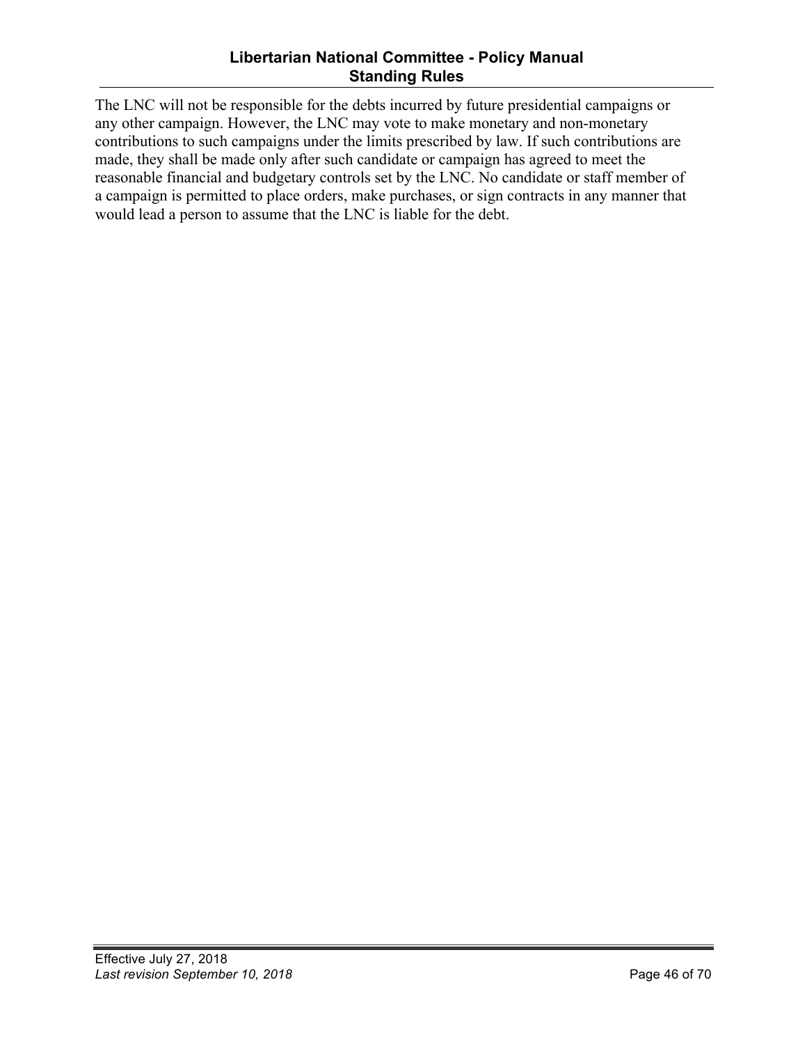The LNC will not be responsible for the debts incurred by future presidential campaigns or any other campaign. However, the LNC may vote to make monetary and non-monetary contributions to such campaigns under the limits prescribed by law. If such contributions are made, they shall be made only after such candidate or campaign has agreed to meet the reasonable financial and budgetary controls set by the LNC. No candidate or staff member of a campaign is permitted to place orders, make purchases, or sign contracts in any manner that would lead a person to assume that the LNC is liable for the debt.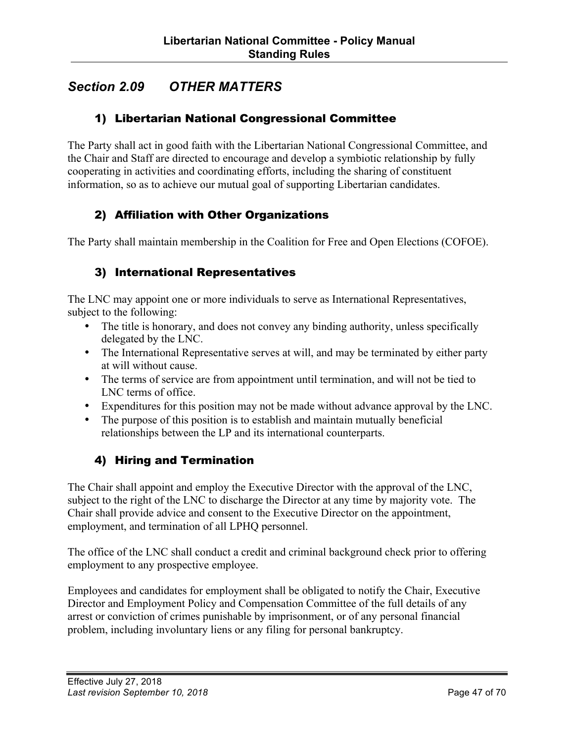## *Section 2.09 OTHER MATTERS*

### 1) Libertarian National Congressional Committee

The Party shall act in good faith with the Libertarian National Congressional Committee, and the Chair and Staff are directed to encourage and develop a symbiotic relationship by fully cooperating in activities and coordinating efforts, including the sharing of constituent information, so as to achieve our mutual goal of supporting Libertarian candidates.

### 2) Affiliation with Other Organizations

The Party shall maintain membership in the Coalition for Free and Open Elections (COFOE).

### 3) International Representatives

The LNC may appoint one or more individuals to serve as International Representatives, subject to the following:

- The title is honorary, and does not convey any binding authority, unless specifically delegated by the LNC.
- The International Representative serves at will, and may be terminated by either party at will without cause.
- The terms of service are from appointment until termination, and will not be tied to LNC terms of office.
- Expenditures for this position may not be made without advance approval by the LNC.
- The purpose of this position is to establish and maintain mutually beneficial relationships between the LP and its international counterparts.

### 4) Hiring and Termination

The Chair shall appoint and employ the Executive Director with the approval of the LNC, subject to the right of the LNC to discharge the Director at any time by majority vote. The Chair shall provide advice and consent to the Executive Director on the appointment, employment, and termination of all LPHQ personnel.

The office of the LNC shall conduct a credit and criminal background check prior to offering employment to any prospective employee.

Employees and candidates for employment shall be obligated to notify the Chair, Executive Director and Employment Policy and Compensation Committee of the full details of any arrest or conviction of crimes punishable by imprisonment, or of any personal financial problem, including involuntary liens or any filing for personal bankruptcy.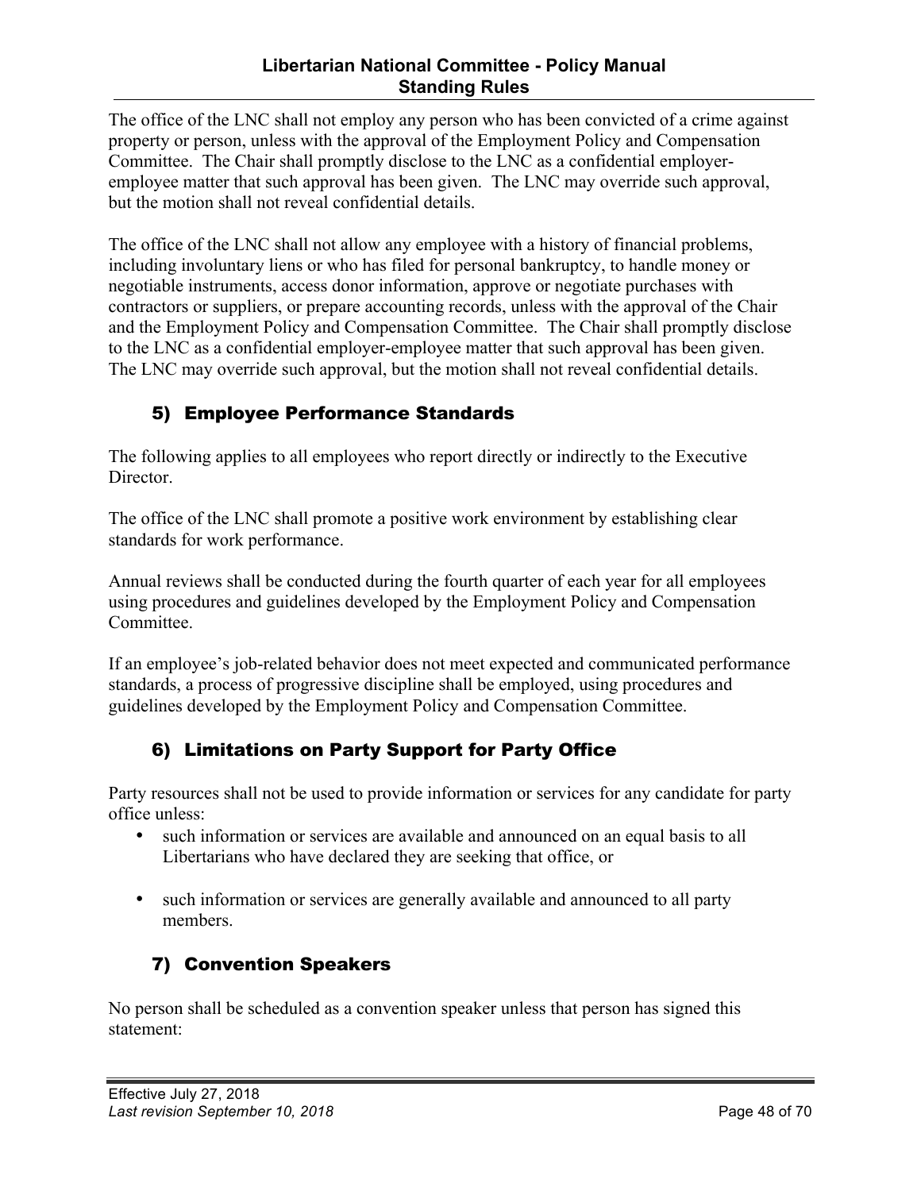The office of the LNC shall not employ any person who has been convicted of a crime against property or person, unless with the approval of the Employment Policy and Compensation Committee. The Chair shall promptly disclose to the LNC as a confidential employer-employee matter that such approval has been given. The LNC may override such approval, but the motion shall not reveal confidential details.

The office of the LNC shall not allow any employee with a history of financial problems, including involuntary liens or who has filed for personal bankruptcy, to handle money or negotiable instruments, access donor information, approve or negotiate purchases with contractors or suppliers, or prepare accounting records, unless with the approval of the Chair and the Employment Policy and Compensation Committee. The Chair shall promptly disclose to the LNC as a confidential employer-employee matter that such approval has been given. The LNC may override such approval, but the motion shall not reveal confidential details.

### 5) Employee Performance Standards

The following applies to all employees who report directly or indirectly to the Executive Director.

The office of the LNC shall promote a positive work environment by establishing clear standards for work performance.

Annual reviews shall be conducted during the fourth quarter of each year for all employees using procedures and guidelines developed by the Employment Policy and Compensation Committee.

If an employee's job-related behavior does not meet expected and communicated performance standards, a process of progressive discipline shall be employed, using procedures and guidelines developed by the Employment Policy and Compensation Committee.

### 6) Limitations on Party Support for Party Office

Party resources shall not be used to provide information or services for any candidate for party office unless:

- such information or services are available and announced on an equal basis to all Libertarians who have declared they are seeking that office, or
- such information or services are generally available and announced to all party members.

### 7) Convention Speakers

No person shall be scheduled as a convention speaker unless that person has signed this statement: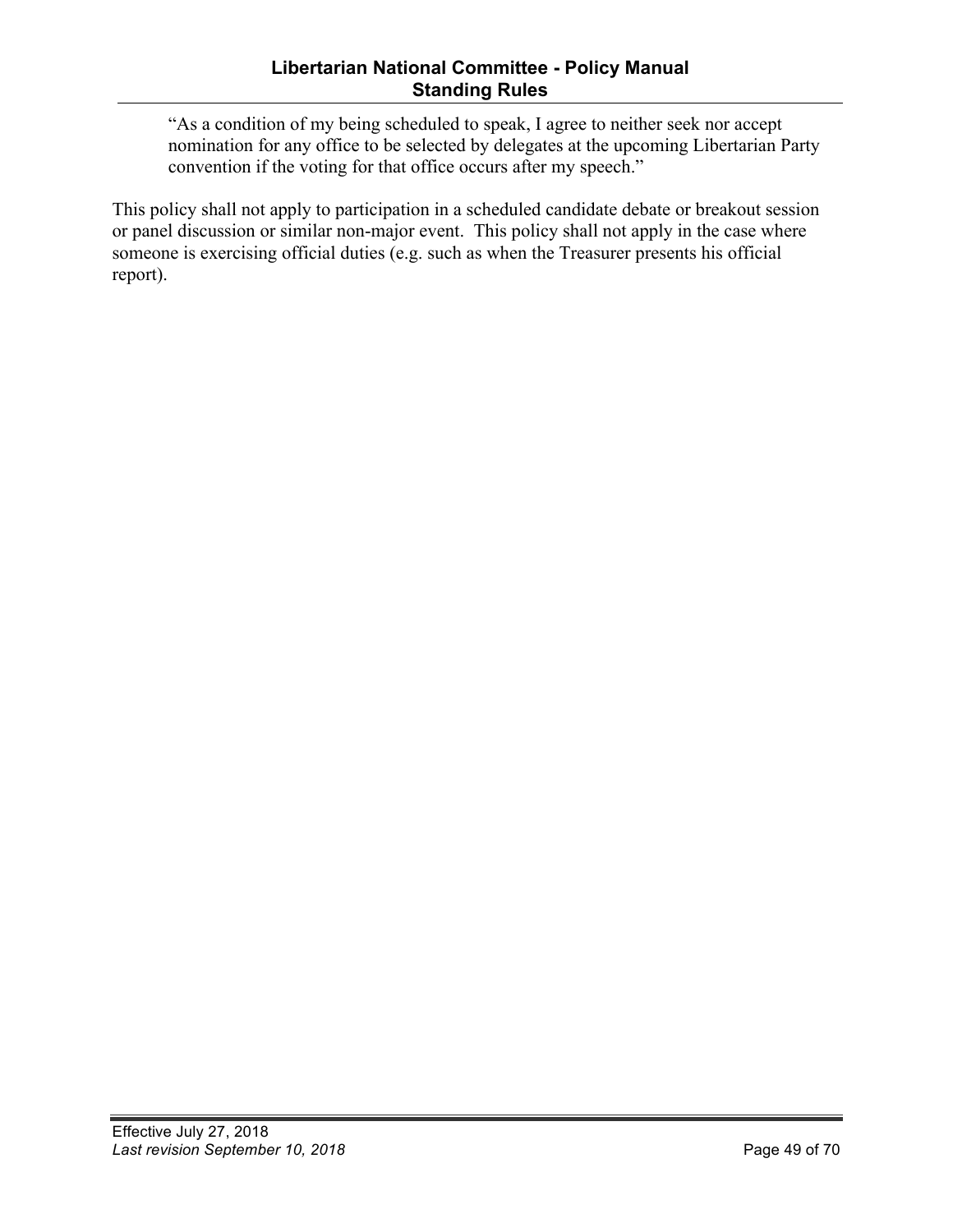> "As a condition of my being scheduled to speak, I agree to neither seek nor accept nomination for any office to be selected by delegates at the upcoming Libertarian Party convention if the voting for that office occurs after my speech."

This policy shall not apply to participation in a scheduled candidate debate or breakout session or panel discussion or similar non-major event. This policy shall not apply in the case where someone is exercising official duties (e.g. such as when the Treasurer presents his official report).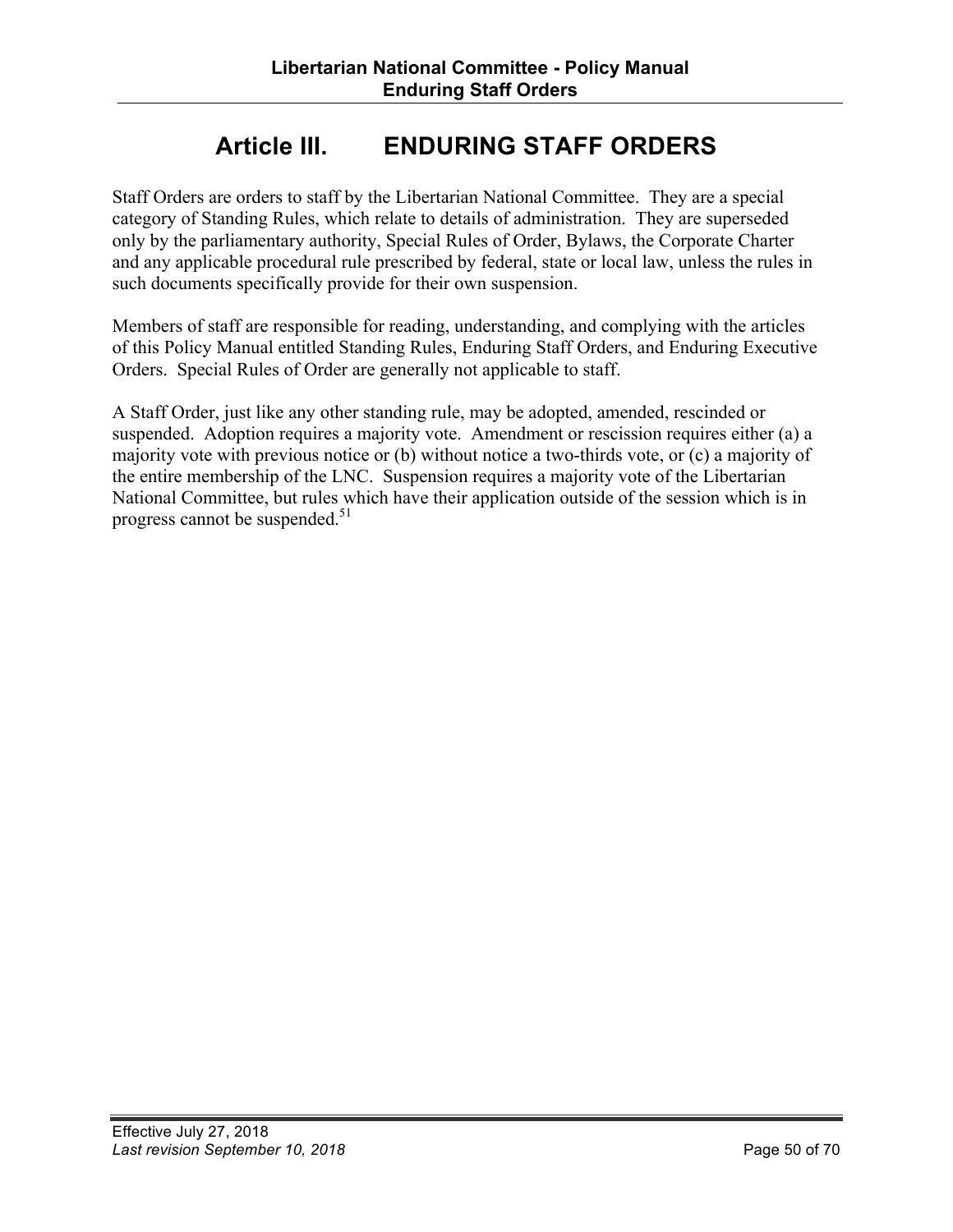# Article III. ENDURING STAFF ORDERS

Staff Orders are orders to staff by the Libertarian National Committee. They are a special category of Standing Rules, which relate to details of administration. They are superseded only by the parliamentary authority, Special Rules of Order, Bylaws, the Corporate Charter and any applicable procedural rule prescribed by federal, state or local law, unless the rules in such documents specifically provide for their own suspension.

Members of staff are responsible for reading, understanding, and complying with the articles of this Policy Manual entitled Standing Rules, Enduring Staff Orders, and Enduring Executive Orders. Special Rules of Order are generally not applicable to staff.

A Staff Order, just like any other standing rule, may be adopted, amended, rescinded or suspended. Adoption requires a majority vote. Amendment or rescission requires either (a) a majority vote with previous notice or (b) without notice a two-thirds vote, or (c) a majority of the entire membership of the LNC. Suspension requires a majority vote of the Libertarian National Committee, but rules which have their application outside of the session which is in progress cannot be suspended.[51]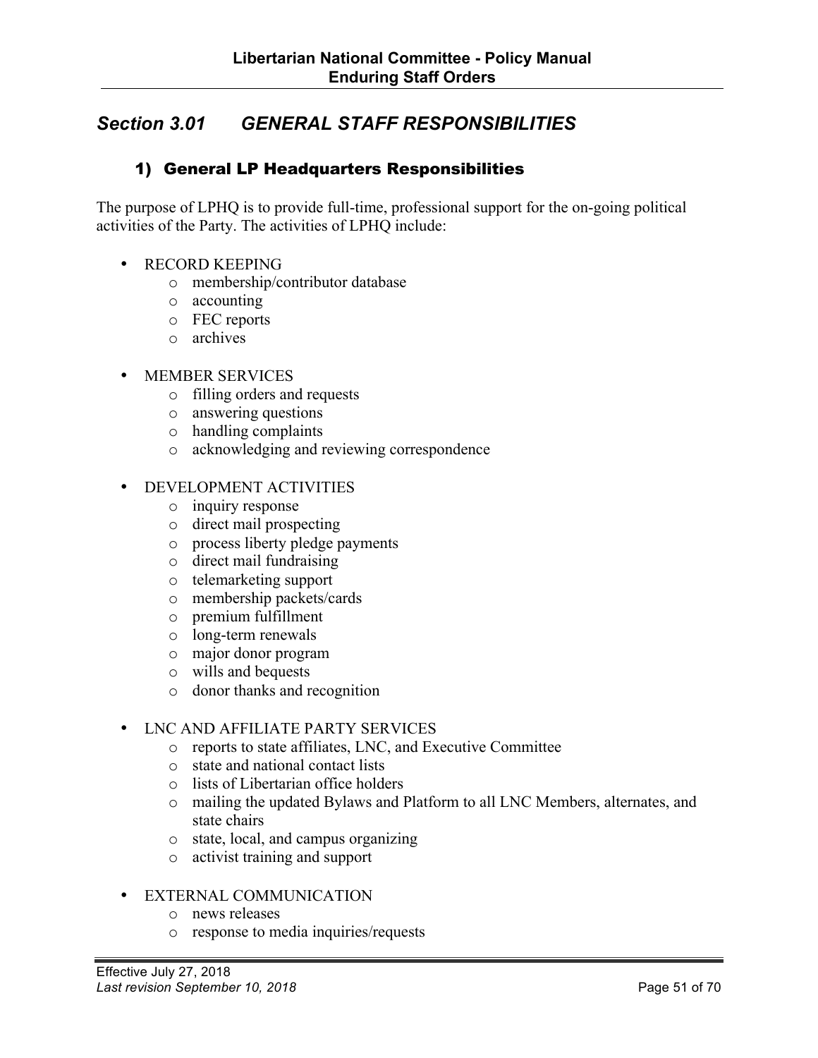## *Section 3.01 GENERAL STAFF RESPONSIBILITIES*

### 1) General LP Headquarters Responsibilities

The purpose of LPHQ is to provide full-time, professional support for the on-going political activities of the Party. The activities of LPHQ include:

- RECORD KEEPING
    - membership/contributor database
    - accounting
    - FEC reports
    - archives

- MEMBER SERVICES
    - filling orders and requests
    - answering questions
    - handling complaints
    - acknowledging and reviewing correspondence

- DEVELOPMENT ACTIVITIES
    - inquiry response
    - direct mail prospecting
    - process liberty pledge payments
    - direct mail fundraising
    - telemarketing support
    - membership packets/cards
    - premium fulfillment
    - long-term renewals
    - major donor program
    - wills and bequests
    - donor thanks and recognition

- LNC AND AFFILIATE PARTY SERVICES
    - reports to state affiliates, LNC, and Executive Committee
    - state and national contact lists
    - lists of Libertarian office holders
    - mailing the updated Bylaws and Platform to all LNC Members, alternates, and state chairs
    - state, local, and campus organizing
    - activist training and support

- EXTERNAL COMMUNICATION
    - news releases
    - response to media inquiries/requests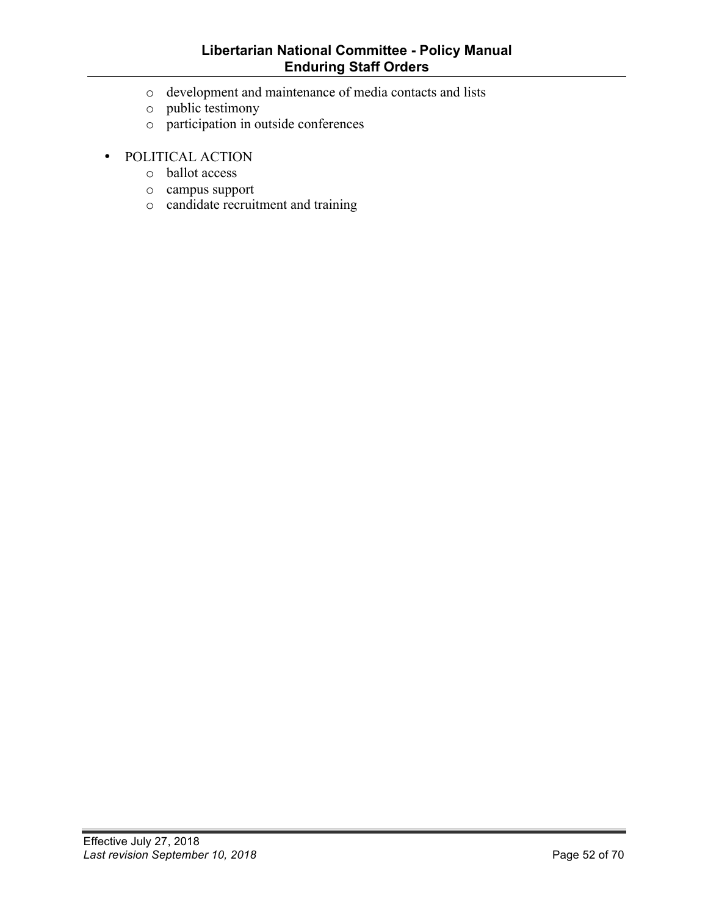- development and maintenance of media contacts and lists
  - public testimony
  - participation in outside conferences

- POLITICAL ACTION
  - ballot access
  - campus support
  - candidate recruitment and training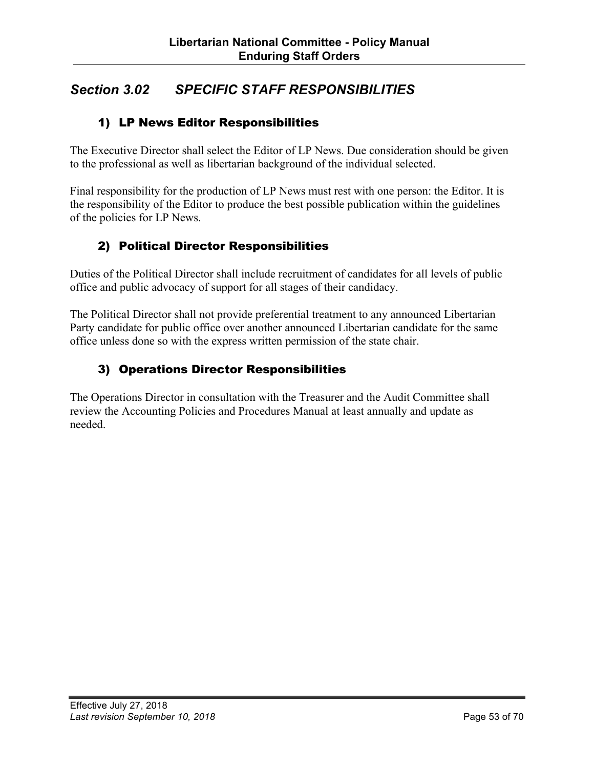## *Section 3.02 SPECIFIC STAFF RESPONSIBILITIES*

### 1) LP News Editor Responsibilities

The Executive Director shall select the Editor of LP News. Due consideration should be given to the professional as well as libertarian background of the individual selected.

Final responsibility for the production of LP News must rest with one person: the Editor. It is the responsibility of the Editor to produce the best possible publication within the guidelines of the policies for LP News.

### 2) Political Director Responsibilities

Duties of the Political Director shall include recruitment of candidates for all levels of public office and public advocacy of support for all stages of their candidacy.

The Political Director shall not provide preferential treatment to any announced Libertarian Party candidate for public office over another announced Libertarian candidate for the same office unless done so with the express written permission of the state chair.

### 3) Operations Director Responsibilities

The Operations Director in consultation with the Treasurer and the Audit Committee shall review the Accounting Policies and Procedures Manual at least annually and update as needed.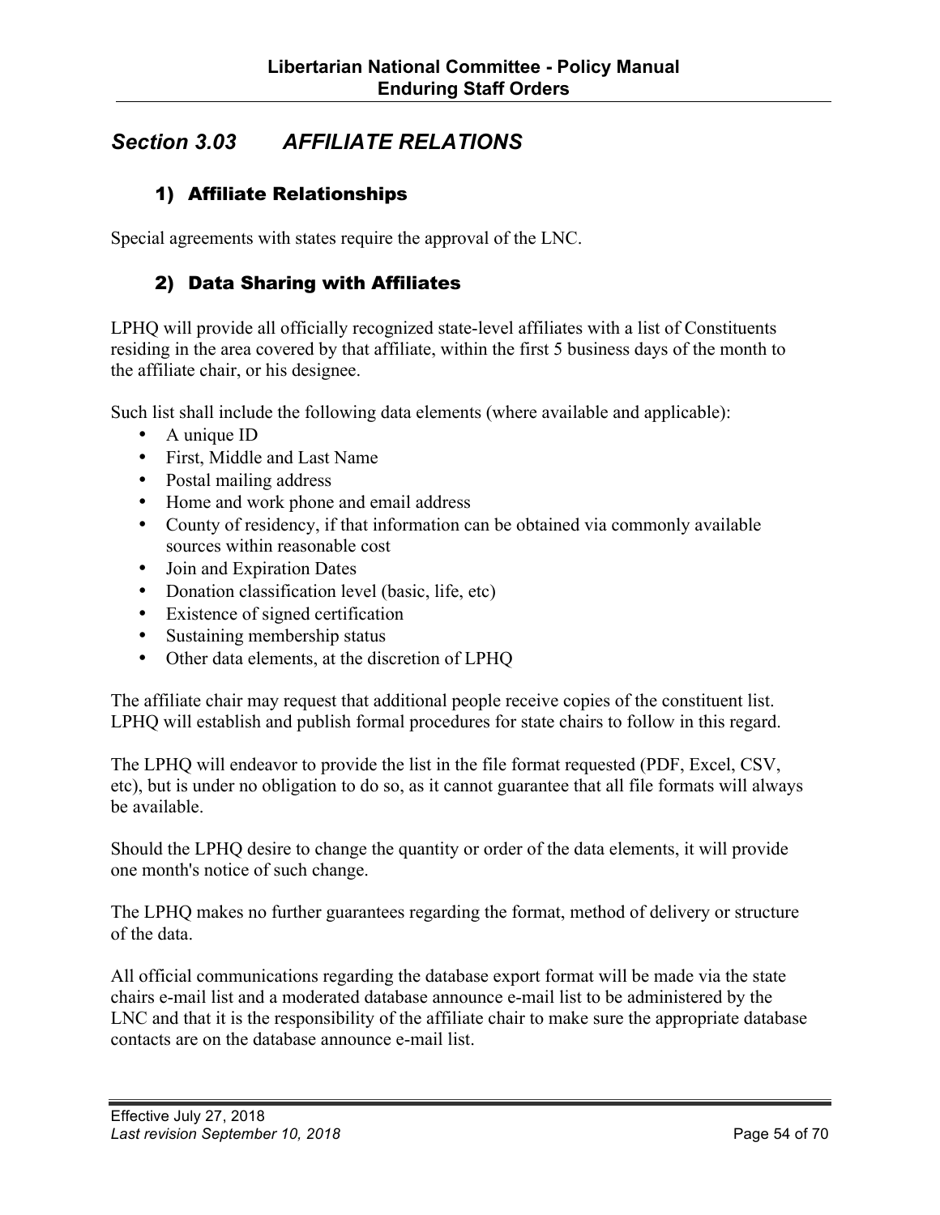## *Section 3.03 AFFILIATE RELATIONS*

### 1) Affiliate Relationships

Special agreements with states require the approval of the LNC.

### 2) Data Sharing with Affiliates

LPHQ will provide all officially recognized state-level affiliates with a list of Constituents residing in the area covered by that affiliate, within the first 5 business days of the month to the affiliate chair, or his designee.

Such list shall include the following data elements (where available and applicable):

- A unique ID
- First, Middle and Last Name
- Postal mailing address
- Home and work phone and email address
- County of residency, if that information can be obtained via commonly available sources within reasonable cost
- Join and Expiration Dates
- Donation classification level (basic, life, etc)
- Existence of signed certification
- Sustaining membership status
- Other data elements, at the discretion of LPHQ

The affiliate chair may request that additional people receive copies of the constituent list. LPHQ will establish and publish formal procedures for state chairs to follow in this regard.

The LPHQ will endeavor to provide the list in the file format requested (PDF, Excel, CSV, etc), but is under no obligation to do so, as it cannot guarantee that all file formats will always be available.

Should the LPHQ desire to change the quantity or order of the data elements, it will provide one month's notice of such change.

The LPHQ makes no further guarantees regarding the format, method of delivery or structure of the data.

All official communications regarding the database export format will be made via the state chairs e-mail list and a moderated database announce e-mail list to be administered by the LNC and that it is the responsibility of the affiliate chair to make sure the appropriate database contacts are on the database announce e-mail list.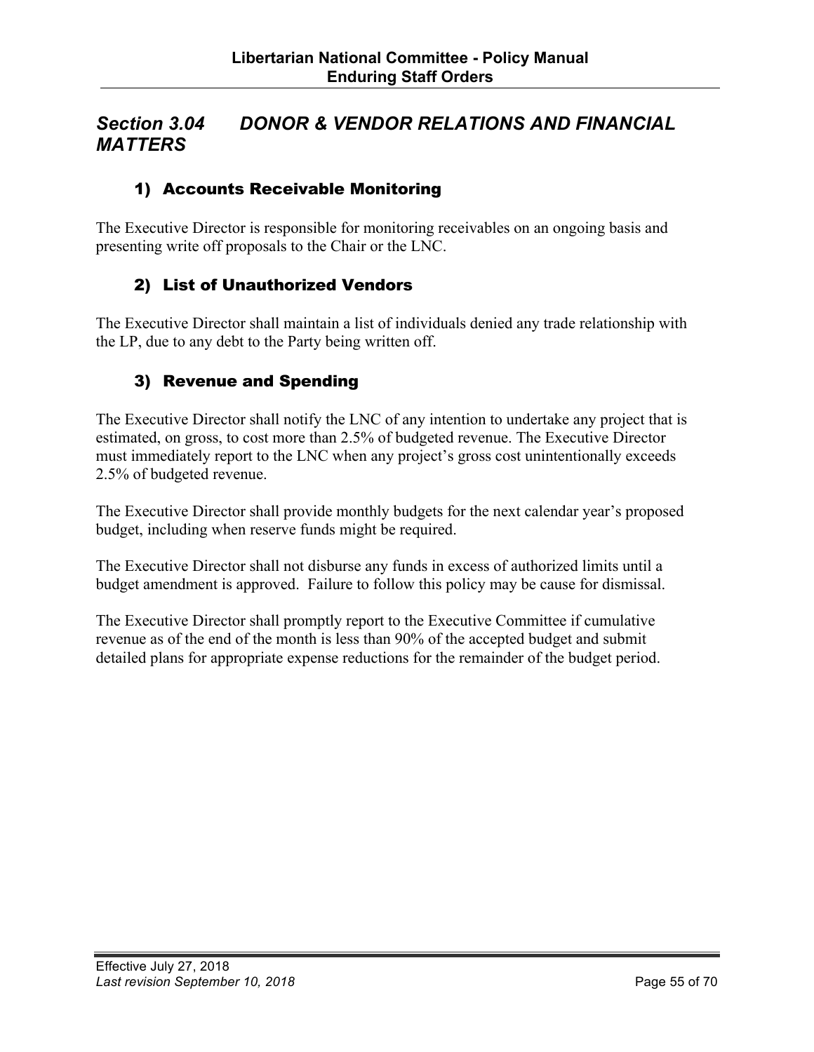## *Section 3.04 DONOR & VENDOR RELATIONS AND FINANCIAL MATTERS*

### 1) Accounts Receivable Monitoring

The Executive Director is responsible for monitoring receivables on an ongoing basis and presenting write off proposals to the Chair or the LNC.

### 2) List of Unauthorized Vendors

The Executive Director shall maintain a list of individuals denied any trade relationship with the LP, due to any debt to the Party being written off.

### 3) Revenue and Spending

The Executive Director shall notify the LNC of any intention to undertake any project that is estimated, on gross, to cost more than 2.5% of budgeted revenue. The Executive Director must immediately report to the LNC when any project's gross cost unintentionally exceeds 2.5% of budgeted revenue.

The Executive Director shall provide monthly budgets for the next calendar year's proposed budget, including when reserve funds might be required.

The Executive Director shall not disburse any funds in excess of authorized limits until a budget amendment is approved. Failure to follow this policy may be cause for dismissal.

The Executive Director shall promptly report to the Executive Committee if cumulative revenue as of the end of the month is less than 90% of the accepted budget and submit detailed plans for appropriate expense reductions for the remainder of the budget period.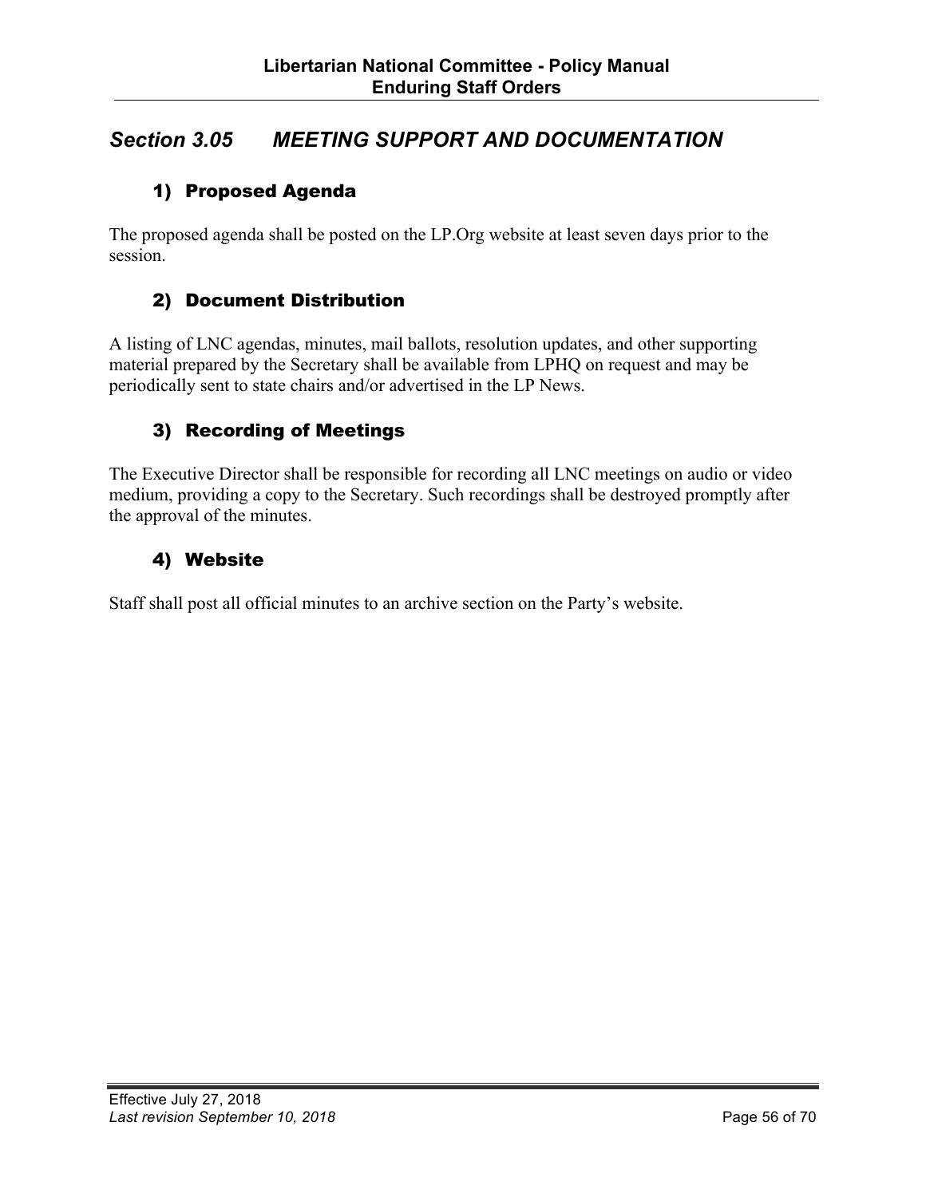## *Section 3.05 MEETING SUPPORT AND DOCUMENTATION*

### 1) Proposed Agenda

The proposed agenda shall be posted on the LP.Org website at least seven days prior to the session.

### 2) Document Distribution

A listing of LNC agendas, minutes, mail ballots, resolution updates, and other supporting material prepared by the Secretary shall be available from LPHQ on request and may be periodically sent to state chairs and/or advertised in the LP News.

### 3) Recording of Meetings

The Executive Director shall be responsible for recording all LNC meetings on audio or video medium, providing a copy to the Secretary. Such recordings shall be destroyed promptly after the approval of the minutes.

### 4) Website

Staff shall post all official minutes to an archive section on the Party's website.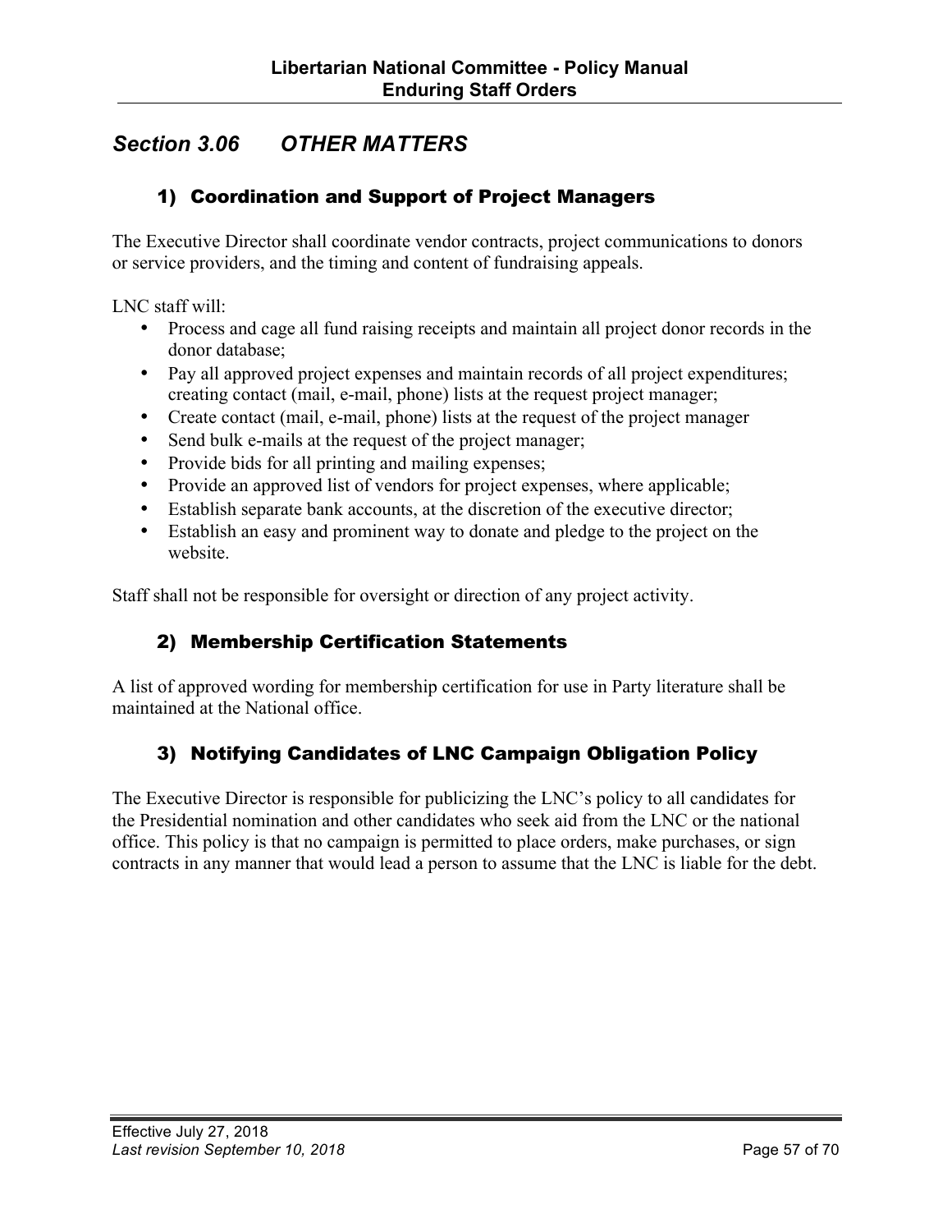## *Section 3.06 OTHER MATTERS*

### 1) Coordination and Support of Project Managers

The Executive Director shall coordinate vendor contracts, project communications to donors or service providers, and the timing and content of fundraising appeals.

LNC staff will:

- Process and cage all fund raising receipts and maintain all project donor records in the donor database;
- Pay all approved project expenses and maintain records of all project expenditures; creating contact (mail, e-mail, phone) lists at the request project manager;
- Create contact (mail, e-mail, phone) lists at the request of the project manager
- Send bulk e-mails at the request of the project manager;
- Provide bids for all printing and mailing expenses;
- Provide an approved list of vendors for project expenses, where applicable;
- Establish separate bank accounts, at the discretion of the executive director;
- Establish an easy and prominent way to donate and pledge to the project on the website.

Staff shall not be responsible for oversight or direction of any project activity.

### 2) Membership Certification Statements

A list of approved wording for membership certification for use in Party literature shall be maintained at the National office.

### 3) Notifying Candidates of LNC Campaign Obligation Policy

The Executive Director is responsible for publicizing the LNC's policy to all candidates for the Presidential nomination and other candidates who seek aid from the LNC or the national office. This policy is that no campaign is permitted to place orders, make purchases, or sign contracts in any manner that would lead a person to assume that the LNC is liable for the debt.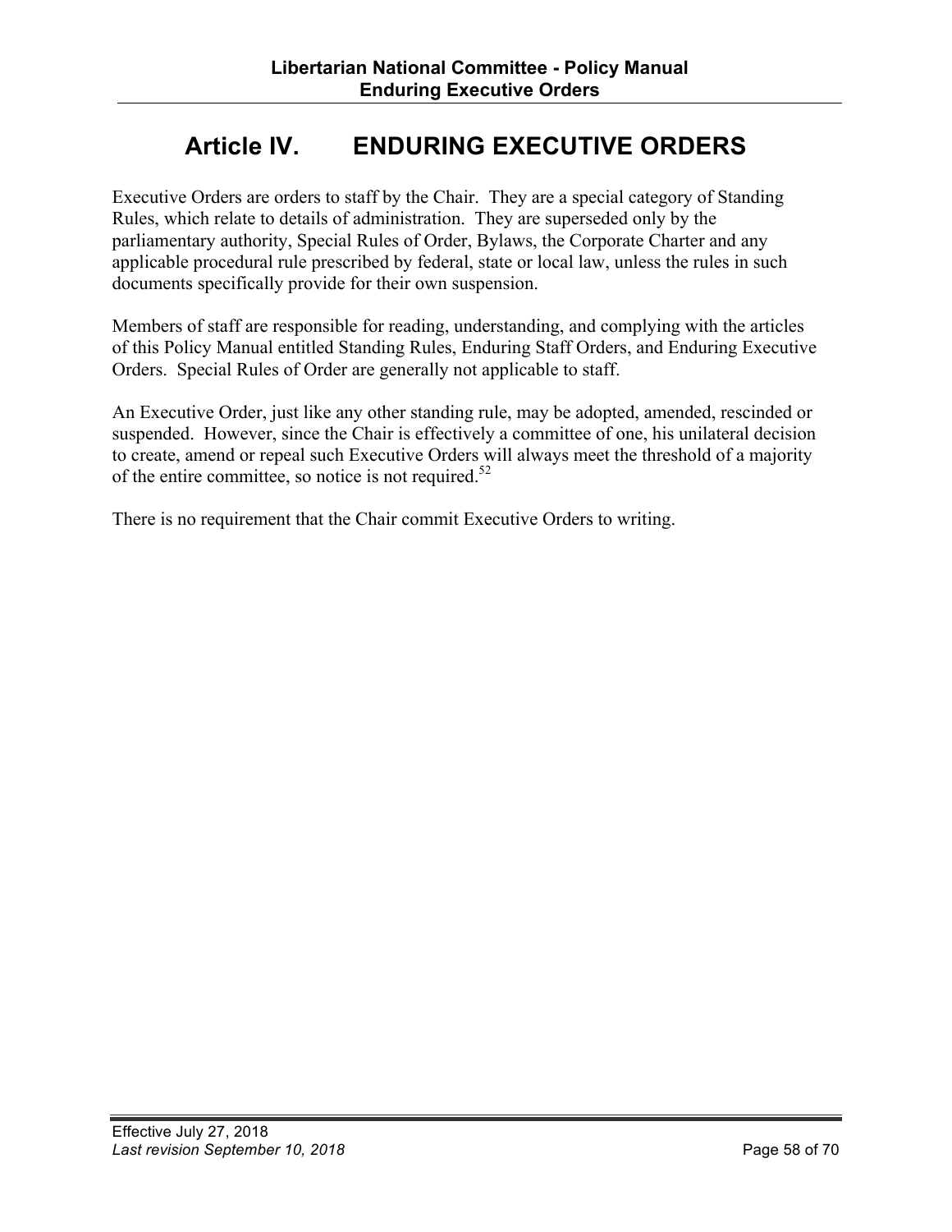# Article IV. ENDURING EXECUTIVE ORDERS

Executive Orders are orders to staff by the Chair. They are a special category of Standing Rules, which relate to details of administration. They are superseded only by the parliamentary authority, Special Rules of Order, Bylaws, the Corporate Charter and any applicable procedural rule prescribed by federal, state or local law, unless the rules in such documents specifically provide for their own suspension.

Members of staff are responsible for reading, understanding, and complying with the articles of this Policy Manual entitled Standing Rules, Enduring Staff Orders, and Enduring Executive Orders. Special Rules of Order are generally not applicable to staff.

An Executive Order, just like any other standing rule, may be adopted, amended, rescinded or suspended. However, since the Chair is effectively a committee of one, his unilateral decision to create, amend or repeal such Executive Orders will always meet the threshold of a majority of the entire committee, so notice is not required.[52]

There is no requirement that the Chair commit Executive Orders to writing.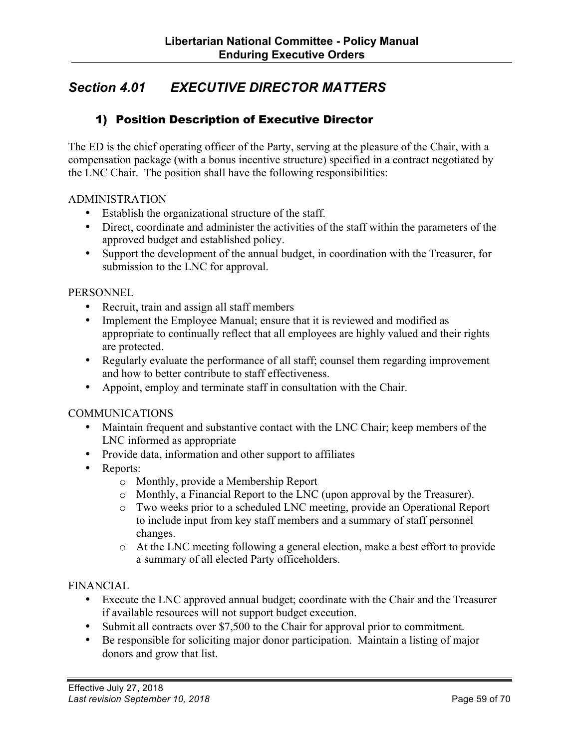## *Section 4.01 EXECUTIVE DIRECTOR MATTERS*

### 1) Position Description of Executive Director

The ED is the chief operating officer of the Party, serving at the pleasure of the Chair, with a compensation package (with a bonus incentive structure) specified in a contract negotiated by the LNC Chair. The position shall have the following responsibilities:

ADMINISTRATION

- Establish the organizational structure of the staff.
- Direct, coordinate and administer the activities of the staff within the parameters of the approved budget and established policy.
- Support the development of the annual budget, in coordination with the Treasurer, for submission to the LNC for approval.

PERSONNEL

- Recruit, train and assign all staff members
- Implement the Employee Manual; ensure that it is reviewed and modified as appropriate to continually reflect that all employees are highly valued and their rights are protected.
- Regularly evaluate the performance of all staff; counsel them regarding improvement and how to better contribute to staff effectiveness.
- Appoint, employ and terminate staff in consultation with the Chair.

COMMUNICATIONS

- Maintain frequent and substantive contact with the LNC Chair; keep members of the LNC informed as appropriate
- Provide data, information and other support to affiliates
- Reports:
    - Monthly, provide a Membership Report
    - Monthly, a Financial Report to the LNC (upon approval by the Treasurer).
    - Two weeks prior to a scheduled LNC meeting, provide an Operational Report to include input from key staff members and a summary of staff personnel changes.
    - At the LNC meeting following a general election, make a best effort to provide a summary of all elected Party officeholders.

FINANCIAL

- Execute the LNC approved annual budget; coordinate with the Chair and the Treasurer if available resources will not support budget execution.
- Submit all contracts over $7,500 to the Chair for approval prior to commitment.
- Be responsible for soliciting major donor participation. Maintain a listing of major donors and grow that list.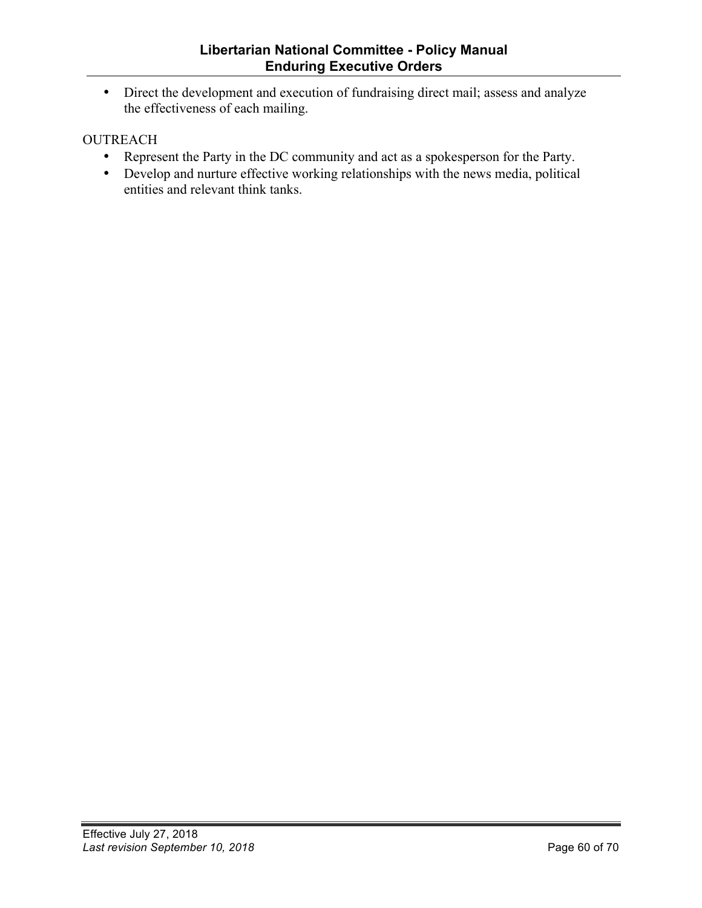- Direct the development and execution of fundraising direct mail; assess and analyze the effectiveness of each mailing.

OUTREACH

- Represent the Party in the DC community and act as a spokesperson for the Party.
- Develop and nurture effective working relationships with the news media, political entities and relevant think tanks.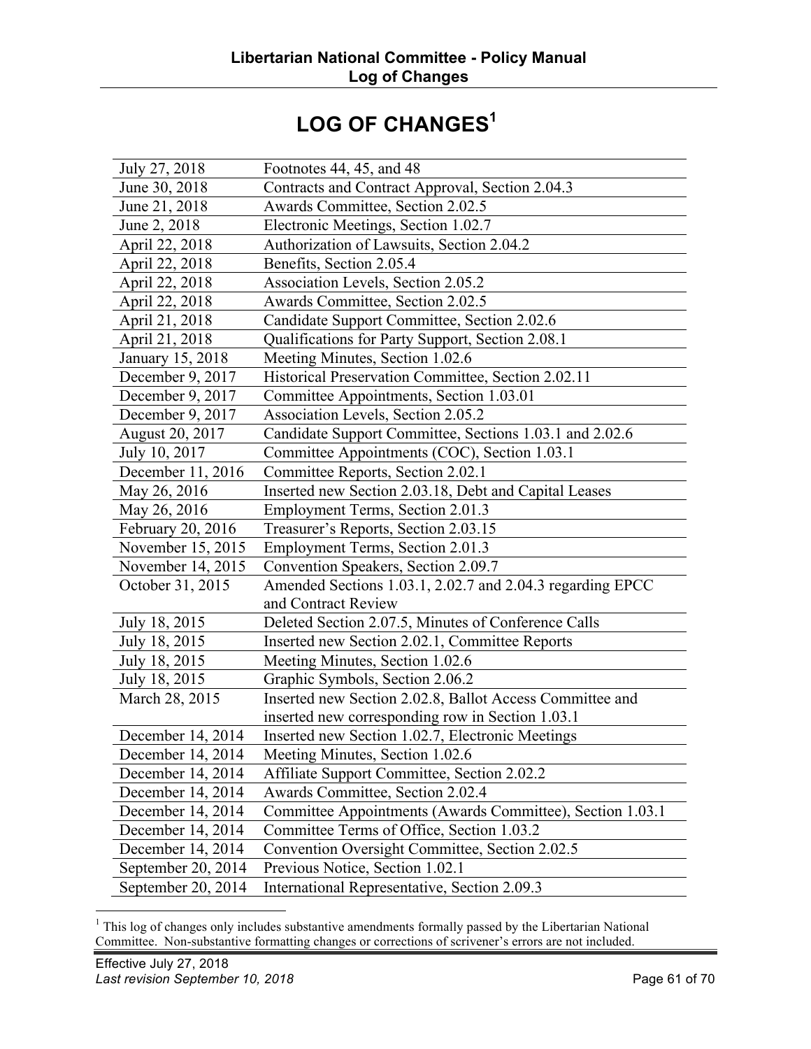# LOG OF CHANGES[1]

| | |
|---|---|
| July 27, 2018 | Footnotes 44, 45, and 48 |
| June 30, 2018 | Contracts and Contract Approval, Section 2.04.3 |
| June 21, 2018 | Awards Committee, Section 2.02.5 |
| June 2, 2018 | Electronic Meetings, Section 1.02.7 |
| April 22, 2018 | Authorization of Lawsuits, Section 2.04.2 |
| April 22, 2018 | Benefits, Section 2.05.4 |
| April 22, 2018 | Association Levels, Section 2.05.2 |
| April 22, 2018 | Awards Committee, Section 2.02.5 |
| April 21, 2018 | Candidate Support Committee, Section 2.02.6 |
| April 21, 2018 | Qualifications for Party Support, Section 2.08.1 |
| January 15, 2018 | Meeting Minutes, Section 1.02.6 |
| December 9, 2017 | Historical Preservation Committee, Section 2.02.11 |
| December 9, 2017 | Committee Appointments, Section 1.03.01 |
| December 9, 2017 | Association Levels, Section 2.05.2 |
| August 20, 2017 | Candidate Support Committee, Sections 1.03.1 and 2.02.6 |
| July 10, 2017 | Committee Appointments (COC), Section 1.03.1 |
| December 11, 2016 | Committee Reports, Section 2.02.1 |
| May 26, 2016 | Inserted new Section 2.03.18, Debt and Capital Leases |
| May 26, 2016 | Employment Terms, Section 2.01.3 |
| February 20, 2016 | Treasurer's Reports, Section 2.03.15 |
| November 15, 2015 | Employment Terms, Section 2.01.3 |
| November 14, 2015 | Convention Speakers, Section 2.09.7 |
| October 31, 2015 | Amended Sections 1.03.1, 2.02.7 and 2.04.3 regarding EPCC and Contract Review |
| July 18, 2015 | Deleted Section 2.07.5, Minutes of Conference Calls |
| July 18, 2015 | Inserted new Section 2.02.1, Committee Reports |
| July 18, 2015 | Meeting Minutes, Section 1.02.6 |
| July 18, 2015 | Graphic Symbols, Section 2.06.2 |
| March 28, 2015 | Inserted new Section 2.02.8, Ballot Access Committee and inserted new corresponding row in Section 1.03.1 |
| December 14, 2014 | Inserted new Section 1.02.7, Electronic Meetings |
| December 14, 2014 | Meeting Minutes, Section 1.02.6 |
| December 14, 2014 | Affiliate Support Committee, Section 2.02.2 |
| December 14, 2014 | Awards Committee, Section 2.02.4 |
| December 14, 2014 | Committee Appointments (Awards Committee), Section 1.03.1 |
| December 14, 2014 | Committee Terms of Office, Section 1.03.2 |
| December 14, 2014 | Convention Oversight Committee, Section 2.02.5 |
| September 20, 2014 | Previous Notice, Section 1.02.1 |
| September 20, 2014 | International Representative, Section 2.09.3 |

[1] This log of changes only includes substantive amendments formally passed by the Libertarian National Committee. Non-substantive formatting changes or corrections of scrivener's errors are not included.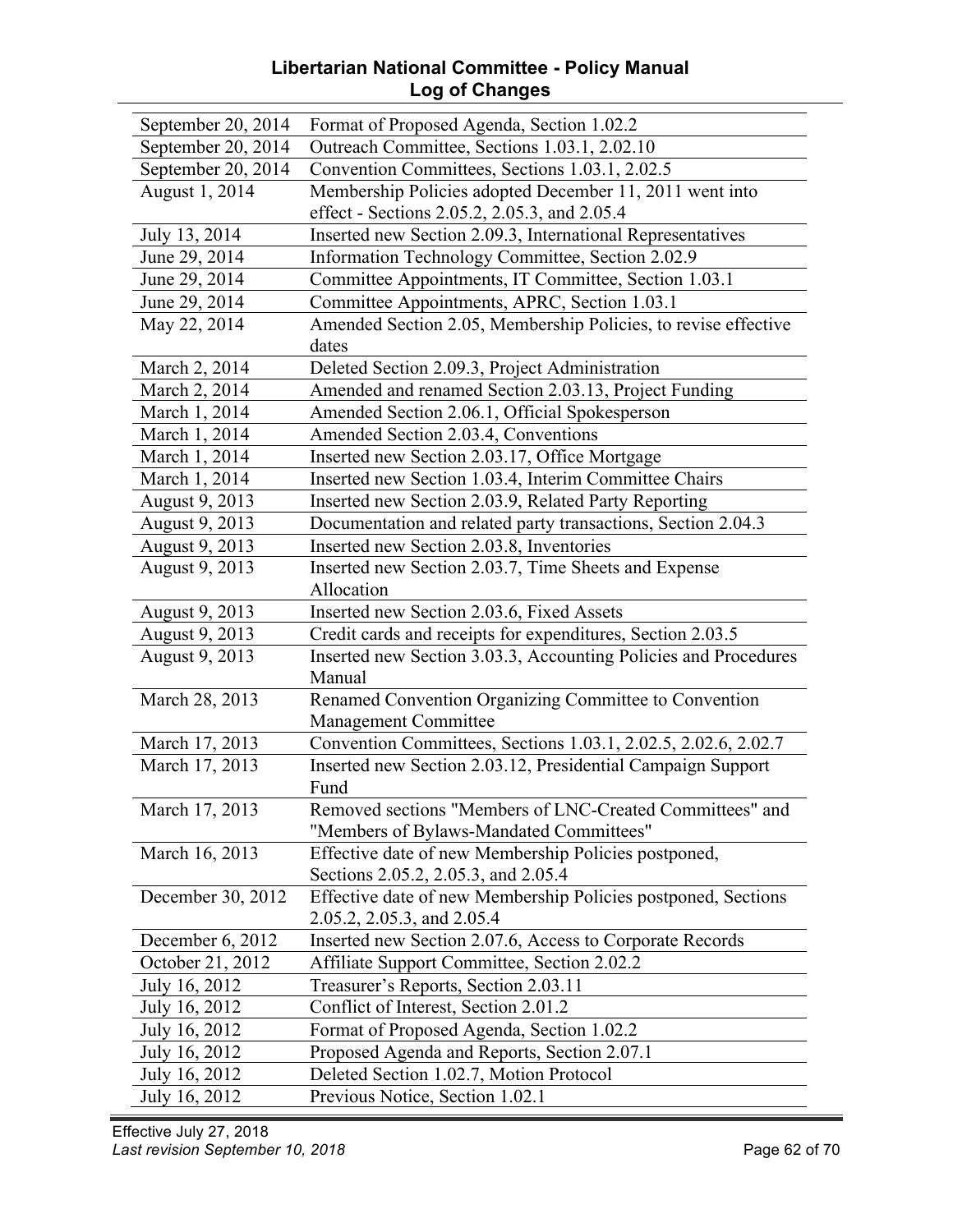| | |
|---|---|
| September 20, 2014 | Format of Proposed Agenda, Section 1.02.2 |
| September 20, 2014 | Outreach Committee, Sections 1.03.1, 2.02.10 |
| September 20, 2014 | Convention Committees, Sections 1.03.1, 2.02.5 |
| August 1, 2014 | Membership Policies adopted December 11, 2011 went into effect - Sections 2.05.2, 2.05.3, and 2.05.4 |
| July 13, 2014 | Inserted new Section 2.09.3, International Representatives |
| June 29, 2014 | Information Technology Committee, Section 2.02.9 |
| June 29, 2014 | Committee Appointments, IT Committee, Section 1.03.1 |
| June 29, 2014 | Committee Appointments, APRC, Section 1.03.1 |
| May 22, 2014 | Amended Section 2.05, Membership Policies, to revise effective dates |
| March 2, 2014 | Deleted Section 2.09.3, Project Administration |
| March 2, 2014 | Amended and renamed Section 2.03.13, Project Funding |
| March 1, 2014 | Amended Section 2.06.1, Official Spokesperson |
| March 1, 2014 | Amended Section 2.03.4, Conventions |
| March 1, 2014 | Inserted new Section 2.03.17, Office Mortgage |
| March 1, 2014 | Inserted new Section 1.03.4, Interim Committee Chairs |
| August 9, 2013 | Inserted new Section 2.03.9, Related Party Reporting |
| August 9, 2013 | Documentation and related party transactions, Section 2.04.3 |
| August 9, 2013 | Inserted new Section 2.03.8, Inventories |
| August 9, 2013 | Inserted new Section 2.03.7, Time Sheets and Expense Allocation |
| August 9, 2013 | Inserted new Section 2.03.6, Fixed Assets |
| August 9, 2013 | Credit cards and receipts for expenditures, Section 2.03.5 |
| August 9, 2013 | Inserted new Section 3.03.3, Accounting Policies and Procedures Manual |
| March 28, 2013 | Renamed Convention Organizing Committee to Convention Management Committee |
| March 17, 2013 | Convention Committees, Sections 1.03.1, 2.02.5, 2.02.6, 2.02.7 |
| March 17, 2013 | Inserted new Section 2.03.12, Presidential Campaign Support Fund |
| March 17, 2013 | Removed sections "Members of LNC-Created Committees" and "Members of Bylaws-Mandated Committees" |
| March 16, 2013 | Effective date of new Membership Policies postponed, Sections 2.05.2, 2.05.3, and 2.05.4 |
| December 30, 2012 | Effective date of new Membership Policies postponed, Sections 2.05.2, 2.05.3, and 2.05.4 |
| December 6, 2012 | Inserted new Section 2.07.6, Access to Corporate Records |
| October 21, 2012 | Affiliate Support Committee, Section 2.02.2 |
| July 16, 2012 | Treasurer's Reports, Section 2.03.11 |
| July 16, 2012 | Conflict of Interest, Section 2.01.2 |
| July 16, 2012 | Format of Proposed Agenda, Section 1.02.2 |
| July 16, 2012 | Proposed Agenda and Reports, Section 2.07.1 |
| July 16, 2012 | Deleted Section 1.02.7, Motion Protocol |
| July 16, 2012 | Previous Notice, Section 1.02.1 |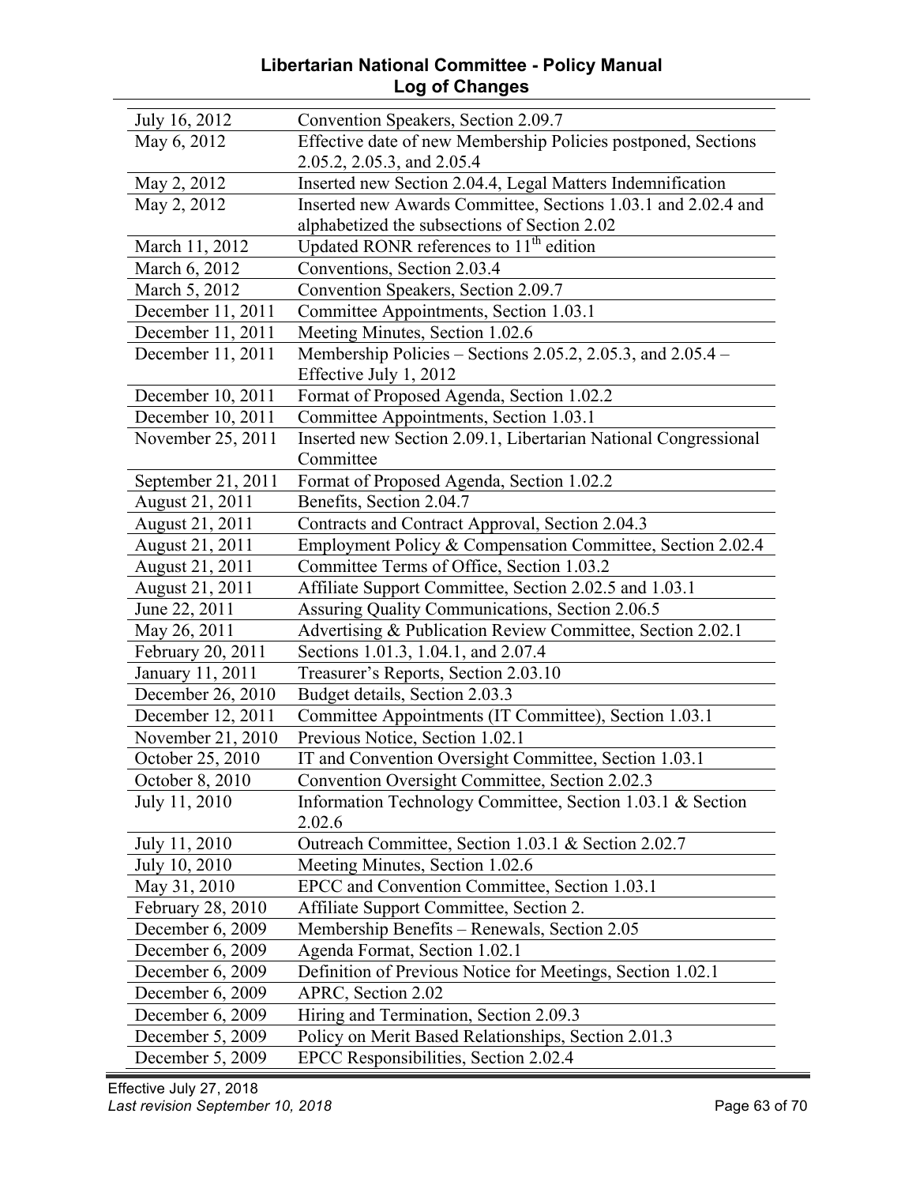| | |
|---|---|
| July 16, 2012 | Convention Speakers, Section 2.09.7 |
| May 6, 2012 | Effective date of new Membership Policies postponed, Sections 2.05.2, 2.05.3, and 2.05.4 |
| May 2, 2012 | Inserted new Section 2.04.4, Legal Matters Indemnification |
| May 2, 2012 | Inserted new Awards Committee, Sections 1.03.1 and 2.02.4 and alphabetized the subsections of Section 2.02 |
| March 11, 2012 | Updated RONR references to 11th edition |
| March 6, 2012 | Conventions, Section 2.03.4 |
| March 5, 2012 | Convention Speakers, Section 2.09.7 |
| December 11, 2011 | Committee Appointments, Section 1.03.1 |
| December 11, 2011 | Meeting Minutes, Section 1.02.6 |
| December 11, 2011 | Membership Policies – Sections 2.05.2, 2.05.3, and 2.05.4 – Effective July 1, 2012 |
| December 10, 2011 | Format of Proposed Agenda, Section 1.02.2 |
| December 10, 2011 | Committee Appointments, Section 1.03.1 |
| November 25, 2011 | Inserted new Section 2.09.1, Libertarian National Congressional Committee |
| September 21, 2011 | Format of Proposed Agenda, Section 1.02.2 |
| August 21, 2011 | Benefits, Section 2.04.7 |
| August 21, 2011 | Contracts and Contract Approval, Section 2.04.3 |
| August 21, 2011 | Employment Policy & Compensation Committee, Section 2.02.4 |
| August 21, 2011 | Committee Terms of Office, Section 1.03.2 |
| August 21, 2011 | Affiliate Support Committee, Section 2.02.5 and 1.03.1 |
| June 22, 2011 | Assuring Quality Communications, Section 2.06.5 |
| May 26, 2011 | Advertising & Publication Review Committee, Section 2.02.1 |
| February 20, 2011 | Sections 1.01.3, 1.04.1, and 2.07.4 |
| January 11, 2011 | Treasurer's Reports, Section 2.03.10 |
| December 26, 2010 | Budget details, Section 2.03.3 |
| December 12, 2011 | Committee Appointments (IT Committee), Section 1.03.1 |
| November 21, 2010 | Previous Notice, Section 1.02.1 |
| October 25, 2010 | IT and Convention Oversight Committee, Section 1.03.1 |
| October 8, 2010 | Convention Oversight Committee, Section 2.02.3 |
| July 11, 2010 | Information Technology Committee, Section 1.03.1 & Section 2.02.6 |
| July 11, 2010 | Outreach Committee, Section 1.03.1 & Section 2.02.7 |
| July 10, 2010 | Meeting Minutes, Section 1.02.6 |
| May 31, 2010 | EPCC and Convention Committee, Section 1.03.1 |
| February 28, 2010 | Affiliate Support Committee, Section 2. |
| December 6, 2009 | Membership Benefits – Renewals, Section 2.05 |
| December 6, 2009 | Agenda Format, Section 1.02.1 |
| December 6, 2009 | Definition of Previous Notice for Meetings, Section 1.02.1 |
| December 6, 2009 | APRC, Section 2.02 |
| December 6, 2009 | Hiring and Termination, Section 2.09.3 |
| December 5, 2009 | Policy on Merit Based Relationships, Section 2.01.3 |
| December 5, 2009 | EPCC Responsibilities, Section 2.02.4 |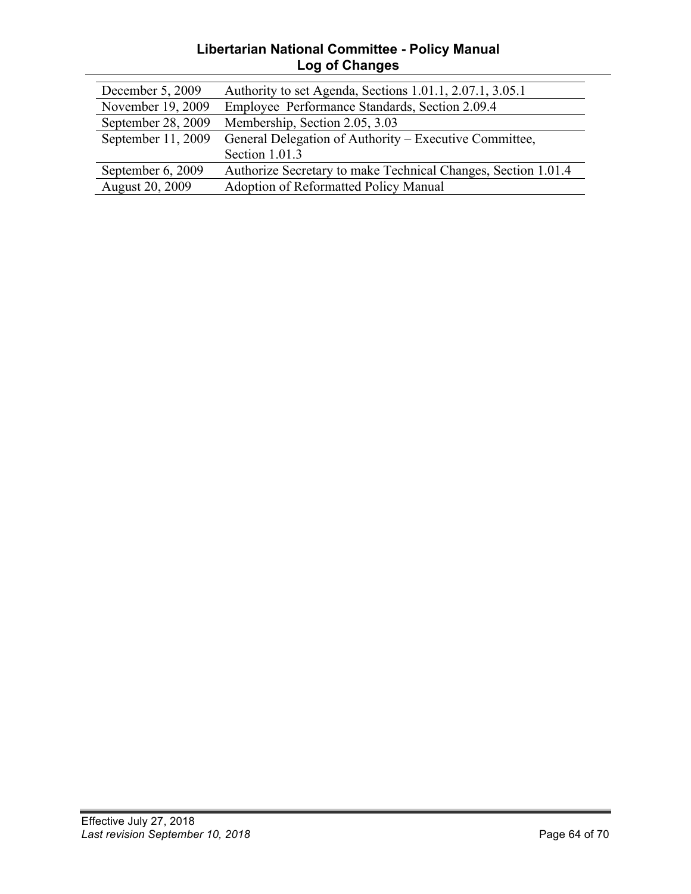| | |
|---|---|
| December 5, 2009 | Authority to set Agenda, Sections 1.01.1, 2.07.1, 3.05.1 |
| November 19, 2009 | Employee Performance Standards, Section 2.09.4 |
| September 28, 2009 | Membership, Section 2.05, 3.03 |
| September 11, 2009 | General Delegation of Authority – Executive Committee, Section 1.01.3 |
| September 6, 2009 | Authorize Secretary to make Technical Changes, Section 1.01.4 |
| August 20, 2009 | Adoption of Reformatted Policy Manual |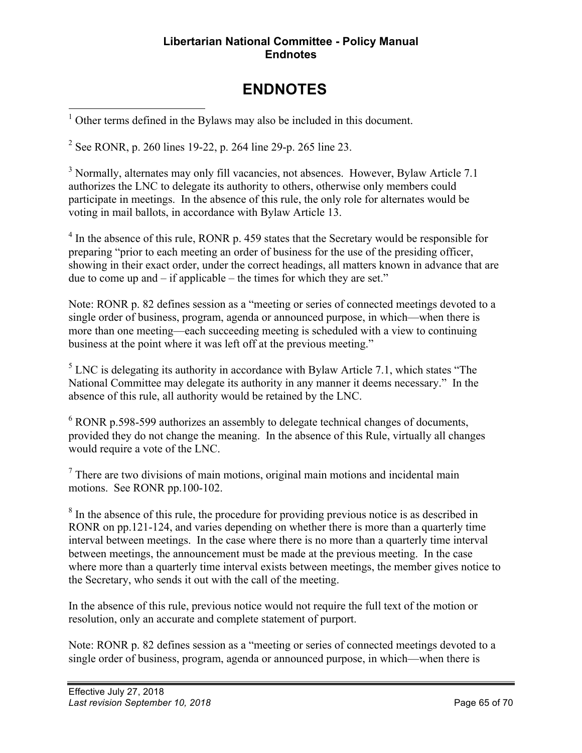# ENDNOTES

[1] Other terms defined in the Bylaws may also be included in this document.

[2] See RONR, p. 260 lines 19-22, p. 264 line 29-p. 265 line 23.

[3] Normally, alternates may only fill vacancies, not absences. However, Bylaw Article 7.1 authorizes the LNC to delegate its authority to others, otherwise only members could participate in meetings. In the absence of this rule, the only role for alternates would be voting in mail ballots, in accordance with Bylaw Article 13.

[4] In the absence of this rule, RONR p. 459 states that the Secretary would be responsible for preparing "prior to each meeting an order of business for the use of the presiding officer, showing in their exact order, under the correct headings, all matters known in advance that are due to come up and – if applicable – the times for which they are set."

Note: RONR p. 82 defines session as a "meeting or series of connected meetings devoted to a single order of business, program, agenda or announced purpose, in which—when there is more than one meeting—each succeeding meeting is scheduled with a view to continuing business at the point where it was left off at the previous meeting."

[5] LNC is delegating its authority in accordance with Bylaw Article 7.1, which states "The National Committee may delegate its authority in any manner it deems necessary." In the absence of this rule, all authority would be retained by the LNC.

[6] RONR p.598-599 authorizes an assembly to delegate technical changes of documents, provided they do not change the meaning. In the absence of this Rule, virtually all changes would require a vote of the LNC.

[7] There are two divisions of main motions, original main motions and incidental main motions. See RONR pp.100-102.

[8] In the absence of this rule, the procedure for providing previous notice is as described in RONR on pp.121-124, and varies depending on whether there is more than a quarterly time interval between meetings. In the case where there is no more than a quarterly time interval between meetings, the announcement must be made at the previous meeting. In the case where more than a quarterly time interval exists between meetings, the member gives notice to the Secretary, who sends it out with the call of the meeting.

In the absence of this rule, previous notice would not require the full text of the motion or resolution, only an accurate and complete statement of purport.

Note: RONR p. 82 defines session as a "meeting or series of connected meetings devoted to a single order of business, program, agenda or announced purpose, in which—when there is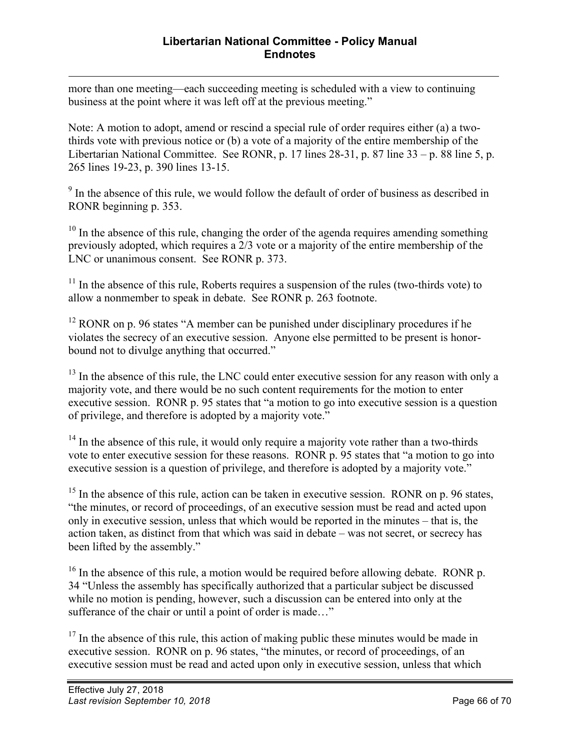more than one meeting—each succeeding meeting is scheduled with a view to continuing business at the point where it was left off at the previous meeting."

Note: A motion to adopt, amend or rescind a special rule of order requires either (a) a two-thirds vote with previous notice or (b) a vote of a majority of the entire membership of the Libertarian National Committee. See RONR, p. 17 lines 28-31, p. 87 line 33 – p. 88 line 5, p. 265 lines 19-23, p. 390 lines 13-15.

[9] In the absence of this rule, we would follow the default of order of business as described in RONR beginning p. 353.

[10] In the absence of this rule, changing the order of the agenda requires amending something previously adopted, which requires a 2/3 vote or a majority of the entire membership of the LNC or unanimous consent. See RONR p. 373.

[11] In the absence of this rule, Roberts requires a suspension of the rules (two-thirds vote) to allow a nonmember to speak in debate. See RONR p. 263 footnote.

[12] RONR on p. 96 states "A member can be punished under disciplinary procedures if he violates the secrecy of an executive session. Anyone else permitted to be present is honor-bound not to divulge anything that occurred."

[13] In the absence of this rule, the LNC could enter executive session for any reason with only a majority vote, and there would be no such content requirements for the motion to enter executive session. RONR p. 95 states that "a motion to go into executive session is a question of privilege, and therefore is adopted by a majority vote."

[14] In the absence of this rule, it would only require a majority vote rather than a two-thirds vote to enter executive session for these reasons. RONR p. 95 states that "a motion to go into executive session is a question of privilege, and therefore is adopted by a majority vote."

[15] In the absence of this rule, action can be taken in executive session. RONR on p. 96 states, "the minutes, or record of proceedings, of an executive session must be read and acted upon only in executive session, unless that which would be reported in the minutes – that is, the action taken, as distinct from that which was said in debate – was not secret, or secrecy has been lifted by the assembly."

[16] In the absence of this rule, a motion would be required before allowing debate. RONR p. 34 "Unless the assembly has specifically authorized that a particular subject be discussed while no motion is pending, however, such a discussion can be entered into only at the sufferance of the chair or until a point of order is made…"

[17] In the absence of this rule, this action of making public these minutes would be made in executive session. RONR on p. 96 states, "the minutes, or record of proceedings, of an executive session must be read and acted upon only in executive session, unless that which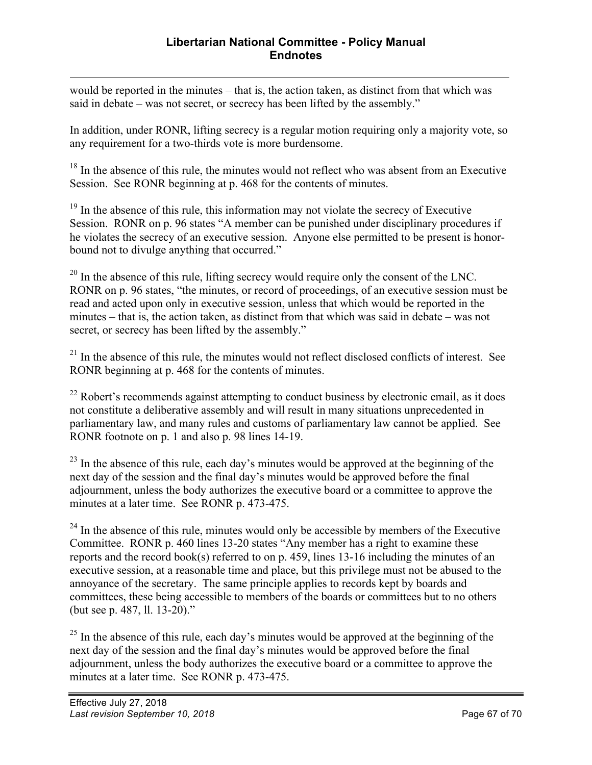would be reported in the minutes – that is, the action taken, as distinct from that which was said in debate – was not secret, or secrecy has been lifted by the assembly."

In addition, under RONR, lifting secrecy is a regular motion requiring only a majority vote, so any requirement for a two-thirds vote is more burdensome.

[18] In the absence of this rule, the minutes would not reflect who was absent from an Executive Session. See RONR beginning at p. 468 for the contents of minutes.

[19] In the absence of this rule, this information may not violate the secrecy of Executive Session. RONR on p. 96 states "A member can be punished under disciplinary procedures if he violates the secrecy of an executive session. Anyone else permitted to be present is honor-bound not to divulge anything that occurred."

[20] In the absence of this rule, lifting secrecy would require only the consent of the LNC. RONR on p. 96 states, "the minutes, or record of proceedings, of an executive session must be read and acted upon only in executive session, unless that which would be reported in the minutes – that is, the action taken, as distinct from that which was said in debate – was not secret, or secrecy has been lifted by the assembly."

[21] In the absence of this rule, the minutes would not reflect disclosed conflicts of interest. See RONR beginning at p. 468 for the contents of minutes.

[22] Robert's recommends against attempting to conduct business by electronic email, as it does not constitute a deliberative assembly and will result in many situations unprecedented in parliamentary law, and many rules and customs of parliamentary law cannot be applied. See RONR footnote on p. 1 and also p. 98 lines 14-19.

[23] In the absence of this rule, each day's minutes would be approved at the beginning of the next day of the session and the final day's minutes would be approved before the final adjournment, unless the body authorizes the executive board or a committee to approve the minutes at a later time. See RONR p. 473-475.

[24] In the absence of this rule, minutes would only be accessible by members of the Executive Committee. RONR p. 460 lines 13-20 states "Any member has a right to examine these reports and the record book(s) referred to on p. 459, lines 13-16 including the minutes of an executive session, at a reasonable time and place, but this privilege must not be abused to the annoyance of the secretary. The same principle applies to records kept by boards and committees, these being accessible to members of the boards or committees but to no others (but see p. 487, ll. 13-20)."

[25] In the absence of this rule, each day's minutes would be approved at the beginning of the next day of the session and the final day's minutes would be approved before the final adjournment, unless the body authorizes the executive board or a committee to approve the minutes at a later time. See RONR p. 473-475.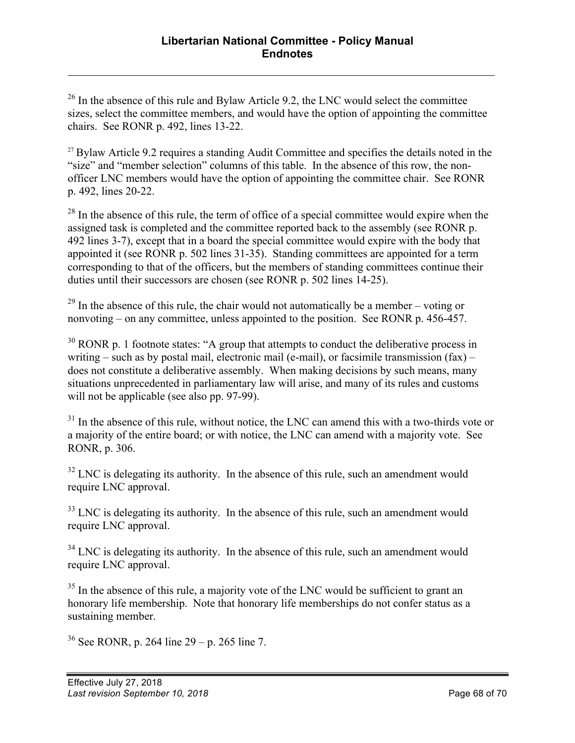[26] In the absence of this rule and Bylaw Article 9.2, the LNC would select the committee sizes, select the committee members, and would have the option of appointing the committee chairs. See RONR p. 492, lines 13-22.

[27] Bylaw Article 9.2 requires a standing Audit Committee and specifies the details noted in the "size" and "member selection" columns of this table. In the absence of this row, the non-officer LNC members would have the option of appointing the committee chair. See RONR p. 492, lines 20-22.

[28] In the absence of this rule, the term of office of a special committee would expire when the assigned task is completed and the committee reported back to the assembly (see RONR p. 492 lines 3-7), except that in a board the special committee would expire with the body that appointed it (see RONR p. 502 lines 31-35). Standing committees are appointed for a term corresponding to that of the officers, but the members of standing committees continue their duties until their successors are chosen (see RONR p. 502 lines 14-25).

[29] In the absence of this rule, the chair would not automatically be a member – voting or nonvoting – on any committee, unless appointed to the position. See RONR p. 456-457.

[30] RONR p. 1 footnote states: "A group that attempts to conduct the deliberative process in writing – such as by postal mail, electronic mail (e-mail), or facsimile transmission (fax) – does not constitute a deliberative assembly. When making decisions by such means, many situations unprecedented in parliamentary law will arise, and many of its rules and customs will not be applicable (see also pp. 97-99).

[31] In the absence of this rule, without notice, the LNC can amend this with a two-thirds vote or a majority of the entire board; or with notice, the LNC can amend with a majority vote. See RONR, p. 306.

[32] LNC is delegating its authority. In the absence of this rule, such an amendment would require LNC approval.

[33] LNC is delegating its authority. In the absence of this rule, such an amendment would require LNC approval.

[34] LNC is delegating its authority. In the absence of this rule, such an amendment would require LNC approval.

[35] In the absence of this rule, a majority vote of the LNC would be sufficient to grant an honorary life membership. Note that honorary life memberships do not confer status as a sustaining member.

[36] See RONR, p. 264 line 29 – p. 265 line 7.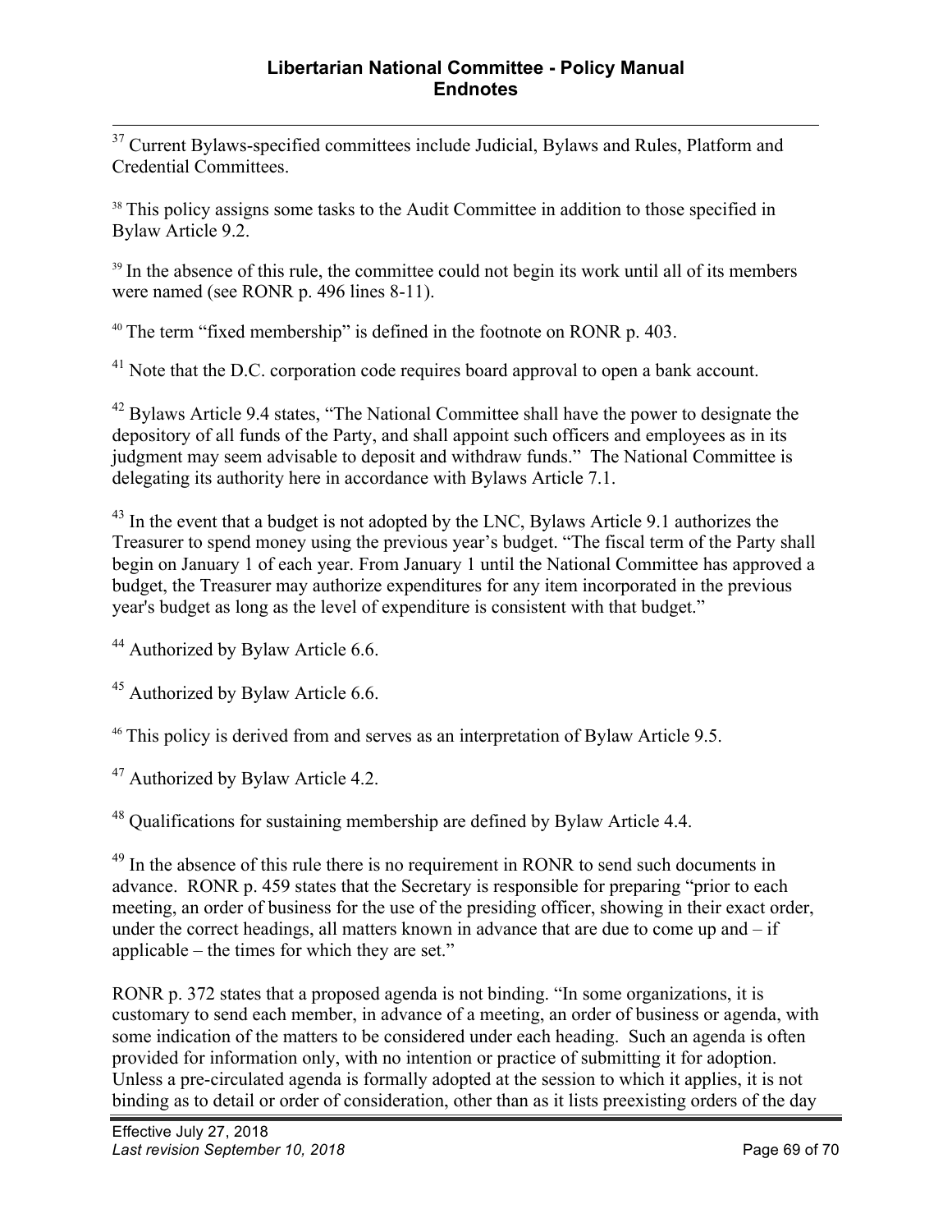[37] Current Bylaws-specified committees include Judicial, Bylaws and Rules, Platform and Credential Committees.

[38] This policy assigns some tasks to the Audit Committee in addition to those specified in Bylaw Article 9.2.

[39] In the absence of this rule, the committee could not begin its work until all of its members were named (see RONR p. 496 lines 8-11).

[40] The term "fixed membership" is defined in the footnote on RONR p. 403.

[41] Note that the D.C. corporation code requires board approval to open a bank account.

[42] Bylaws Article 9.4 states, "The National Committee shall have the power to designate the depository of all funds of the Party, and shall appoint such officers and employees as in its judgment may seem advisable to deposit and withdraw funds." The National Committee is delegating its authority here in accordance with Bylaws Article 7.1.

[43] In the event that a budget is not adopted by the LNC, Bylaws Article 9.1 authorizes the Treasurer to spend money using the previous year's budget. "The fiscal term of the Party shall begin on January 1 of each year. From January 1 until the National Committee has approved a budget, the Treasurer may authorize expenditures for any item incorporated in the previous year's budget as long as the level of expenditure is consistent with that budget."

[44] Authorized by Bylaw Article 6.6.

[45] Authorized by Bylaw Article 6.6.

[46] This policy is derived from and serves as an interpretation of Bylaw Article 9.5.

[47] Authorized by Bylaw Article 4.2.

[48] Qualifications for sustaining membership are defined by Bylaw Article 4.4.

[49] In the absence of this rule there is no requirement in RONR to send such documents in advance. RONR p. 459 states that the Secretary is responsible for preparing "prior to each meeting, an order of business for the use of the presiding officer, showing in their exact order, under the correct headings, all matters known in advance that are due to come up and – if applicable – the times for which they are set."

RONR p. 372 states that a proposed agenda is not binding. "In some organizations, it is customary to send each member, in advance of a meeting, an order of business or agenda, with some indication of the matters to be considered under each heading. Such an agenda is often provided for information only, with no intention or practice of submitting it for adoption. Unless a pre-circulated agenda is formally adopted at the session to which it applies, it is not binding as to detail or order of consideration, other than as it lists preexisting orders of the day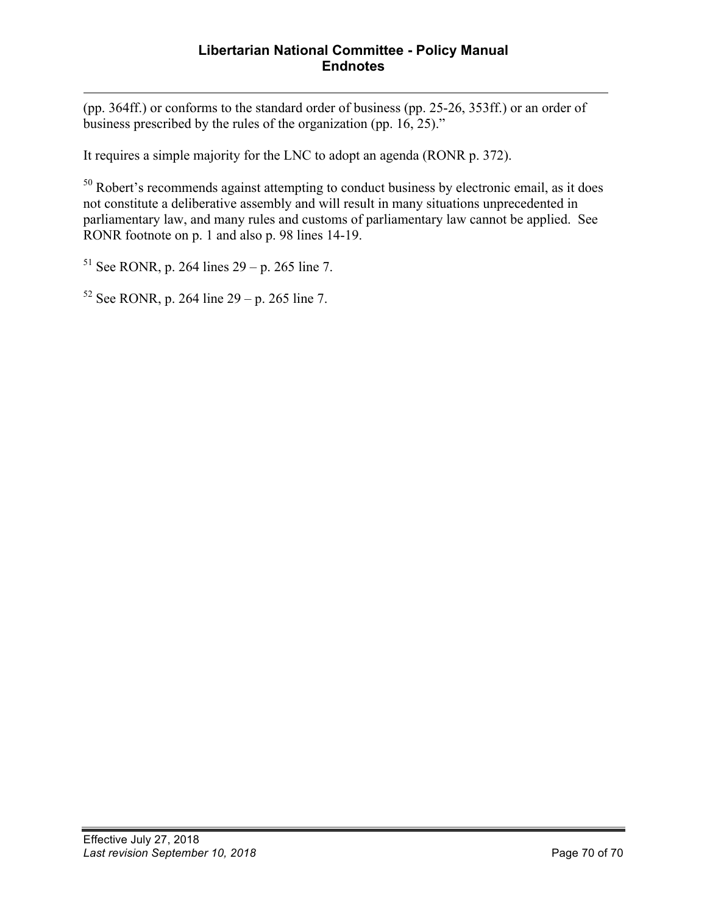(pp. 364ff.) or conforms to the standard order of business (pp. 25-26, 353ff.) or an order of business prescribed by the rules of the organization (pp. 16, 25)."

It requires a simple majority for the LNC to adopt an agenda (RONR p. 372).

[50] Robert's recommends against attempting to conduct business by electronic email, as it does not constitute a deliberative assembly and will result in many situations unprecedented in parliamentary law, and many rules and customs of parliamentary law cannot be applied. See RONR footnote on p. 1 and also p. 98 lines 14-19.

[51] See RONR, p. 264 lines 29 – p. 265 line 7.

[52] See RONR, p. 264 line 29 – p. 265 line 7.